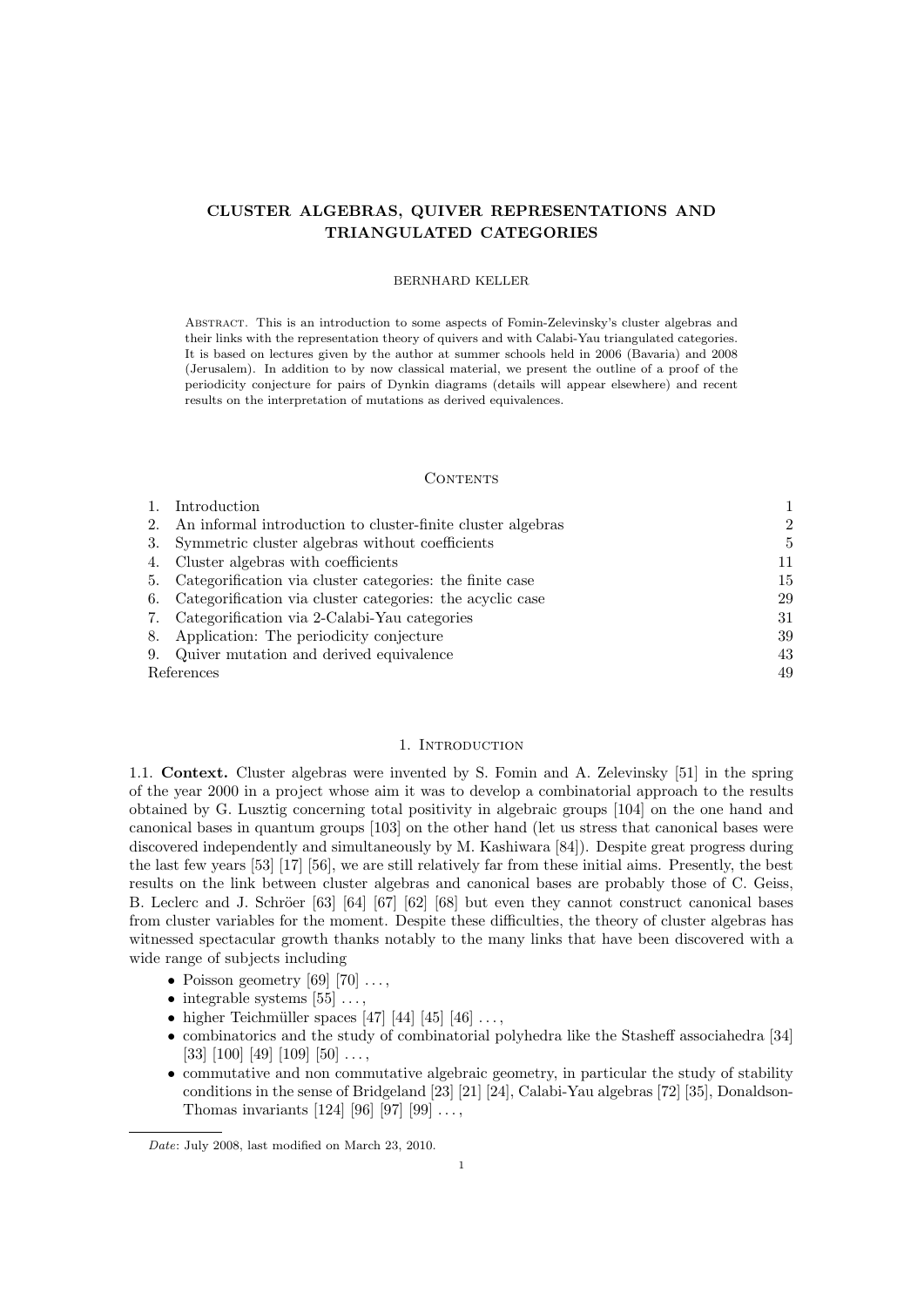# CLUSTER ALGEBRAS, QUIVER REPRESENTATIONS AND TRIANGULATED CATEGORIES

BERNHARD KELLER

Abstract. This is an introduction to some aspects of Fomin-Zelevinsky's cluster algebras and their links with the representation theory of quivers and with Calabi-Yau triangulated categories. It is based on lectures given by the author at summer schools held in 2006 (Bavaria) and 2008 (Jerusalem). In addition to by now classical material, we present the outline of a proof of the periodicity conjecture for pairs of Dynkin diagrams (details will appear elsewhere) and recent results on the interpretation of mutations as derived equivalences.

## Contents

| | | |
|---|---|---|
| 1. | Introduction | 1 |
| 2. | An informal introduction to cluster-finite cluster algebras | 2 |
| 3. | Symmetric cluster algebras without coefficients | 5 |
| 4. | Cluster algebras with coefficients | 11 |
| 5. | Categorification via cluster categories: the finite case | 15 |
| 6. | Categorification via cluster categories: the acyclic case | 29 |
| 7. | Categorification via 2-Calabi-Yau categories | 31 |
| 8. | Application: The periodicity conjecture | 39 |
| 9. | Quiver mutation and derived equivalence | 43 |
| | References | 49 |

## 1. Introduction

1.1. **Context.** Cluster algebras were invented by S. Fomin and A. Zelevinsky [51] in the spring of the year 2000 in a project whose aim it was to develop a combinatorial approach to the results obtained by G. Lusztig concerning total positivity in algebraic groups [104] on the one hand and canonical bases in quantum groups [103] on the other hand (let us stress that canonical bases were discovered independently and simultaneously by M. Kashiwara [84]). Despite great progress during the last few years [53] [17] [56], we are still relatively far from these initial aims. Presently, the best results on the link between cluster algebras and canonical bases are probably those of C. Geiss, B. Leclerc and J. Schröer [63] [64] [67] [62] [68] but even they cannot construct canonical bases from cluster variables for the moment. Despite these difficulties, the theory of cluster algebras has witnessed spectacular growth thanks notably to the many links that have been discovered with a wide range of subjects including

- Poisson geometry [69] [70] . . . ,
- integrable systems [55] . . . ,
- higher Teichmüller spaces [47] [44] [45] [46] . . . ,
- combinatorics and the study of combinatorial polyhedra like the Stasheff associahedra [34] [33] [100] [49] [109] [50] . . . ,
- commutative and non commutative algebraic geometry, in particular the study of stability conditions in the sense of Bridgeland [23] [21] [24], Calabi-Yau algebras [72] [35], Donaldson-Thomas invariants [124] [96] [97] [99] . . . ,

*Date*: July 2008, last modified on March 23, 2010.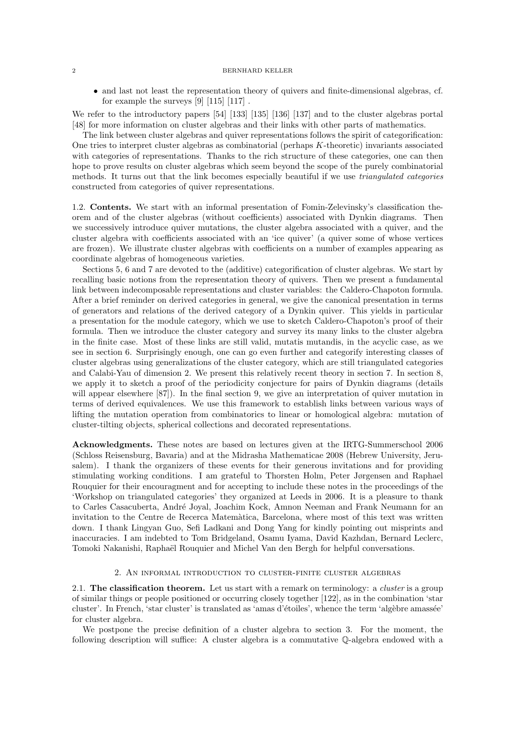- and last not least the representation theory of quivers and finite-dimensional algebras, cf. for example the surveys [9] [115] [117] .

We refer to the introductory papers [54] [133] [135] [136] [137] and to the cluster algebras portal [48] for more information on cluster algebras and their links with other parts of mathematics.

The link between cluster algebras and quiver representations follows the spirit of categorification: One tries to interpret cluster algebras as combinatorial (perhaps $K$-theoretic) invariants associated with categories of representations. Thanks to the rich structure of these categories, one can then hope to prove results on cluster algebras which seem beyond the scope of the purely combinatorial methods. It turns out that the link becomes especially beautiful if we use *triangulated categories* constructed from categories of quiver representations.

1.2. **Contents.** We start with an informal presentation of Fomin-Zelevinsky's classification theorem and of the cluster algebras (without coefficients) associated with Dynkin diagrams. Then we successively introduce quiver mutations, the cluster algebra associated with a quiver, and the cluster algebra with coefficients associated with an 'ice quiver' (a quiver some of whose vertices are frozen). We illustrate cluster algebras with coefficients on a number of examples appearing as coordinate algebras of homogeneous varieties.

Sections 5, 6 and 7 are devoted to the (additive) categorification of cluster algebras. We start by recalling basic notions from the representation theory of quivers. Then we present a fundamental link between indecomposable representations and cluster variables: the Caldero-Chapoton formula. After a brief reminder on derived categories in general, we give the canonical presentation in terms of generators and relations of the derived category of a Dynkin quiver. This yields in particular a presentation for the module category, which we use to sketch Caldero-Chapoton's proof of their formula. Then we introduce the cluster category and survey its many links to the cluster algebra in the finite case. Most of these links are still valid, mutatis mutandis, in the acyclic case, as we see in section 6. Surprisingly enough, one can go even further and categorify interesting classes of cluster algebras using generalizations of the cluster category, which are still triangulated categories and Calabi-Yau of dimension 2. We present this relatively recent theory in section 7. In section 8, we apply it to sketch a proof of the periodicity conjecture for pairs of Dynkin diagrams (details will appear elsewhere [87]). In the final section 9, we give an interpretation of quiver mutation in terms of derived equivalences. We use this framework to establish links between various ways of lifting the mutation operation from combinatorics to linear or homological algebra: mutation of cluster-tilting objects, spherical collections and decorated representations.

**Acknowledgments.** These notes are based on lectures given at the IRTG-Summerschool 2006 (Schloss Reisensburg, Bavaria) and at the Midrasha Mathematicae 2008 (Hebrew University, Jerusalem). I thank the organizers of these events for their generous invitations and for providing stimulating working conditions. I am grateful to Thorsten Holm, Peter Jørgensen and Raphael Rouquier for their encouragment and for accepting to include these notes in the proceedings of the 'Workshop on triangulated categories' they organized at Leeds in 2006. It is a pleasure to thank to Carles Casacuberta, André Joyal, Joachim Kock, Amnon Neeman and Frank Neumann for an invitation to the Centre de Recerca Matemàtica, Barcelona, where most of this text was written down. I thank Lingyan Guo, Sefi Ladkani and Dong Yang for kindly pointing out misprints and inaccuracies. I am indebted to Tom Bridgeland, Osamu Iyama, David Kazhdan, Bernard Leclerc, Tomoki Nakanishi, Raphaël Rouquier and Michel Van den Bergh for helpful conversations.

## 2. An informal introduction to cluster-finite cluster algebras

2.1. **The classification theorem.** Let us start with a remark on terminology: a *cluster* is a group of similar things or people positioned or occurring closely together [122], as in the combination 'star cluster'. In French, 'star cluster' is translated as 'amas d'étoiles', whence the term 'algèbre amassée' for cluster algebra.

We postpone the precise definition of a cluster algebra to section 3. For the moment, the following description will suffice: A cluster algebra is a commutative $\mathbb{Q}$-algebra endowed with a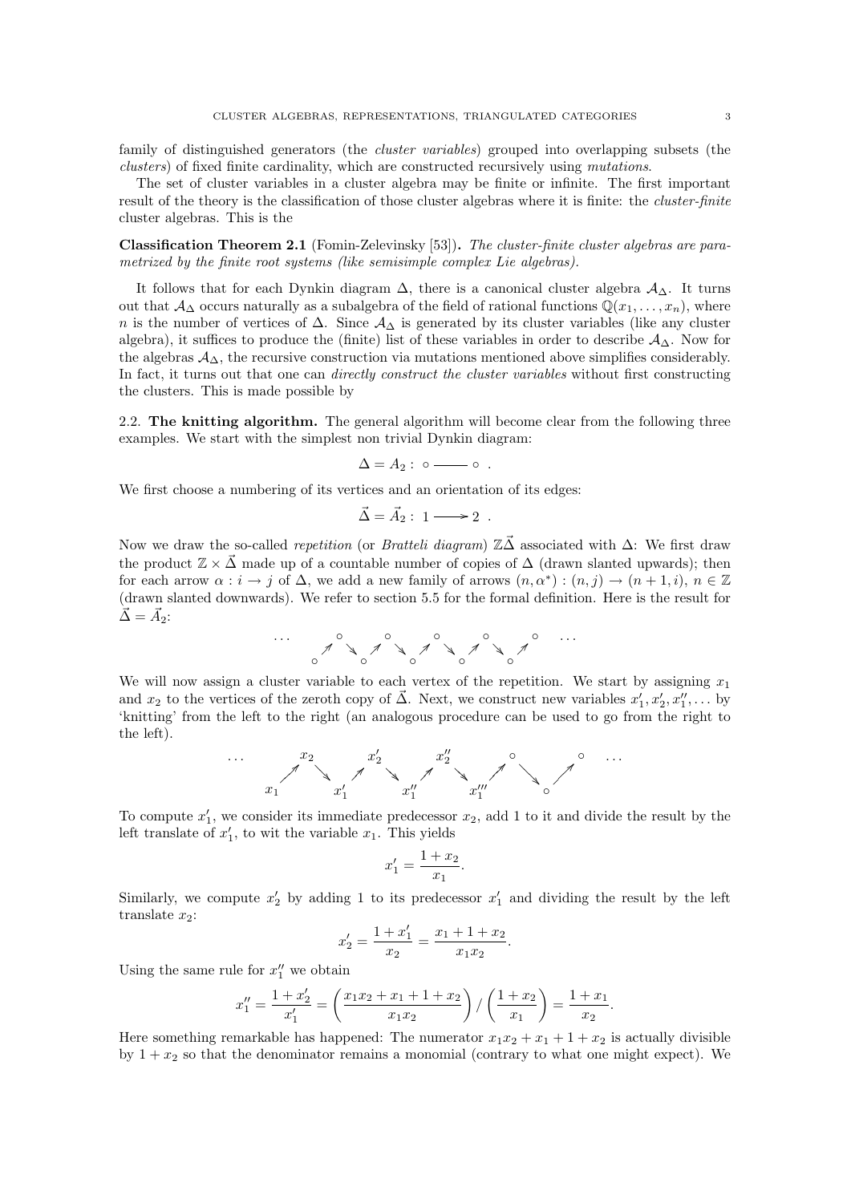family of distinguished generators (the *cluster variables*) grouped into overlapping subsets (the *clusters*) of fixed finite cardinality, which are constructed recursively using *mutations*.

The set of cluster variables in a cluster algebra may be finite or infinite. The first important result of the theory is the classification of those cluster algebras where it is finite: the *cluster-finite* cluster algebras. This is the

**Classification Theorem 2.1** (Fomin-Zelevinsky [53]). *The cluster-finite cluster algebras are parametrized by the finite root systems (like semisimple complex Lie algebras).*

It follows that for each Dynkin diagram $\Delta$, there is a canonical cluster algebra $\mathcal{A}_\Delta$. It turns out that $\mathcal{A}_\Delta$ occurs naturally as a subalgebra of the field of rational functions $\mathbb{Q}(x_1, \ldots, x_n)$, where $n$ is the number of vertices of $\Delta$. Since $\mathcal{A}_\Delta$ is generated by its cluster variables (like any cluster algebra), it suffices to produce the (finite) list of these variables in order to describe $\mathcal{A}_\Delta$. Now for the algebras $\mathcal{A}_\Delta$, the recursive construction via mutations mentioned above simplifies considerably. In fact, it turns out that one can *directly construct the cluster variables* without first constructing the clusters. This is made possible by

2.2. **The knitting algorithm.** The general algorithm will become clear from the following three examples. We start with the simplest non trivial Dynkin diagram:

$$\Delta = A_2 : \circ \!\!-\!\!-\!\!-\!\! \circ \; .$$

We first choose a numbering of its vertices and an orientation of its edges:

$$\vec{\Delta} = \vec{A}_2 : 1 \longrightarrow 2 \; .$$

Now we draw the so-called *repetition* (or *Bratteli diagram*) $\mathbb{Z}\vec{\Delta}$ associated with $\Delta$: We first draw the product $\mathbb{Z} \times \vec{\Delta}$ made up of a countable number of copies of $\Delta$ (drawn slanted upwards); then for each arrow $\alpha : i \to j$ of $\Delta$, we add a new family of arrows $(n, \alpha^*) : (n, j) \to (n+1, i)$, $n \in \mathbb{Z}$ (drawn slanted downwards). We refer to section 5.5 for the formal definition. Here is the result for $\vec{\Delta} = \vec{A}_2$:

$$\begin{array}{ccccccccccccc}
\ldots & & \circ & & \circ & & \circ & & \circ & & \circ & & \ldots \\
& \nearrow & & \searrow \nearrow & & \searrow \nearrow & & \searrow \nearrow & & \searrow \nearrow & & & \\
\circ & & & \circ & & \circ & & \circ & & \circ & & &
\end{array}$$

We will now assign a cluster variable to each vertex of the repetition. We start by assigning $x_1$ and $x_2$ to the vertices of the zeroth copy of $\vec{\Delta}$. Next, we construct new variables $x_1', x_2', x_1'', \ldots$ by 'knitting' from the left to the right (an analogous procedure can be used to go from the right to the left).

$$\begin{array}{ccccccccccccc}
\ldots & & x_2 & & x_2' & & x_2'' & & \circ & & \circ & & \ldots \\
& \nearrow & & \searrow \nearrow & & \searrow \nearrow & & \searrow \nearrow & & \searrow \nearrow & & & \\
x_1 & & & x_1' & & x_1'' & & x_1''' & & \circ & & &
\end{array}$$

To compute $x_1'$, we consider its immediate predecessor $x_2$, add 1 to it and divide the result by the left translate of $x_1'$, to wit the variable $x_1$. This yields

$$x_1' = \frac{1 + x_2}{x_1}.$$

Similarly, we compute $x_2'$ by adding 1 to its predecessor $x_1'$ and dividing the result by the left translate $x_2$:

$$x_2' = \frac{1 + x_1'}{x_2} = \frac{x_1 + 1 + x_2}{x_1 x_2}.$$

Using the same rule for $x_1''$ we obtain

$$x_1'' = \frac{1 + x_2'}{x_1'} = \left(\frac{x_1 x_2 + x_1 + 1 + x_2}{x_1 x_2}\right) / \left(\frac{1 + x_2}{x_1}\right) = \frac{1 + x_1}{x_2}.$$

Here something remarkable has happened: The numerator $x_1 x_2 + x_1 + 1 + x_2$ is actually divisible by $1 + x_2$ so that the denominator remains a monomial (contrary to what one might expect). We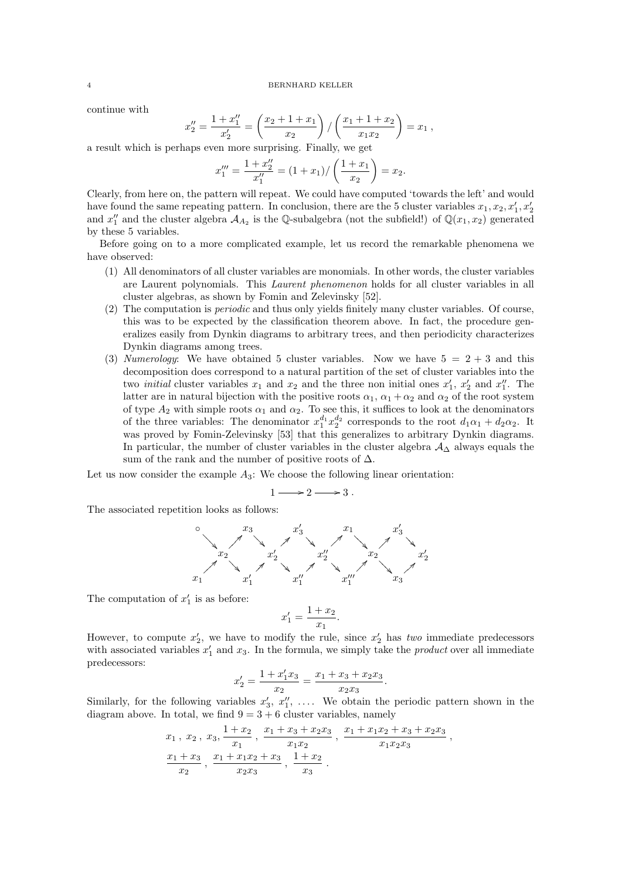continue with

$$x_2'' = \frac{1+x_1''}{x_2'} = \left(\frac{x_2+1+x_1}{x_2}\right) / \left(\frac{x_1+1+x_2}{x_1x_2}\right) = x_1 \ ,$$

a result which is perhaps even more surprising. Finally, we get

$$x_1''' = \frac{1+x_2''}{x_1''} = (1+x_1)/\left(\frac{1+x_1}{x_2}\right) = x_2.$$

Clearly, from here on, the pattern will repeat. We could have computed 'towards the left' and would have found the same repeating pattern. In conclusion, there are the 5 cluster variables $x_1, x_2, x_1', x_2'$ and $x_1''$ and the cluster algebra $\mathcal{A}_{A_2}$ is the $\mathbb{Q}$-subalgebra (not the subfield!) of $\mathbb{Q}(x_1, x_2)$ generated by these 5 variables.

Before going on to a more complicated example, let us record the remarkable phenomena we have observed:

(1) All denominators of all cluster variables are monomials. In other words, the cluster variables are Laurent polynomials. This *Laurent phenomenon* holds for all cluster variables in all cluster algebras, as shown by Fomin and Zelevinsky [52].

(2) The computation is *periodic* and thus only yields finitely many cluster variables. Of course, this was to be expected by the classification theorem above. In fact, the procedure generalizes easily from Dynkin diagrams to arbitrary trees, and then periodicity characterizes Dynkin diagrams among trees.

(3) *Numerology*: We have obtained 5 cluster variables. Now we have $5 = 2+3$ and this decomposition does correspond to a natural partition of the set of cluster variables into the two *initial* cluster variables $x_1$ and $x_2$ and the three non initial ones $x_1'$, $x_2'$ and $x_1''$. The latter are in natural bijection with the positive roots $\alpha_1$, $\alpha_1+\alpha_2$ and $\alpha_2$ of the root system of type $A_2$ with simple roots $\alpha_1$ and $\alpha_2$. To see this, it suffices to look at the denominators of the three variables: The denominator $x_1^{d_1}x_2^{d_2}$ corresponds to the root $d_1\alpha_1 + d_2\alpha_2$. It was proved by Fomin-Zelevinsky [53] that this generalizes to arbitrary Dynkin diagrams. In particular, the number of cluster variables in the cluster algebra $\mathcal{A}_\Delta$ always equals the sum of the rank and the number of positive roots of $\Delta$.

Let us now consider the example $A_3$: We choose the following linear orientation:

$$1 \longrightarrow 2 \longrightarrow 3 \ .$$

The associated repetition looks as follows:

$$\begin{array}{ccccccccccc}
\circ & & x_3 & & x_3' & & x_1 & & x_3' & & \\
 & x_2 & & x_2' & & x_2'' & & x_2 & & x_2' & \\
x_1 & & x_1' & & x_1'' & & x_1''' & & x_3 & &
\end{array}$$

The computation of $x_1'$ is as before:

$$x_1' = \frac{1+x_2}{x_1}.$$

However, to compute $x_2'$, we have to modify the rule, since $x_2'$ has *two* immediate predecessors with associated variables $x_1'$ and $x_3$. In the formula, we simply take the *product* over all immediate predecessors:

$$x_2' = \frac{1+x_1'x_3}{x_2} = \frac{x_1+x_3+x_2x_3}{x_2x_3}.$$

Similarly, for the following variables $x_3'$, $x_1''$, .... We obtain the periodic pattern shown in the diagram above. In total, we find $9 = 3+6$ cluster variables, namely

$$x_1 \ , \ x_2 \ , \ x_3, \frac{1+x_2}{x_1} \ , \ \frac{x_1+x_3+x_2x_3}{x_1x_2} \ , \ \frac{x_1+x_1x_2+x_3+x_2x_3}{x_1x_2x_3} \ ,$$

$$\frac{x_1+x_3}{x_2} \ , \ \frac{x_1+x_1x_2+x_3}{x_2x_3} \ , \ \frac{1+x_2}{x_3} \ .$$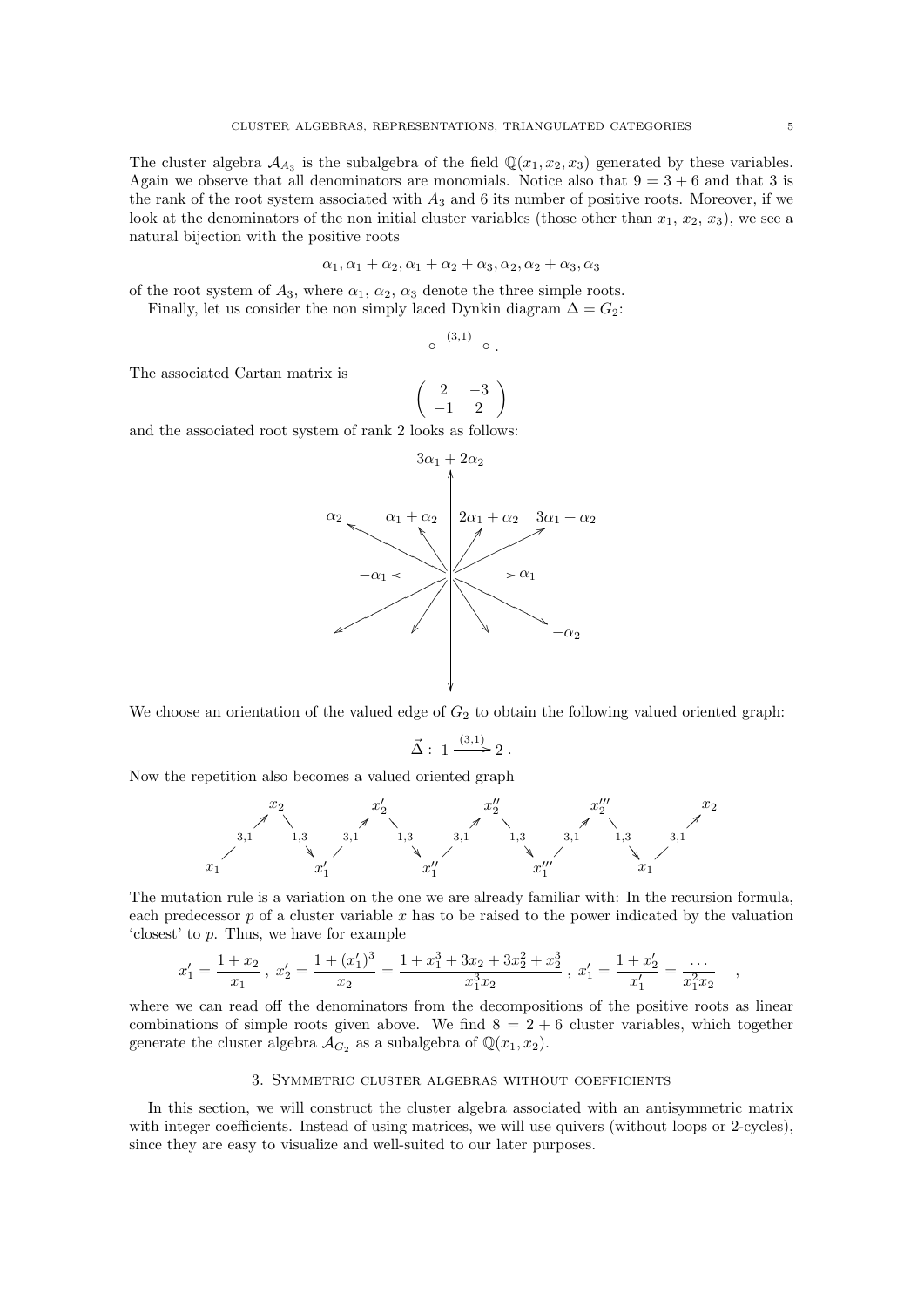The cluster algebra $\mathcal{A}_{A_3}$ is the subalgebra of the field $\mathbb{Q}(x_1, x_2, x_3)$ generated by these variables. Again we observe that all denominators are monomials. Notice also that $9 = 3 + 6$ and that 3 is the rank of the root system associated with $A_3$ and 6 its number of positive roots. Moreover, if we look at the denominators of the non initial cluster variables (those other than $x_1$, $x_2$, $x_3$), we see a natural bijection with the positive roots

$$\alpha_1, \alpha_1 + \alpha_2, \alpha_1 + \alpha_2 + \alpha_3, \alpha_2, \alpha_2 + \alpha_3, \alpha_3$$

of the root system of $A_3$, where $\alpha_1$, $\alpha_2$, $\alpha_3$ denote the three simple roots.

Finally, let us consider the non simply laced Dynkin diagram $\Delta = G_2$:

$$\circ \xrightarrow{(3,1)} \circ \, .$$

The associated Cartan matrix is

$$\begin{pmatrix} 2 & -3 \\ -1 & 2 \end{pmatrix}$$

and the associated root system of rank 2 looks as follows:

$3\alpha_1 + 2\alpha_2$

$\alpha_2$ $\quad \alpha_1 + \alpha_2 \quad 2\alpha_1 + \alpha_2 \quad 3\alpha_1 + \alpha_2$

$-\alpha_1 \quad \alpha_1$

$-\alpha_2$

We choose an orientation of the valued edge of $G_2$ to obtain the following valued oriented graph:

$$\vec{\Delta} : \ 1 \xrightarrow{(3,1)} 2 \, .$$

Now the repetition also becomes a valued oriented graph

$$x_1 \xrightarrow{3,1} x_2 \xrightarrow{1,3} x_1' \xrightarrow{3,1} x_2' \xrightarrow{1,3} x_1'' \xrightarrow{3,1} x_2'' \xrightarrow{1,3} x_1''' \xrightarrow{3,1} x_2''' \xrightarrow{1,3} x_1 \xrightarrow{3,1} x_2$$

The mutation rule is a variation on the one we are already familiar with: In the recursion formula, each predecessor $p$ of a cluster variable $x$ has to be raised to the power indicated by the valuation 'closest' to $p$. Thus, we have for example

$$x_1' = \frac{1 + x_2}{x_1} \, , \; x_2' = \frac{1 + (x_1')^3}{x_2} = \frac{1 + x_1^3 + 3x_2 + 3x_2^2 + x_2^3}{x_1^3 x_2} \, , \; x_1' = \frac{1 + x_2'}{x_1'} = \frac{\dots}{x_1^2 x_2} \quad ,$$

where we can read off the denominators from the decompositions of the positive roots as linear combinations of simple roots given above. We find $8 = 2 + 6$ cluster variables, which together generate the cluster algebra $\mathcal{A}_{G_2}$ as a subalgebra of $\mathbb{Q}(x_1, x_2)$.

## 3. Symmetric cluster algebras without coefficients

In this section, we will construct the cluster algebra associated with an antisymmetric matrix with integer coefficients. Instead of using matrices, we will use quivers (without loops or 2-cycles), since they are easy to visualize and well-suited to our later purposes.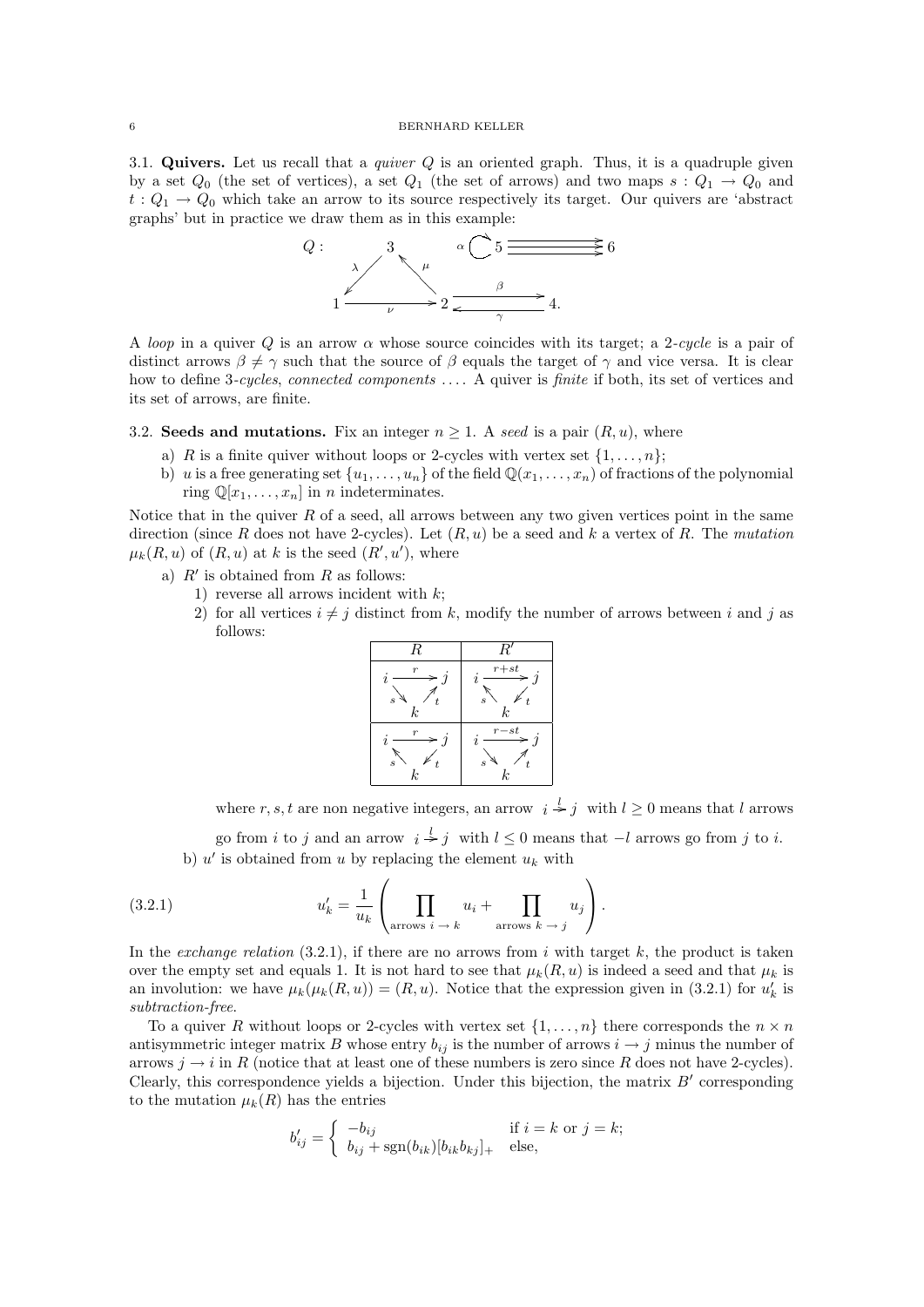3.1. **Quivers.** Let us recall that a *quiver* $Q$ is an oriented graph. Thus, it is a quadruple given by a set $Q_0$ (the set of vertices), a set $Q_1$ (the set of arrows) and two maps $s : Q_1 \to Q_0$ and $t : Q_1 \to Q_0$ which take an arrow to its source respectively its target. Our quivers are 'abstract graphs' but in practice we draw them as in this example:

$$Q: \quad 1 \xrightarrow{\nu} 2,\quad 1 \xrightarrow{\lambda} 3,\quad 2 \xrightarrow{\mu} 3,\quad 2 \underset{\gamma}{\overset{\beta}{\rightleftarrows}} 4,\quad \alpha: 5 \to 5,\quad 5 \rightrightarrows 6 \ (\text{three arrows}).$$

A *loop* in a quiver $Q$ is an arrow $\alpha$ whose source coincides with its target; a *2-cycle* is a pair of distinct arrows $\beta \neq \gamma$ such that the source of $\beta$ equals the target of $\gamma$ and vice versa. It is clear how to define *3-cycles*, *connected components* .... A quiver is *finite* if both, its set of vertices and its set of arrows, are finite.

3.2. **Seeds and mutations.** Fix an integer $n \geq 1$. A *seed* is a pair $(R, u)$, where

a) $R$ is a finite quiver without loops or 2-cycles with vertex set $\{1, \ldots, n\}$;

b) $u$ is a free generating set $\{u_1, \ldots, u_n\}$ of the field $\mathbb{Q}(x_1, \ldots, x_n)$ of fractions of the polynomial ring $\mathbb{Q}[x_1, \ldots, x_n]$ in $n$ indeterminates.

Notice that in the quiver $R$ of a seed, all arrows between any two given vertices point in the same direction (since $R$ does not have 2-cycles). Let $(R, u)$ be a seed and $k$ a vertex of $R$. The *mutation* $\mu_k(R, u)$ of $(R, u)$ at $k$ is the seed $(R', u')$, where

a) $R'$ is obtained from $R$ as follows:

1) reverse all arrows incident with $k$;

2) for all vertices $i \neq j$ distinct from $k$, modify the number of arrows between $i$ and $j$ as follows:

| $R$ | $R'$ |
|---|---|
| $i \xrightarrow{r} j$, $i \xrightarrow{s} k$, $k \xrightarrow{t} j$ | $i \xrightarrow{r+st} j$, $k \xrightarrow{s} i$, $j \xrightarrow{t} k$ |
| $i \xrightarrow{r} j$, $k \xrightarrow{s} i$, $j \xrightarrow{t} k$ | $i \xrightarrow{r-st} j$, $i \xrightarrow{s} k$, $k \xrightarrow{t} j$ |

where $r, s, t$ are non negative integers, an arrow $i \xrightarrow{l} j$ with $l \geq 0$ means that $l$ arrows go from $i$ to $j$ and an arrow $i \xrightarrow{l} j$ with $l \leq 0$ means that $-l$ arrows go from $j$ to $i$.

b) $u'$ is obtained from $u$ by replacing the element $u_k$ with

$$u'_k = \frac{1}{u_k} \left( \prod_{\text{arrows } i \to k} u_i + \prod_{\text{arrows } k \to j} u_j \right). \tag{3.2.1}$$

In the *exchange relation* (3.2.1), if there are no arrows from $i$ with target $k$, the product is taken over the empty set and equals 1. It is not hard to see that $\mu_k(R, u)$ is indeed a seed and that $\mu_k$ is an involution: we have $\mu_k(\mu_k(R, u)) = (R, u)$. Notice that the expression given in (3.2.1) for $u'_k$ is *subtraction-free*.

To a quiver $R$ without loops or 2-cycles with vertex set $\{1, \ldots, n\}$ there corresponds the $n \times n$ antisymmetric integer matrix $B$ whose entry $b_{ij}$ is the number of arrows $i \to j$ minus the number of arrows $j \to i$ in $R$ (notice that at least one of these numbers is zero since $R$ does not have 2-cycles). Clearly, this correspondence yields a bijection. Under this bijection, the matrix $B'$ corresponding to the mutation $\mu_k(R)$ has the entries

$$b'_{ij} = \begin{cases} -b_{ij} & \text{if } i = k \text{ or } j = k; \\ b_{ij} + \operatorname{sgn}(b_{ik})[b_{ik}b_{kj}]_+ & \text{else,} \end{cases}$$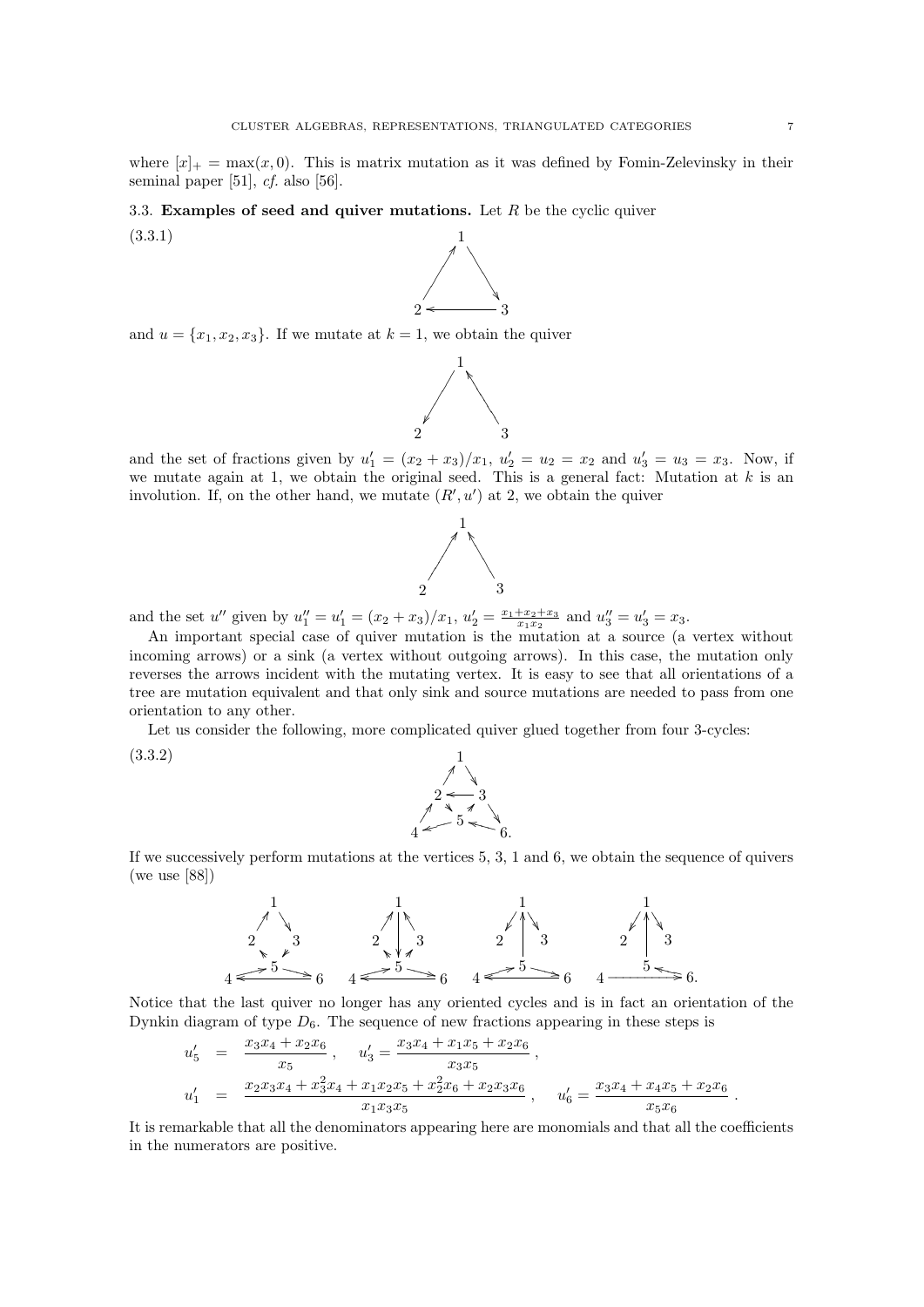where $[x]_+ = \max(x, 0)$. This is matrix mutation as it was defined by Fomin-Zelevinsky in their seminal paper [51], *cf.* also [56].

### 3.3. Examples of seed and quiver mutations.

Let $R$ be the cyclic quiver

(3.3.1)

$$\begin{array}{ccc} & 1 & \\ \nearrow & & \searrow \\ 2 & \longleftarrow & 3 \end{array}$$

and $u = \{x_1, x_2, x_3\}$. If we mutate at $k = 1$, we obtain the quiver

$$\begin{array}{ccc} & 1 & \\ \swarrow & & \nwarrow \\ 2 & & 3 \end{array}$$

and the set of fractions given by $u'_1 = (x_2 + x_3)/x_1$, $u'_2 = u_2 = x_2$ and $u'_3 = u_3 = x_3$. Now, if we mutate again at 1, we obtain the original seed. This is a general fact: Mutation at $k$ is an involution. If, on the other hand, we mutate $(R', u')$ at 2, we obtain the quiver

$$\begin{array}{ccc} & 1 & \\ \nearrow & & \nwarrow \\ 2 & & 3 \end{array}$$

and the set $u''$ given by $u''_1 = u'_1 = (x_2 + x_3)/x_1$, $u'_2 = \frac{x_1 + x_2 + x_3}{x_1 x_2}$ and $u''_3 = u'_3 = x_3$.

An important special case of quiver mutation is the mutation at a source (a vertex without incoming arrows) or a sink (a vertex without outgoing arrows). In this case, the mutation only reverses the arrows incident with the mutating vertex. It is easy to see that all orientations of a tree are mutation equivalent and that only sink and source mutations are needed to pass from one orientation to any other.

Let us consider the following, more complicated quiver glued together from four 3-cycles:

(3.3.2)

$$\begin{array}{ccccc} & & 1 & & \\ & \nearrow & & \searrow & \\ & 2 & \longleftarrow & 3 & \\ \nearrow & & \searrow \; 5 \; \nearrow & & \searrow \\ 4 & \longleftarrow & & \longleftarrow & 6. \end{array}$$

If we successively perform mutations at the vertices 5, 3, 1 and 6, we obtain the sequence of quivers (we use [88])

Notice that the last quiver no longer has any oriented cycles and is in fact an orientation of the Dynkin diagram of type $D_6$. The sequence of new fractions appearing in these steps is

$$u'_5 = \frac{x_3 x_4 + x_2 x_6}{x_5}, \quad u'_3 = \frac{x_3 x_4 + x_1 x_5 + x_2 x_6}{x_3 x_5},$$

$$u'_1 = \frac{x_2 x_3 x_4 + x_3^2 x_4 + x_1 x_2 x_5 + x_2^2 x_6 + x_2 x_3 x_6}{x_1 x_3 x_5}, \quad u'_6 = \frac{x_3 x_4 + x_4 x_5 + x_2 x_6}{x_5 x_6}.$$

It is remarkable that all the denominators appearing here are monomials and that all the coefficients in the numerators are positive.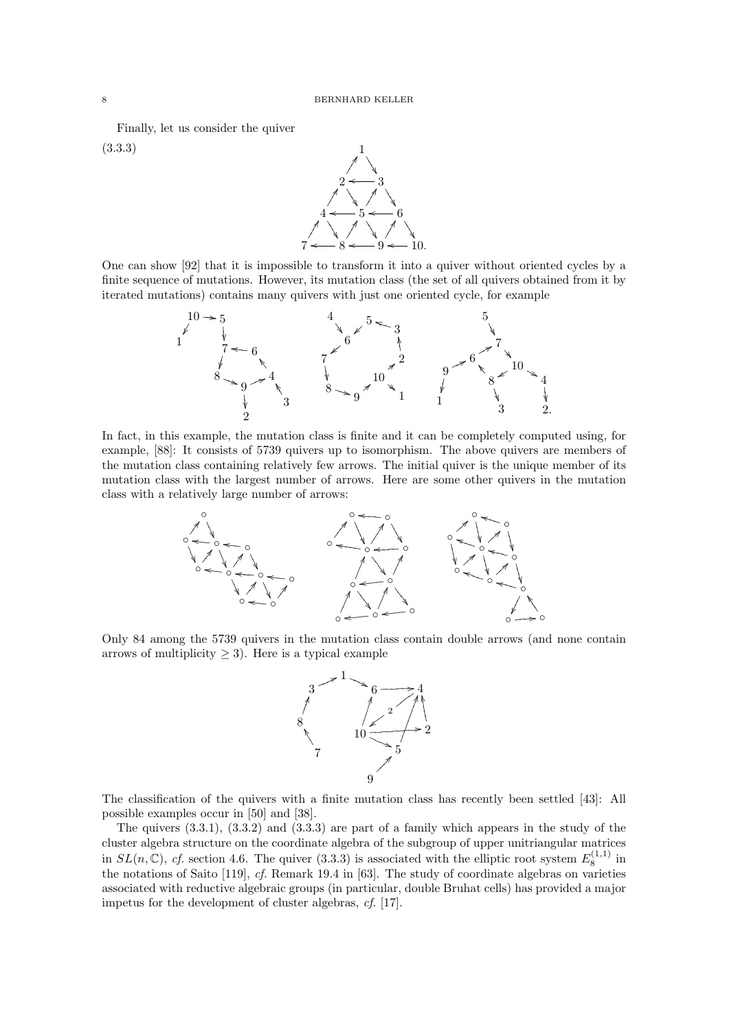Finally, let us consider the quiver

(3.3.3)

$$
\begin{array}{c}
1 \\
2 \leftarrow 3 \\
4 \leftarrow 5 \leftarrow 6 \\
7 \leftarrow 8 \leftarrow 9 \leftarrow 10.
\end{array}
$$

One can show [92] that it is impossible to transform it into a quiver without oriented cycles by a finite sequence of mutations. However, its mutation class (the set of all quivers obtained from it by iterated mutations) contains many quivers with just one oriented cycle, for example

In fact, in this example, the mutation class is finite and it can be completely computed using, for example, [88]: It consists of 5739 quivers up to isomorphism. The above quivers are members of the mutation class containing relatively few arrows. The initial quiver is the unique member of its mutation class with the largest number of arrows. Here are some other quivers in the mutation class with a relatively large number of arrows:

Only 84 among the 5739 quivers in the mutation class contain double arrows (and none contain arrows of multiplicity $\geq 3$). Here is a typical example

The classification of the quivers with a finite mutation class has recently been settled [43]: All possible examples occur in [50] and [38].

The quivers (3.3.1), (3.3.2) and (3.3.3) are part of a family which appears in the study of the cluster algebra structure on the coordinate algebra of the subgroup of upper unitriangular matrices in $SL(n, \mathbb{C})$, *cf.* section 4.6. The quiver (3.3.3) is associated with the elliptic root system $E_8^{(1,1)}$ in the notations of Saito [119], *cf.* Remark 19.4 in [63]. The study of coordinate algebras on varieties associated with reductive algebraic groups (in particular, double Bruhat cells) has provided a major impetus for the development of cluster algebras, *cf.* [17].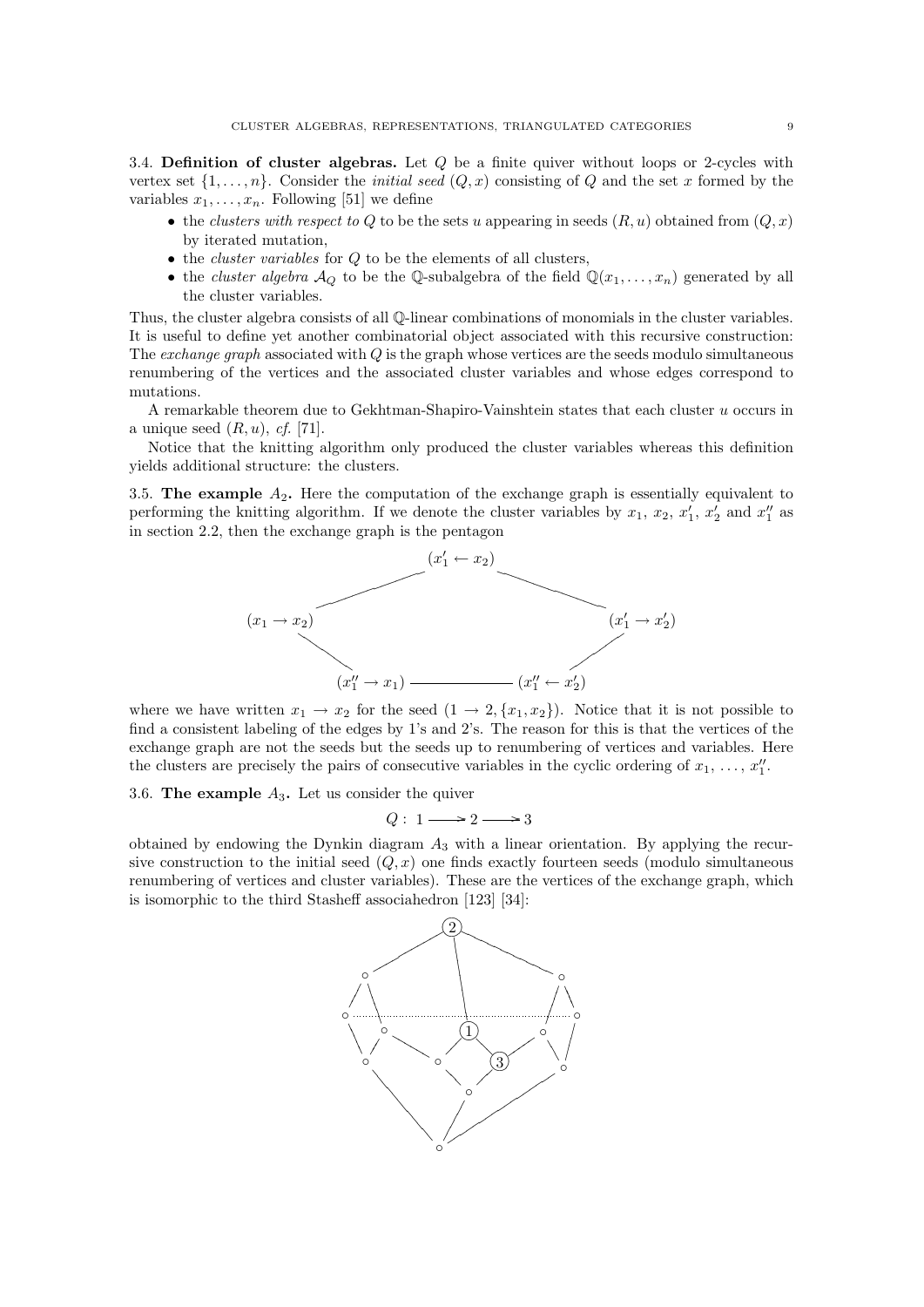**3.4. Definition of cluster algebras.** Let $Q$ be a finite quiver without loops or 2-cycles with vertex set $\{1, \ldots, n\}$. Consider the *initial seed* $(Q, x)$ consisting of $Q$ and the set $x$ formed by the variables $x_1, \ldots, x_n$. Following [51] we define

- the *clusters with respect to* $Q$ to be the sets $u$ appearing in seeds $(R, u)$ obtained from $(Q, x)$ by iterated mutation,
- the *cluster variables* for $Q$ to be the elements of all clusters,
- the *cluster algebra* $\mathcal{A}_Q$ to be the $\mathbb{Q}$-subalgebra of the field $\mathbb{Q}(x_1, \ldots, x_n)$ generated by all the cluster variables.

Thus, the cluster algebra consists of all $\mathbb{Q}$-linear combinations of monomials in the cluster variables. It is useful to define yet another combinatorial object associated with this recursive construction: The *exchange graph* associated with $Q$ is the graph whose vertices are the seeds modulo simultaneous renumbering of the vertices and the associated cluster variables and whose edges correspond to mutations.

A remarkable theorem due to Gekhtman-Shapiro-Vainshtein states that each cluster $u$ occurs in a unique seed $(R, u)$, *cf.* [71].

Notice that the knitting algorithm only produced the cluster variables whereas this definition yields additional structure: the clusters.

**3.5. The example $A_2$.** Here the computation of the exchange graph is essentially equivalent to performing the knitting algorithm. If we denote the cluster variables by $x_1$, $x_2$, $x_1'$, $x_2'$ and $x_1''$ as in section 2.2, then the exchange graph is the pentagon

$$
\begin{array}{ccccc}
 & & (x_1' \leftarrow x_2) & & \\
(x_1 \to x_2) & & & & (x_1' \to x_2') \\
 & (x_1'' \to x_1) & \text{———} & (x_1'' \leftarrow x_2') &
\end{array}
$$

where we have written $x_1 \to x_2$ for the seed $(1 \to 2, \{x_1, x_2\})$. Notice that it is not possible to find a consistent labeling of the edges by 1's and 2's. The reason for this is that the vertices of the exchange graph are not the seeds but the seeds up to renumbering of vertices and variables. Here the clusters are precisely the pairs of consecutive variables in the cyclic ordering of $x_1, \ldots, x_1''$.

**3.6. The example $A_3$.** Let us consider the quiver

$$Q : \ 1 \longrightarrow 2 \longrightarrow 3$$

obtained by endowing the Dynkin diagram $A_3$ with a linear orientation. By applying the recursive construction to the initial seed $(Q, x)$ one finds exactly fourteen seeds (modulo simultaneous renumbering of vertices and cluster variables). These are the vertices of the exchange graph, which is isomorphic to the third Stasheff associahedron [123] [34]: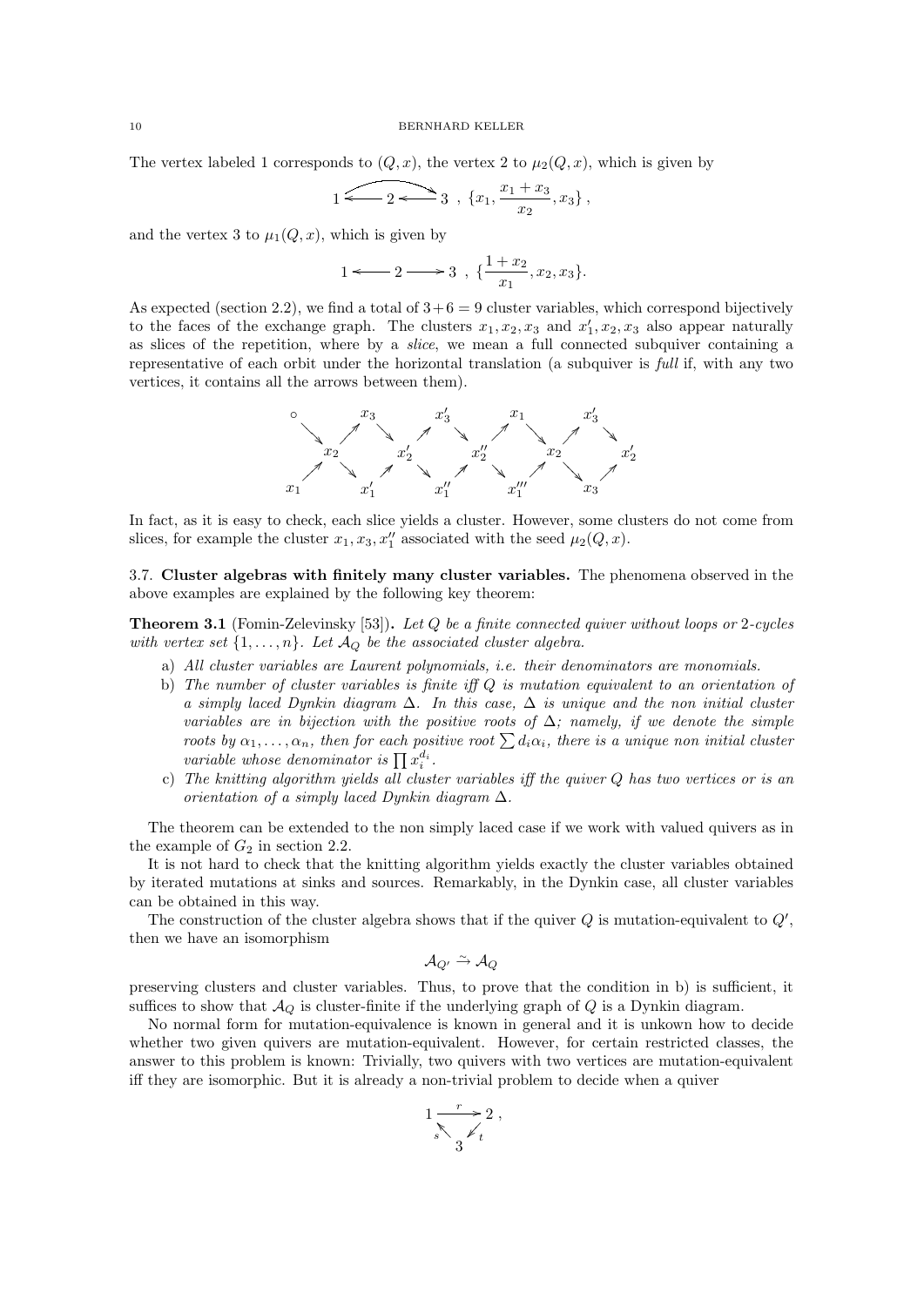The vertex labeled 1 corresponds to $(Q, x)$, the vertex 2 to $\mu_2(Q, x)$, which is given by

$$1 \longleftarrow 2 \longleftarrow 3 \;,\; \{x_1, \frac{x_1 + x_3}{x_2}, x_3\} \,,$$

and the vertex 3 to $\mu_1(Q, x)$, which is given by

$$1 \longleftarrow 2 \longrightarrow 3 \;,\; \{\frac{1 + x_2}{x_1}, x_2, x_3\}.$$

As expected (section 2.2), we find a total of $3+6=9$ cluster variables, which correspond bijectively to the faces of the exchange graph. The clusters $x_1, x_2, x_3$ and $x_1', x_2, x_3$ also appear naturally as slices of the repetition, where by a *slice*, we mean a full connected subquiver containing a representative of each orbit under the horizontal translation (a subquiver is *full* if, with any two vertices, it contains all the arrows between them).

$$\begin{array}{ccccccccccc}
\circ & & x_3 & & x_3' & & x_1 & & x_3' & & \\
 & x_2 & & x_2' & & x_2'' & & x_2 & & x_2' & \\
x_1 & & x_1' & & x_1'' & & x_1''' & & x_3 & &
\end{array}$$

In fact, as it is easy to check, each slice yields a cluster. However, some clusters do not come from slices, for example the cluster $x_1, x_3, x_1''$ associated with the seed $\mu_2(Q, x)$.

**3.7. Cluster algebras with finitely many cluster variables.** The phenomena observed in the above examples are explained by the following key theorem:

**Theorem 3.1** (Fomin-Zelevinsky [53]). *Let $Q$ be a finite connected quiver without loops or 2-cycles with vertex set $\{1, \ldots, n\}$. Let $\mathcal{A}_Q$ be the associated cluster algebra.*

a) *All cluster variables are Laurent polynomials, i.e. their denominators are monomials.*
b) *The number of cluster variables is finite iff $Q$ is mutation equivalent to an orientation of a simply laced Dynkin diagram $\Delta$. In this case, $\Delta$ is unique and the non initial cluster variables are in bijection with the positive roots of $\Delta$; namely, if we denote the simple roots by $\alpha_1, \ldots, \alpha_n$, then for each positive root $\sum d_i \alpha_i$, there is a unique non initial cluster variable whose denominator is $\prod x_i^{d_i}$.*
c) *The knitting algorithm yields all cluster variables iff the quiver $Q$ has two vertices or is an orientation of a simply laced Dynkin diagram $\Delta$.*

The theorem can be extended to the non simply laced case if we work with valued quivers as in the example of $G_2$ in section 2.2.

It is not hard to check that the knitting algorithm yields exactly the cluster variables obtained by iterated mutations at sinks and sources. Remarkably, in the Dynkin case, all cluster variables can be obtained in this way.

The construction of the cluster algebra shows that if the quiver $Q$ is mutation-equivalent to $Q'$, then we have an isomorphism

$$\mathcal{A}_{Q'} \xrightarrow{\sim} \mathcal{A}_Q$$

preserving clusters and cluster variables. Thus, to prove that the condition in b) is sufficient, it suffices to show that $\mathcal{A}_Q$ is cluster-finite if the underlying graph of $Q$ is a Dynkin diagram.

No normal form for mutation-equivalence is known in general and it is unkown how to decide whether two given quivers are mutation-equivalent. However, for certain restricted classes, the answer to this problem is known: Trivially, two quivers with two vertices are mutation-equivalent iff they are isomorphic. But it is already a non-trivial problem to decide when a quiver

$$\begin{array}{ccc}
1 & \xrightarrow{\;r\;} & 2 \\
 & {\scriptstyle s}\nwarrow \quad \swarrow{\scriptstyle t} & \\
 & 3 &
\end{array} ,$$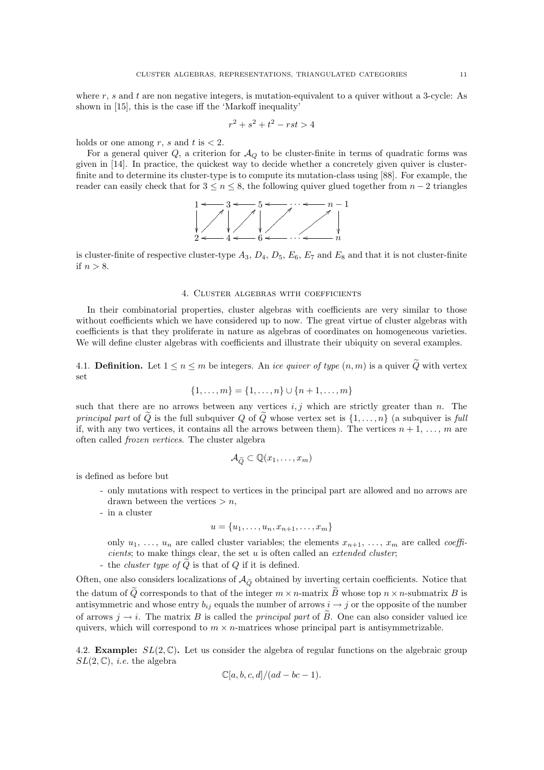where $r$, $s$ and $t$ are non negative integers, is mutation-equivalent to a quiver without a 3-cycle: As shown in [15], this is the case iff the 'Markoff inequality'

$$r^2 + s^2 + t^2 - rst > 4$$

holds or one among $r$, $s$ and $t$ is $< 2$.

For a general quiver $Q$, a criterion for $\mathcal{A}_Q$ to be cluster-finite in terms of quadratic forms was given in [14]. In practice, the quickest way to decide whether a concretely given quiver is cluster-finite and to determine its cluster-type is to compute its mutation-class using [88]. For example, the reader can easily check that for $3 \leq n \leq 8$, the following quiver glued together from $n-2$ triangles

$$\begin{array}{ccccccccc}
1 & \leftarrow & 3 & \leftarrow & 5 & \leftarrow & \cdots & \leftarrow & n-1 \\
\downarrow & \nearrow & \downarrow & \nearrow & \downarrow & \nearrow & & \nearrow & \downarrow \\
2 & \leftarrow & 4 & \leftarrow & 6 & \leftarrow & \cdots & \leftarrow & n
\end{array}$$

is cluster-finite of respective cluster-type $A_3$, $D_4$, $D_5$, $E_6$, $E_7$ and $E_8$ and that it is not cluster-finite if $n > 8$.

## 4. Cluster algebras with coefficients

In their combinatorial properties, cluster algebras with coefficients are very similar to those without coefficients which we have considered up to now. The great virtue of cluster algebras with coefficients is that they proliferate in nature as algebras of coordinates on homogeneous varieties. We will define cluster algebras with coefficients and illustrate their ubiquity on several examples.

4.1. **Definition.** Let $1 \leq n \leq m$ be integers. An *ice quiver of type* $(n, m)$ is a quiver $\widetilde{Q}$ with vertex set

$$\{1, \ldots, m\} = \{1, \ldots, n\} \cup \{n+1, \ldots, m\}$$

such that there are no arrows between any vertices $i, j$ which are strictly greater than $n$. The *principal part* of $\widetilde{Q}$ is the full subquiver $Q$ of $\widetilde{Q}$ whose vertex set is $\{1, \ldots, n\}$ (a subquiver is *full* if, with any two vertices, it contains all the arrows between them). The vertices $n+1, \ldots, m$ are often called *frozen vertices*. The cluster algebra

$$\mathcal{A}_{\widetilde{Q}} \subset \mathbb{Q}(x_1, \ldots, x_m)$$

is defined as before but

- only mutations with respect to vertices in the principal part are allowed and no arrows are drawn between the vertices $> n$,
- in a cluster

$$u = \{u_1, \ldots, u_n, x_{n+1}, \ldots, x_m\}$$

  only $u_1, \ldots, u_n$ are called cluster variables; the elements $x_{n+1}, \ldots, x_m$ are called *coefficients*; to make things clear, the set $u$ is often called an *extended cluster*;
- the *cluster type of* $\widetilde{Q}$ is that of $Q$ if it is defined.

Often, one also considers localizations of $\mathcal{A}_{\widetilde{Q}}$ obtained by inverting certain coefficients. Notice that the datum of $\widetilde{Q}$ corresponds to that of the integer $m \times n$-matrix $\widetilde{B}$ whose top $n \times n$-submatrix $B$ is antisymmetric and whose entry $b_{ij}$ equals the number of arrows $i \to j$ or the opposite of the number of arrows $j \to i$. The matrix $B$ is called the *principal part* of $\widetilde{B}$. One can also consider valued ice quivers, which will correspond to $m \times n$-matrices whose principal part is antisymmetrizable.

4.2. **Example:** $SL(2, \mathbb{C})$**.** Let us consider the algebra of regular functions on the algebraic group $SL(2, \mathbb{C})$, *i.e.* the algebra

$$\mathbb{C}[a, b, c, d]/(ad - bc - 1).$$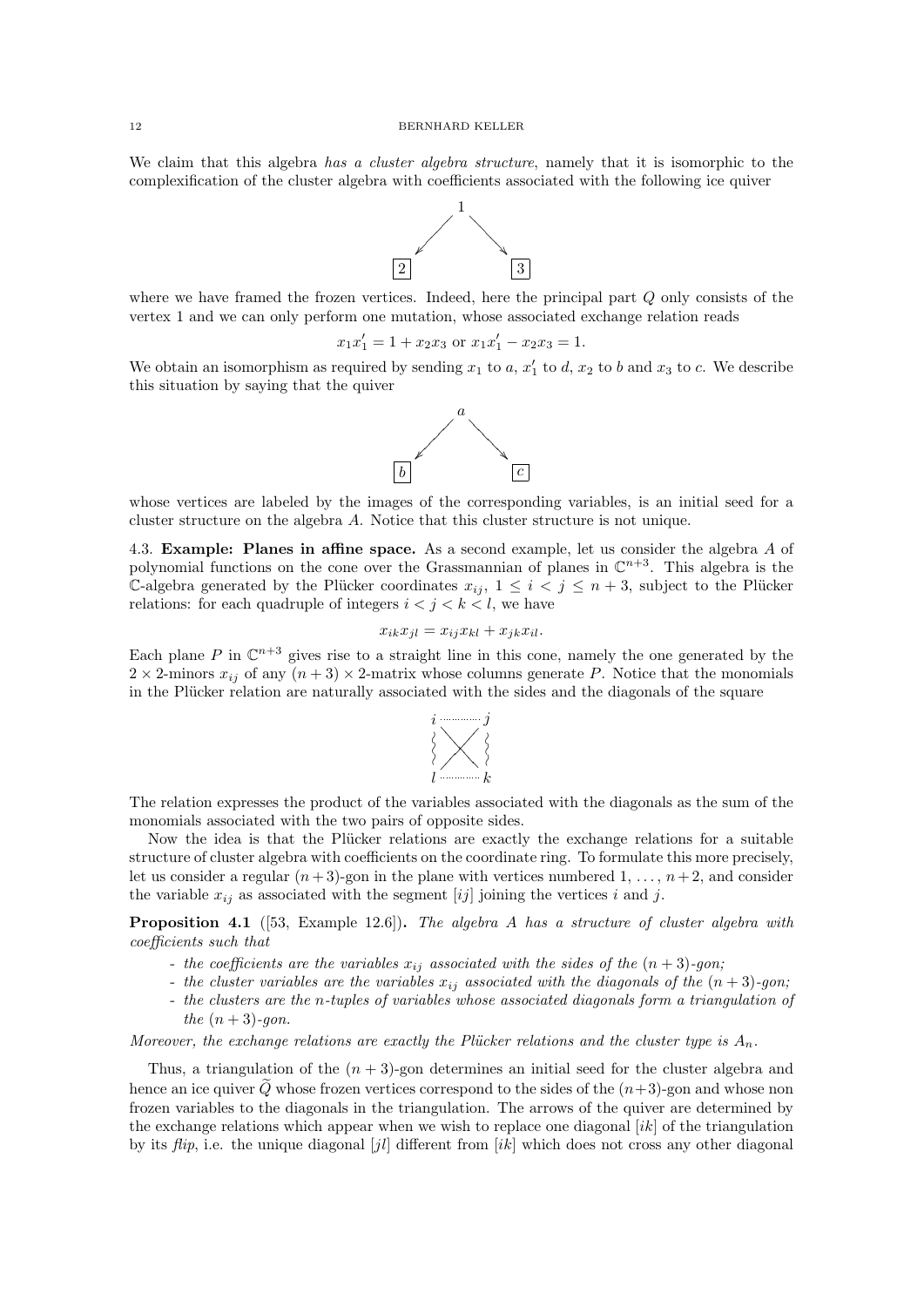We claim that this algebra *has a cluster algebra structure*, namely that it is isomorphic to the complexification of the cluster algebra with coefficients associated with the following ice quiver

$$\begin{array}{ccc} & 1 & \\ \swarrow & & \searrow \\ \boxed{2} & & \boxed{3} \end{array}$$

where we have framed the frozen vertices. Indeed, here the principal part $Q$ only consists of the vertex 1 and we can only perform one mutation, whose associated exchange relation reads

$$x_1 x_1' = 1 + x_2 x_3 \text{ or } x_1 x_1' - x_2 x_3 = 1.$$

We obtain an isomorphism as required by sending $x_1$ to $a$, $x_1'$ to $d$, $x_2$ to $b$ and $x_3$ to $c$. We describe this situation by saying that the quiver

$$\begin{array}{ccc} & a & \\ \swarrow & & \searrow \\ \boxed{b} & & \boxed{c} \end{array}$$

whose vertices are labeled by the images of the corresponding variables, is an initial seed for a cluster structure on the algebra $A$. Notice that this cluster structure is not unique.

**4.3. Example: Planes in affine space.** As a second example, let us consider the algebra $A$ of polynomial functions on the cone over the Grassmannian of planes in $\mathbb{C}^{n+3}$. This algebra is the $\mathbb{C}$-algebra generated by the Plücker coordinates $x_{ij}$, $1 \leq i < j \leq n+3$, subject to the Plücker relations: for each quadruple of integers $i < j < k < l$, we have

$$x_{ik} x_{jl} = x_{ij} x_{kl} + x_{jk} x_{il}.$$

Each plane $P$ in $\mathbb{C}^{n+3}$ gives rise to a straight line in this cone, namely the one generated by the $2 \times 2$-minors $x_{ij}$ of any $(n+3) \times 2$-matrix whose columns generate $P$. Notice that the monomials in the Plücker relation are naturally associated with the sides and the diagonals of the square

$$\begin{array}{ccc} i & \cdots\cdots & j \\ \wr & \times & \wr \\ l & \cdots\cdots & k \end{array}$$

The relation expresses the product of the variables associated with the diagonals as the sum of the monomials associated with the two pairs of opposite sides.

Now the idea is that the Plücker relations are exactly the exchange relations for a suitable structure of cluster algebra with coefficients on the coordinate ring. To formulate this more precisely, let us consider a regular $(n+3)$-gon in the plane with vertices numbered $1, \ldots, n+2$, and consider the variable $x_{ij}$ as associated with the segment $[ij]$ joining the vertices $i$ and $j$.

**Proposition 4.1** ([53, Example 12.6]). *The algebra $A$ has a structure of cluster algebra with coefficients such that*

- *the coefficients are the variables $x_{ij}$ associated with the sides of the $(n+3)$-gon;*
- *the cluster variables are the variables $x_{ij}$ associated with the diagonals of the $(n+3)$-gon;*
- *the clusters are the $n$-tuples of variables whose associated diagonals form a triangulation of the $(n+3)$-gon.*

*Moreover, the exchange relations are exactly the Plücker relations and the cluster type is $A_n$.*

Thus, a triangulation of the $(n+3)$-gon determines an initial seed for the cluster algebra and hence an ice quiver $\widetilde{Q}$ whose frozen vertices correspond to the sides of the $(n+3)$-gon and whose non frozen variables to the diagonals in the triangulation. The arrows of the quiver are determined by the exchange relations which appear when we wish to replace one diagonal $[ik]$ of the triangulation by its *flip*, i.e. the unique diagonal $[jl]$ different from $[ik]$ which does not cross any other diagonal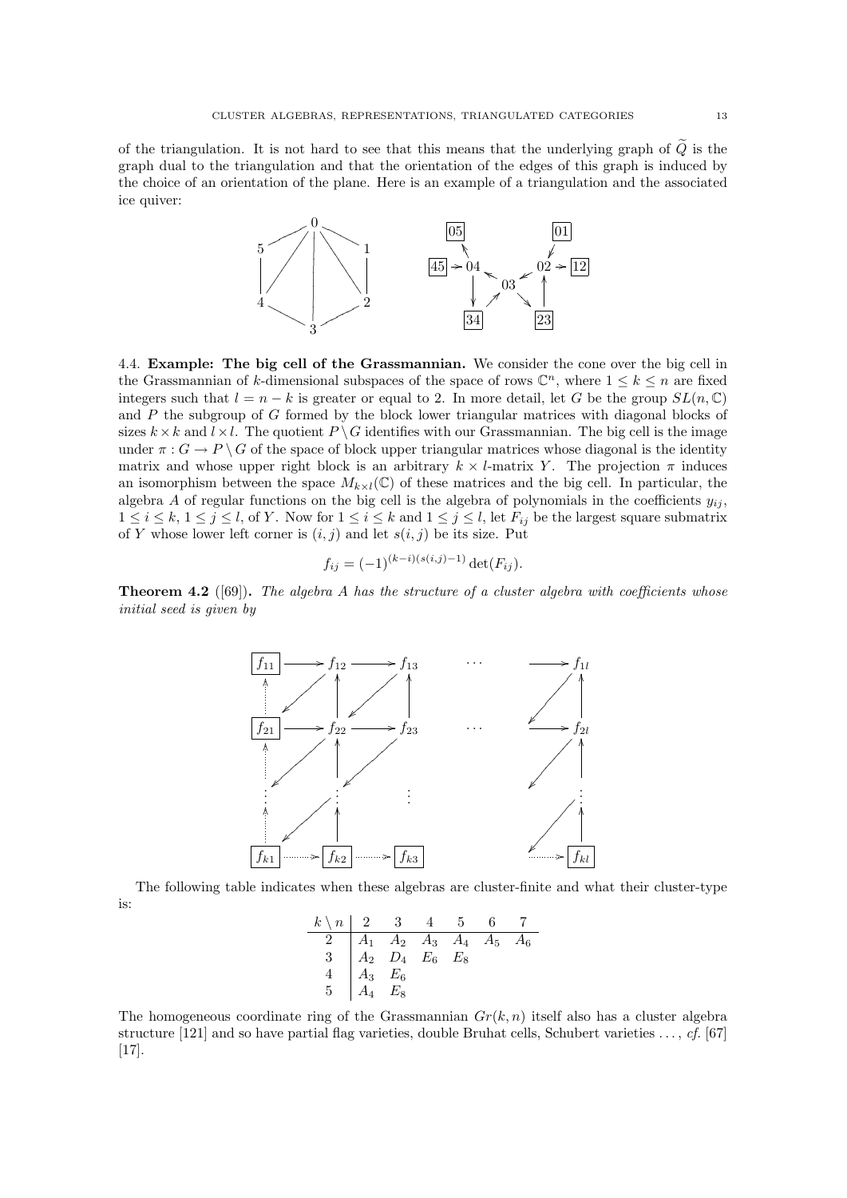of the triangulation. It is not hard to see that this means that the underlying graph of $\widetilde{Q}$ is the graph dual to the triangulation and that the orientation of the edges of this graph is induced by the choice of an orientation of the plane. Here is an example of a triangulation and the associated ice quiver:

4.4. **Example: The big cell of the Grassmannian.** We consider the cone over the big cell in the Grassmannian of $k$-dimensional subspaces of the space of rows $\mathbb{C}^n$, where $1 \leq k \leq n$ are fixed integers such that $l = n - k$ is greater or equal to 2. In more detail, let $G$ be the group $SL(n, \mathbb{C})$ and $P$ the subgroup of $G$ formed by the block lower triangular matrices with diagonal blocks of sizes $k \times k$ and $l \times l$. The quotient $P \setminus G$ identifies with our Grassmannian. The big cell is the image under $\pi : G \to P \setminus G$ of the space of block upper triangular matrices whose diagonal is the identity matrix and whose upper right block is an arbitrary $k \times l$-matrix $Y$. The projection $\pi$ induces an isomorphism between the space $M_{k \times l}(\mathbb{C})$ of these matrices and the big cell. In particular, the algebra $A$ of regular functions on the big cell is the algebra of polynomials in the coefficients $y_{ij}$, $1 \leq i \leq k$, $1 \leq j \leq l$, of $Y$. Now for $1 \leq i \leq k$ and $1 \leq j \leq l$, let $F_{ij}$ be the largest square submatrix of $Y$ whose lower left corner is $(i, j)$ and let $s(i, j)$ be its size. Put

$$f_{ij} = (-1)^{(k-i)(s(i,j)-1)} \det(F_{ij}).$$

**Theorem 4.2** ([69]). *The algebra $A$ has the structure of a cluster algebra with coefficients whose initial seed is given by*

The following table indicates when these algebras are cluster-finite and what their cluster-type is:

| $k \setminus n$ | 2 | 3 | 4 | 5 | 6 | 7 |
|---|---|---|---|---|---|---|
| 2 | $A_1$ | $A_2$ | $A_3$ | $A_4$ | $A_5$ | $A_6$ |
| 3 | $A_2$ | $D_4$ | $E_6$ | $E_8$ | | |
| 4 | $A_3$ | $E_6$ | | | | |
| 5 | $A_4$ | $E_8$ | | | | |

The homogeneous coordinate ring of the Grassmannian $Gr(k, n)$ itself also has a cluster algebra structure [121] and so have partial flag varieties, double Bruhat cells, Schubert varieties ..., *cf.* [67] [17].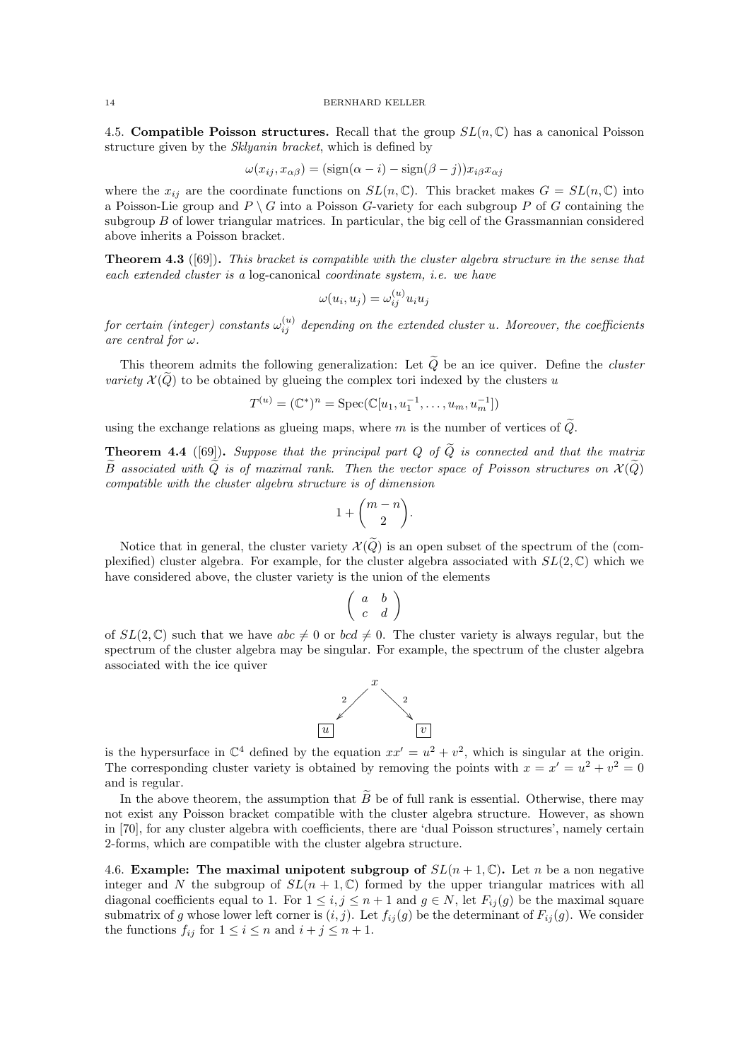4.5. **Compatible Poisson structures.** Recall that the group $SL(n, \mathbb{C})$ has a canonical Poisson structure given by the *Sklyanin bracket*, which is defined by

$$\omega(x_{ij}, x_{\alpha\beta}) = (\mathrm{sign}(\alpha - i) - \mathrm{sign}(\beta - j))x_{i\beta}x_{\alpha j}$$

where the $x_{ij}$ are the coordinate functions on $SL(n, \mathbb{C})$. This bracket makes $G = SL(n, \mathbb{C})$ into a Poisson-Lie group and $P \setminus G$ into a Poisson $G$-variety for each subgroup $P$ of $G$ containing the subgroup $B$ of lower triangular matrices. In particular, the big cell of the Grassmannian considered above inherits a Poisson bracket.

**Theorem 4.3** ([69])**.** *This bracket is compatible with the cluster algebra structure in the sense that each extended cluster is a* log-canonical *coordinate system, i.e. we have*

$$\omega(u_i, u_j) = \omega_{ij}^{(u)} u_i u_j$$

*for certain (integer) constants $\omega_{ij}^{(u)}$ depending on the extended cluster $u$. Moreover, the coefficients are central for $\omega$.*

This theorem admits the following generalization: Let $\widetilde{Q}$ be an ice quiver. Define the *cluster variety* $\mathcal{X}(\widetilde{Q})$ to be obtained by glueing the complex tori indexed by the clusters $u$

$$T^{(u)} = (\mathbb{C}^*)^n = \mathrm{Spec}(\mathbb{C}[u_1, u_1^{-1}, \ldots, u_m, u_m^{-1}])$$

using the exchange relations as glueing maps, where $m$ is the number of vertices of $\widetilde{Q}$.

**Theorem 4.4** ([69])**.** *Suppose that the principal part $Q$ of $\widetilde{Q}$ is connected and that the matrix $\widetilde{B}$ associated with $\widetilde{Q}$ is of maximal rank. Then the vector space of Poisson structures on $\mathcal{X}(\widetilde{Q})$ compatible with the cluster algebra structure is of dimension*

$$1 + \binom{m-n}{2}.$$

Notice that in general, the cluster variety $\mathcal{X}(\widetilde{Q})$ is an open subset of the spectrum of the (complexified) cluster algebra. For example, for the cluster algebra associated with $SL(2, \mathbb{C})$ which we have considered above, the cluster variety is the union of the elements

$$\begin{pmatrix} a & b \\ c & d \end{pmatrix}$$

of $SL(2, \mathbb{C})$ such that we have $abc \neq 0$ or $bcd \neq 0$. The cluster variety is always regular, but the spectrum of the cluster algebra may be singular. For example, the spectrum of the cluster algebra associated with the ice quiver

$$\begin{array}{ccc} & x & \\ \overset{2}{\swarrow} & & \overset{2}{\searrow} \\ \boxed{u} & & \boxed{v} \end{array}$$

is the hypersurface in $\mathbb{C}^4$ defined by the equation $xx' = u^2 + v^2$, which is singular at the origin. The corresponding cluster variety is obtained by removing the points with $x = x' = u^2 + v^2 = 0$ and is regular.

In the above theorem, the assumption that $\widetilde{B}$ be of full rank is essential. Otherwise, there may not exist any Poisson bracket compatible with the cluster algebra structure. However, as shown in [70], for any cluster algebra with coefficients, there are 'dual Poisson structures', namely certain 2-forms, which are compatible with the cluster algebra structure.

4.6. **Example: The maximal unipotent subgroup of $SL(n+1, \mathbb{C})$.** Let $n$ be a non negative integer and $N$ the subgroup of $SL(n+1, \mathbb{C})$ formed by the upper triangular matrices with all diagonal coefficients equal to 1. For $1 \leq i, j \leq n+1$ and $g \in N$, let $F_{ij}(g)$ be the maximal square submatrix of $g$ whose lower left corner is $(i, j)$. Let $f_{ij}(g)$ be the determinant of $F_{ij}(g)$. We consider the functions $f_{ij}$ for $1 \leq i \leq n$ and $i + j \leq n + 1$.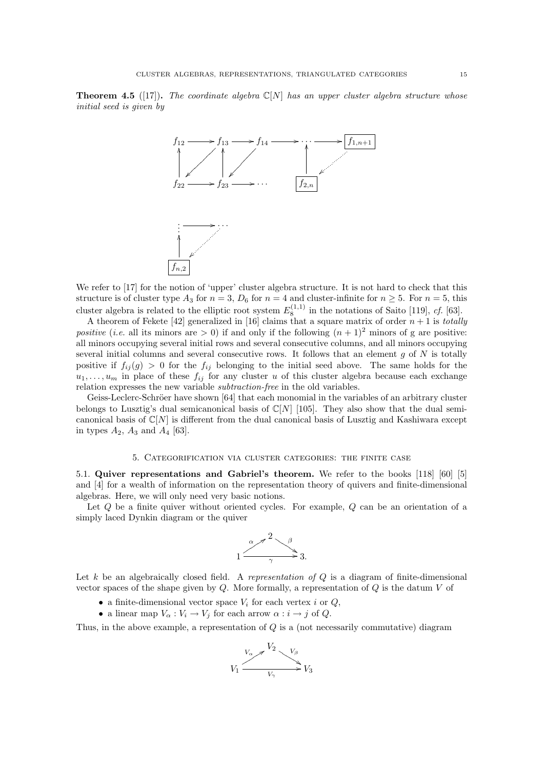**Theorem 4.5** ([17]). *The coordinate algebra $\mathbb{C}[N]$ has an upper cluster algebra structure whose initial seed is given by*

$$
\begin{array}{ccccccccc}
f_{12} & \longrightarrow & f_{13} & \longrightarrow & f_{14} & \longrightarrow & \cdots & \longrightarrow & \boxed{f_{1,n+1}} \\
\uparrow & \swarrow & \uparrow & \swarrow & & & \uparrow & \swarrow & \\
f_{22} & \longrightarrow & f_{23} & \longrightarrow & \cdots & & \boxed{f_{2,n}} & & \\
 & & & & & & & & \\
\vdots & \longrightarrow & \cdots & & & & & & \\
\uparrow & \swarrow & & & & & & & \\
\boxed{f_{n,2}} & & & & & & & &
\end{array}
$$

We refer to [17] for the notion of 'upper' cluster algebra structure. It is not hard to check that this structure is of cluster type $A_3$ for $n = 3$, $D_6$ for $n = 4$ and cluster-infinite for $n \geq 5$. For $n = 5$, this cluster algebra is related to the elliptic root system $E_8^{(1,1)}$ in the notations of Saito [119], *cf.* [63].

A theorem of Fekete [42] generalized in [16] claims that a square matrix of order $n+1$ is *totally positive* (*i.e.* all its minors are $> 0$) if and only if the following $(n+1)^2$ minors of g are positive: all minors occupying several initial rows and several consecutive columns, and all minors occupying several initial columns and several consecutive rows. It follows that an element $g$ of $N$ is totally positive if $f_{ij}(g) > 0$ for the $f_{ij}$ belonging to the initial seed above. The same holds for the $u_1, \ldots, u_m$ in place of these $f_{ij}$ for any cluster $u$ of this cluster algebra because each exchange relation expresses the new variable *subtraction-free* in the old variables.

Geiss-Leclerc-Schröer have shown [64] that each monomial in the variables of an arbitrary cluster belongs to Lusztig's dual semicanonical basis of $\mathbb{C}[N]$ [105]. They also show that the dual semicanonical basis of $\mathbb{C}[N]$ is different from the dual canonical basis of Lusztig and Kashiwara except in types $A_2$, $A_3$ and $A_4$ [63].

## 5. Categorification via cluster categories: the finite case

### 5.1. Quiver representations and Gabriel's theorem.

We refer to the books [118] [60] [5] and [4] for a wealth of information on the representation theory of quivers and finite-dimensional algebras. Here, we will only need very basic notions.

Let $Q$ be a finite quiver without oriented cycles. For example, $Q$ can be an orientation of a simply laced Dynkin diagram or the quiver

$$
\begin{array}{ccccc}
 & & 2 & & \\
 & \overset{\alpha}{\nearrow} & & \overset{\beta}{\searrow} & \\
1 & & \xrightarrow[\gamma]{\hspace{2em}} & & 3.
\end{array}
$$

Let $k$ be an algebraically closed field. A *representation of* $Q$ is a diagram of finite-dimensional vector spaces of the shape given by $Q$. More formally, a representation of $Q$ is the datum $V$ of

- a finite-dimensional vector space $V_i$ for each vertex $i$ or $Q$,
- a linear map $V_\alpha : V_i \to V_j$ for each arrow $\alpha : i \to j$ of $Q$.

Thus, in the above example, a representation of $Q$ is a (not necessarily commutative) diagram

$$
\begin{array}{ccccc}
 & & V_2 & & \\
 & \overset{V_\alpha}{\nearrow} & & \overset{V_\beta}{\searrow} & \\
V_1 & & \xrightarrow[V_\gamma]{\hspace{2em}} & & V_3
\end{array}
$$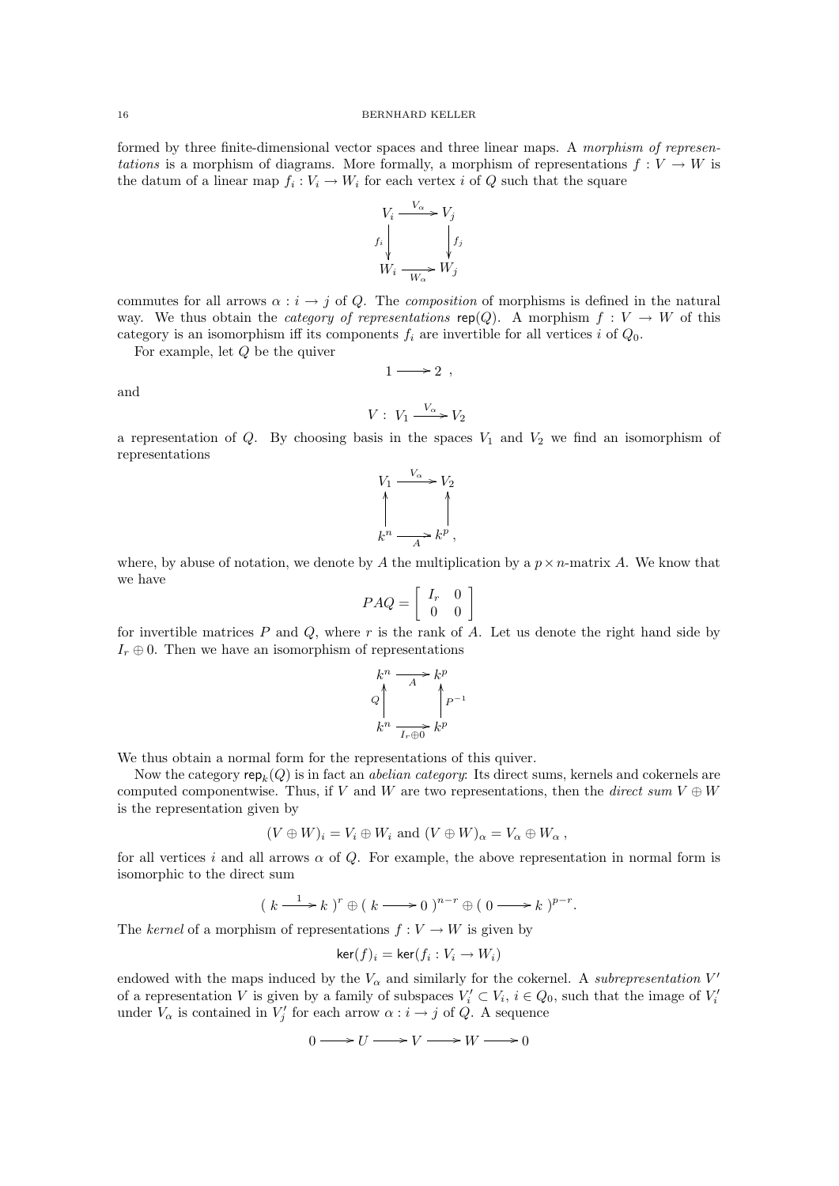formed by three finite-dimensional vector spaces and three linear maps. A *morphism of representations* is a morphism of diagrams. More formally, a morphism of representations $f : V \to W$ is the datum of a linear map $f_i : V_i \to W_i$ for each vertex $i$ of $Q$ such that the square

$$\begin{array}{ccc} V_i & \xrightarrow{V_\alpha} & V_j \\ {\scriptstyle f_i}\downarrow & & \downarrow{\scriptstyle f_j} \\ W_i & \xrightarrow[W_\alpha]{} & W_j \end{array}$$

commutes for all arrows $\alpha : i \to j$ of $Q$. The *composition* of morphisms is defined in the natural way. We thus obtain the *category of representations* $\mathsf{rep}(Q)$. A morphism $f : V \to W$ of this category is an isomorphism iff its components $f_i$ are invertible for all vertices $i$ of $Q_0$.

For example, let $Q$ be the quiver

$$1 \longrightarrow 2 \ ,$$

and

$$V : \ V_1 \xrightarrow{V_\alpha} V_2$$

a representation of $Q$. By choosing basis in the spaces $V_1$ and $V_2$ we find an isomorphism of representations

$$\begin{array}{ccc} V_1 & \xrightarrow{V_\alpha} & V_2 \\ \uparrow & & \uparrow \\ k^n & \xrightarrow[A]{} & k^p \ , \end{array}$$

where, by abuse of notation, we denote by $A$ the multiplication by a $p \times n$-matrix $A$. We know that we have

$$PAQ = \begin{bmatrix} I_r & 0 \\ 0 & 0 \end{bmatrix}$$

for invertible matrices $P$ and $Q$, where $r$ is the rank of $A$. Let us denote the right hand side by $I_r \oplus 0$. Then we have an isomorphism of representations

$$\begin{array}{ccc} k^n & \xrightarrow[A]{} & k^p \\ {\scriptstyle Q}\uparrow & & \uparrow{\scriptstyle P^{-1}} \\ k^n & \xrightarrow[I_r \oplus 0]{} & k^p \end{array}$$

We thus obtain a normal form for the representations of this quiver.

Now the category $\mathsf{rep}_k(Q)$ is in fact an *abelian category*: Its direct sums, kernels and cokernels are computed componentwise. Thus, if $V$ and $W$ are two representations, then the *direct sum* $V \oplus W$ is the representation given by

$$(V \oplus W)_i = V_i \oplus W_i \text{ and } (V \oplus W)_\alpha = V_\alpha \oplus W_\alpha \ ,$$

for all vertices $i$ and all arrows $\alpha$ of $Q$. For example, the above representation in normal form is isomorphic to the direct sum

$$(\ k \xrightarrow{1} k\ )^r \oplus (\ k \longrightarrow 0\ )^{n-r} \oplus (\ 0 \longrightarrow k\ )^{p-r}.$$

The *kernel* of a morphism of representations $f : V \to W$ is given by

$$\mathsf{ker}(f)_i = \mathsf{ker}(f_i : V_i \to W_i)$$

endowed with the maps induced by the $V_\alpha$ and similarly for the cokernel. A *subrepresentation* $V'$ of a representation $V$ is given by a family of subspaces $V'_i \subset V_i$, $i \in Q_0$, such that the image of $V'_i$ under $V_\alpha$ is contained in $V'_j$ for each arrow $\alpha : i \to j$ of $Q$. A sequence

$$0 \longrightarrow U \longrightarrow V \longrightarrow W \longrightarrow 0$$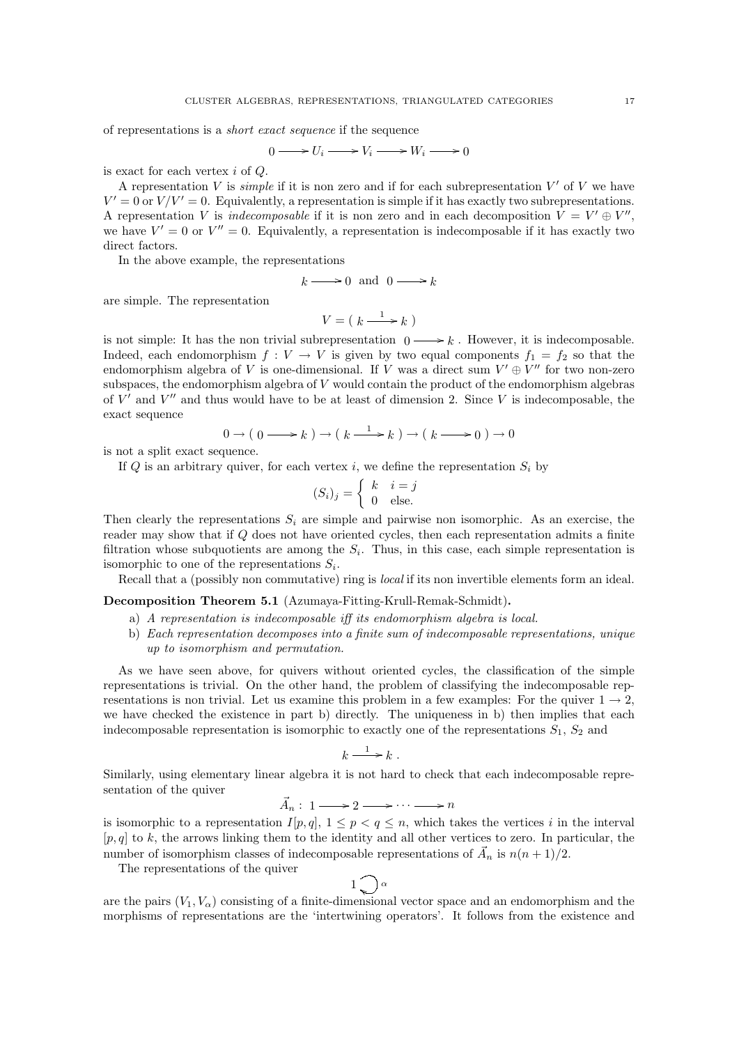of representations is a *short exact sequence* if the sequence

$$0 \longrightarrow U_i \longrightarrow V_i \longrightarrow W_i \longrightarrow 0$$

is exact for each vertex $i$ of $Q$.

A representation $V$ is *simple* if it is non zero and if for each subrepresentation $V'$ of $V$ we have $V' = 0$ or $V/V' = 0$. Equivalently, a representation is simple if it has exactly two subrepresentations. A representation $V$ is *indecomposable* if it is non zero and in each decomposition $V = V' \oplus V''$, we have $V' = 0$ or $V'' = 0$. Equivalently, a representation is indecomposable if it has exactly two direct factors.

In the above example, the representations

$$k \longrightarrow 0 \text{ and } 0 \longrightarrow k$$

are simple. The representation

$$V = (\, k \xrightarrow{\;1\;} k \,)$$

is not simple: It has the non trivial subrepresentation $0 \longrightarrow k$ . However, it is indecomposable. Indeed, each endomorphism $f : V \to V$ is given by two equal components $f_1 = f_2$ so that the endomorphism algebra of $V$ is one-dimensional. If $V$ was a direct sum $V' \oplus V''$ for two non-zero subspaces, the endomorphism algebra of $V$ would contain the product of the endomorphism algebras of $V'$ and $V''$ and thus would have to be at least of dimension 2. Since $V$ is indecomposable, the exact sequence

$$0 \to (\, 0 \longrightarrow k \,) \to (\, k \xrightarrow{\;1\;} k \,) \to (\, k \longrightarrow 0 \,) \to 0$$

is not a split exact sequence.

If $Q$ is an arbitrary quiver, for each vertex $i$, we define the representation $S_i$ by

$$(S_i)_j = \begin{cases} k & i = j \\ 0 & \text{else.} \end{cases}$$

Then clearly the representations $S_i$ are simple and pairwise non isomorphic. As an exercise, the reader may show that if $Q$ does not have oriented cycles, then each representation admits a finite filtration whose subquotients are among the $S_i$. Thus, in this case, each simple representation is isomorphic to one of the representations $S_i$.

Recall that a (possibly non commutative) ring is *local* if its non invertible elements form an ideal.

**Decomposition Theorem 5.1** (Azumaya-Fitting-Krull-Remak-Schmidt)**.**

a) *A representation is indecomposable iff its endomorphism algebra is local.*
b) *Each representation decomposes into a finite sum of indecomposable representations, unique up to isomorphism and permutation.*

As we have seen above, for quivers without oriented cycles, the classification of the simple representations is trivial. On the other hand, the problem of classifying the indecomposable representations is non trivial. Let us examine this problem in a few examples: For the quiver $1 \to 2$, we have checked the existence in part b) directly. The uniqueness in b) then implies that each indecomposable representation is isomorphic to exactly one of the representations $S_1$, $S_2$ and

$$k \xrightarrow{\;1\;} k \,.$$

Similarly, using elementary linear algebra it is not hard to check that each indecomposable representation of the quiver

$$\vec{A}_n : \; 1 \longrightarrow 2 \longrightarrow \cdots \longrightarrow n$$

is isomorphic to a representation $I[p, q]$, $1 \leq p < q \leq n$, which takes the vertices $i$ in the interval $[p, q]$ to $k$, the arrows linking them to the identity and all other vertices to zero. In particular, the number of isomorphism classes of indecomposable representations of $\vec{A}_n$ is $n(n + 1)/2$.

The representations of the quiver

$$1 \circlearrowleft \alpha$$

are the pairs $(V_1, V_\alpha)$ consisting of a finite-dimensional vector space and an endomorphism and the morphisms of representations are the 'intertwining operators'. It follows from the existence and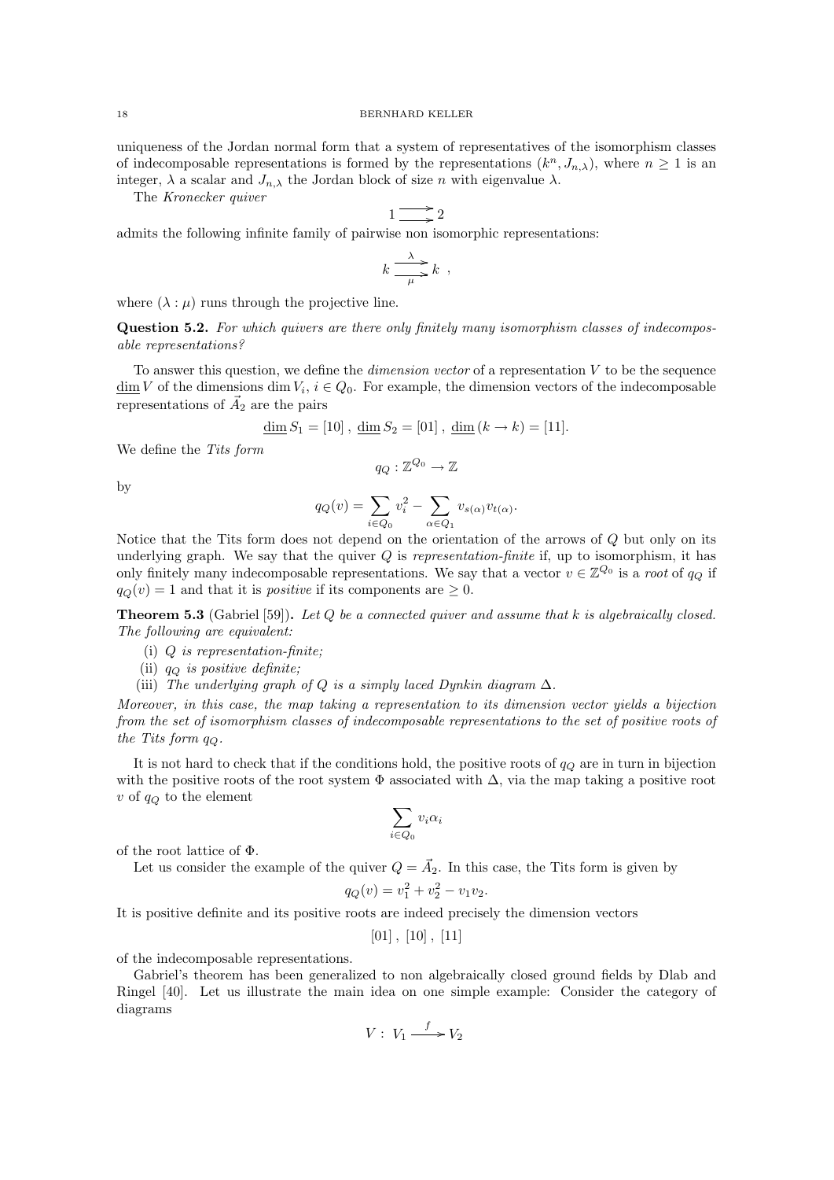uniqueness of the Jordan normal form that a system of representatives of the isomorphism classes of indecomposable representations is formed by the representations $(k^n, J_{n,\lambda})$, where $n \geq 1$ is an integer, $\lambda$ a scalar and $J_{n,\lambda}$ the Jordan block of size $n$ with eigenvalue $\lambda$.

The *Kronecker quiver*

$$1 \rightrightarrows 2$$

admits the following infinite family of pairwise non isomorphic representations:

$$k \underset{\mu}{\overset{\lambda}{\rightrightarrows}} k \ ,$$

where $(\lambda : \mu)$ runs through the projective line.

**Question 5.2.** *For which quivers are there only finitely many isomorphism classes of indecomposable representations?*

To answer this question, we define the *dimension vector* of a representation $V$ to be the sequence $\underline{\dim}\, V$ of the dimensions $\dim V_i$, $i \in Q_0$. For example, the dimension vectors of the indecomposable representations of $\vec{A}_2$ are the pairs

$$\underline{\dim}\, S_1 = [10]\ ,\ \underline{\dim}\, S_2 = [01]\ ,\ \underline{\dim}\, (k \to k) = [11].$$

We define the *Tits form*

$$q_Q : \mathbb{Z}^{Q_0} \to \mathbb{Z}$$

by

$$q_Q(v) = \sum_{i \in Q_0} v_i^2 - \sum_{\alpha \in Q_1} v_{s(\alpha)} v_{t(\alpha)}.$$

Notice that the Tits form does not depend on the orientation of the arrows of $Q$ but only on its underlying graph. We say that the quiver $Q$ is *representation-finite* if, up to isomorphism, it has only finitely many indecomposable representations. We say that a vector $v \in \mathbb{Z}^{Q_0}$ is a *root* of $q_Q$ if $q_Q(v) = 1$ and that it is *positive* if its components are $\geq 0$.

**Theorem 5.3** (Gabriel [59])**.** *Let $Q$ be a connected quiver and assume that $k$ is algebraically closed. The following are equivalent:*

(i) *$Q$ is representation-finite;*
(ii) *$q_Q$ is positive definite;*
(iii) *The underlying graph of $Q$ is a simply laced Dynkin diagram $\Delta$.*

*Moreover, in this case, the map taking a representation to its dimension vector yields a bijection from the set of isomorphism classes of indecomposable representations to the set of positive roots of the Tits form $q_Q$.*

It is not hard to check that if the conditions hold, the positive roots of $q_Q$ are in turn in bijection with the positive roots of the root system $\Phi$ associated with $\Delta$, via the map taking a positive root $v$ of $q_Q$ to the element

$$\sum_{i \in Q_0} v_i \alpha_i$$

of the root lattice of $\Phi$.

Let us consider the example of the quiver $Q = \vec{A}_2$. In this case, the Tits form is given by

$$q_Q(v) = v_1^2 + v_2^2 - v_1 v_2.$$

It is positive definite and its positive roots are indeed precisely the dimension vectors

$$[01]\ ,\ [10]\ ,\ [11]$$

of the indecomposable representations.

Gabriel's theorem has been generalized to non algebraically closed ground fields by Dlab and Ringel [40]. Let us illustrate the main idea on one simple example: Consider the category of diagrams

$$V :\ V_1 \xrightarrow{\ f\ } V_2$$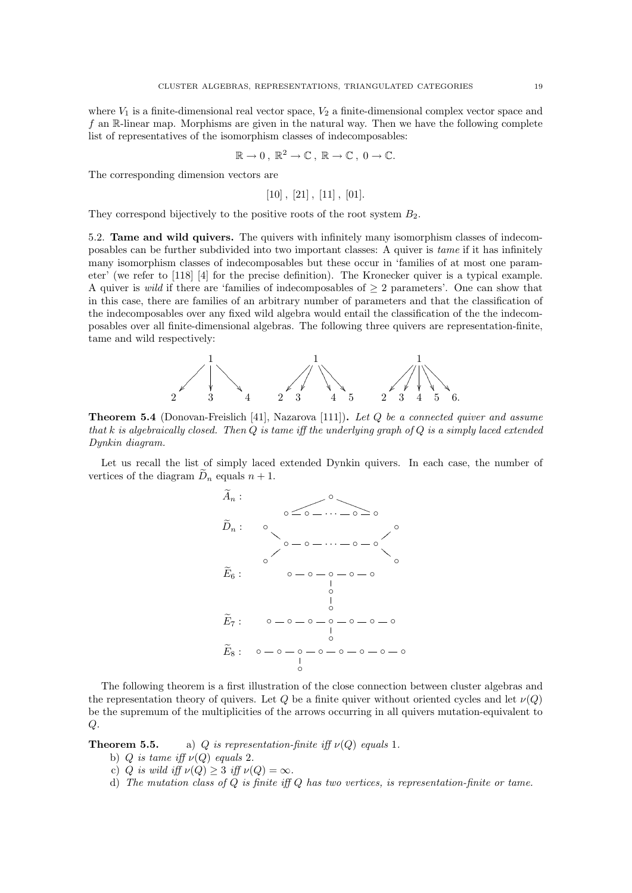where $V_1$ is a finite-dimensional real vector space, $V_2$ a finite-dimensional complex vector space and $f$ an $\mathbb{R}$-linear map. Morphisms are given in the natural way. Then we have the following complete list of representatives of the isomorphism classes of indecomposables:

$$\mathbb{R} \to 0\,,\ \mathbb{R}^2 \to \mathbb{C}\,,\ \mathbb{R} \to \mathbb{C}\,,\ 0 \to \mathbb{C}.$$

The corresponding dimension vectors are

$$[10]\,,\ [21]\,,\ [11]\,,\ [01].$$

They correspond bijectively to the positive roots of the root system $B_2$.

5.2. **Tame and wild quivers.** The quivers with infinitely many isomorphism classes of indecomposables can be further subdivided into two important classes: A quiver is *tame* if it has infinitely many isomorphism classes of indecomposables but these occur in 'families of at most one parameter' (we refer to [118] [4] for the precise definition). The Kronecker quiver is a typical example. A quiver is *wild* if there are 'families of indecomposables of $\geq 2$ parameters'. One can show that in this case, there are families of an arbitrary number of parameters and that the classification of the indecomposables over any fixed wild algebra would entail the classification of the the indecomposables over all finite-dimensional algebras. The following three quivers are representation-finite, tame and wild respectively:

$$\begin{array}{ccc} 1 \to 2,\ 1 \to 3,\ 1 \to 4 & \qquad 1 \to 2,\ 1 \to 3,\ 1 \to 4,\ 1 \to 5 & \qquad 1 \to 2,\ 1 \to 3,\ 1 \to 4,\ 1 \to 5,\ 1 \to 6. \end{array}$$

**Theorem 5.4** (Donovan-Freislich [41], Nazarova [111])**.** *Let $Q$ be a connected quiver and assume that $k$ is algebraically closed. Then $Q$ is tame iff the underlying graph of $Q$ is a simply laced extended Dynkin diagram.*

Let us recall the list of simply laced extended Dynkin quivers. In each case, the number of vertices of the diagram $\widetilde{D}_n$ equals $n+1$.

$\widetilde{A}_n$ : a cycle $\circ - \circ - \cdots - \circ - \circ$ with an additional vertex $\circ$ joined to both ends.

$\widetilde{D}_n$ : a chain $\circ - \circ - \cdots - \circ - \circ$ with two additional vertices attached to each end.

$\widetilde{E}_6$ : $\circ - \circ - \circ - \circ - \circ$ with a branch $\circ - \circ$ attached to the middle vertex.

$\widetilde{E}_7$ : $\circ - \circ - \circ - \circ - \circ - \circ - \circ$ with one vertex $\circ$ attached to the middle vertex.

$\widetilde{E}_8$ : $\circ - \circ - \circ - \circ - \circ - \circ - \circ - \circ$ with one vertex $\circ$ attached to the third vertex.

The following theorem is a first illustration of the close connection between cluster algebras and the representation theory of quivers. Let $Q$ be a finite quiver without oriented cycles and let $\nu(Q)$ be the supremum of the multiplicities of the arrows occurring in all quivers mutation-equivalent to $Q$.

**Theorem 5.5.** a) *$Q$ is representation-finite iff $\nu(Q)$ equals 1.*

b) *$Q$ is tame iff $\nu(Q)$ equals 2.*

c) *$Q$ is wild iff $\nu(Q) \geq 3$ iff $\nu(Q) = \infty$.*

d) *The mutation class of $Q$ is finite iff $Q$ has two vertices, is representation-finite or tame.*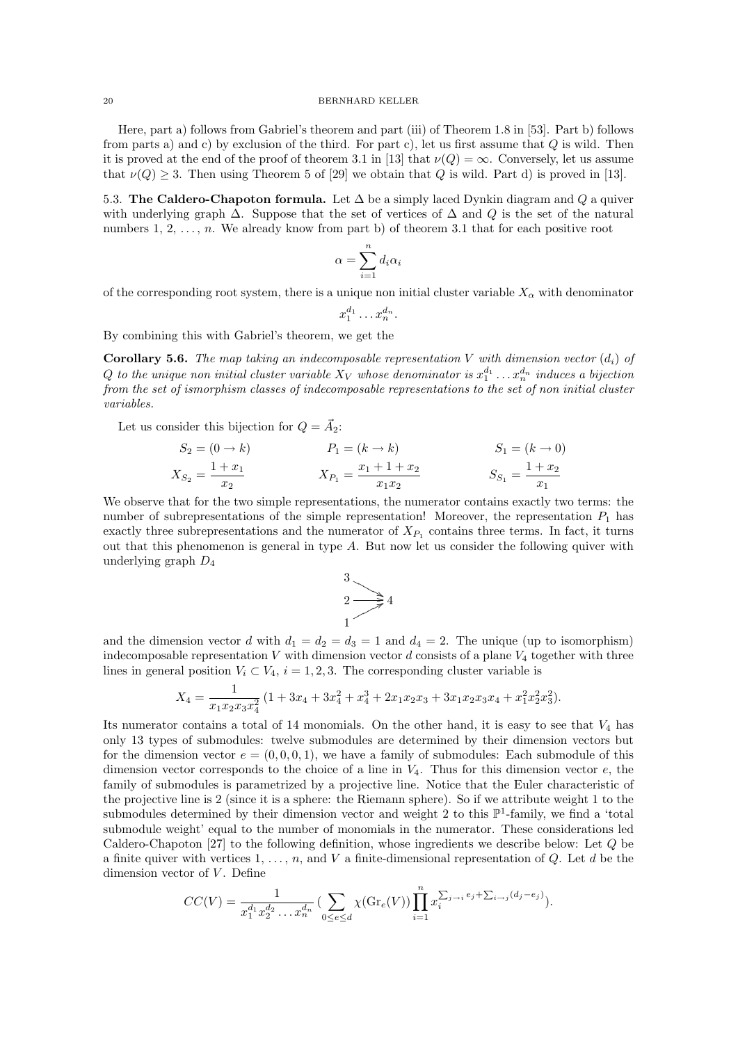Here, part a) follows from Gabriel's theorem and part (iii) of Theorem 1.8 in [53]. Part b) follows from parts a) and c) by exclusion of the third. For part c), let us first assume that $Q$ is wild. Then it is proved at the end of the proof of theorem 3.1 in [13] that $\nu(Q) = \infty$. Conversely, let us assume that $\nu(Q) \geq 3$. Then using Theorem 5 of [29] we obtain that $Q$ is wild. Part d) is proved in [13].

5.3. **The Caldero-Chapoton formula.** Let $\Delta$ be a simply laced Dynkin diagram and $Q$ a quiver with underlying graph $\Delta$. Suppose that the set of vertices of $\Delta$ and $Q$ is the set of the natural numbers 1, 2, …, $n$. We already know from part b) of theorem 3.1 that for each positive root

$$\alpha = \sum_{i=1}^{n} d_i \alpha_i$$

of the corresponding root system, there is a unique non initial cluster variable $X_\alpha$ with denominator

$$x_1^{d_1} \ldots x_n^{d_n}.$$

By combining this with Gabriel's theorem, we get the

**Corollary 5.6.** *The map taking an indecomposable representation $V$ with dimension vector $(d_i)$ of $Q$ to the unique non initial cluster variable $X_V$ whose denominator is $x_1^{d_1} \ldots x_n^{d_n}$ induces a bijection from the set of isomorphism classes of indecomposable representations to the set of non initial cluster variables.*

Let us consider this bijection for $Q = \vec{A}_2$:

$$S_2 = (0 \to k) \qquad P_1 = (k \to k) \qquad S_1 = (k \to 0)$$

$$X_{S_2} = \frac{1 + x_1}{x_2} \qquad X_{P_1} = \frac{x_1 + 1 + x_2}{x_1 x_2} \qquad S_{S_1} = \frac{1 + x_2}{x_1}$$

We observe that for the two simple representations, the numerator contains exactly two terms: the number of subrepresentations of the simple representation! Moreover, the representation $P_1$ has exactly three subrepresentations and the numerator of $X_{P_1}$ contains three terms. In fact, it turns out that this phenomenon is general in type $A$. But now let us consider the following quiver with underlying graph $D_4$

$$\begin{array}{l} 3 \searrow \\ 2 \longrightarrow 4 \\ 1 \nearrow \end{array}$$

and the dimension vector $d$ with $d_1 = d_2 = d_3 = 1$ and $d_4 = 2$. The unique (up to isomorphism) indecomposable representation $V$ with dimension vector $d$ consists of a plane $V_4$ together with three lines in general position $V_i \subset V_4$, $i = 1, 2, 3$. The corresponding cluster variable is

$$X_4 = \frac{1}{x_1 x_2 x_3 x_4^2} \left(1 + 3x_4 + 3x_4^2 + x_4^3 + 2x_1x_2x_3 + 3x_1x_2x_3x_4 + x_1^2x_2^2x_3^2\right).$$

Its numerator contains a total of 14 monomials. On the other hand, it is easy to see that $V_4$ has only 13 types of submodules: twelve submodules are determined by their dimension vectors but for the dimension vector $e = (0, 0, 0, 1)$, we have a family of submodules: Each submodule of this dimension vector corresponds to the choice of a line in $V_4$. Thus for this dimension vector $e$, the family of submodules is parametrized by a projective line. Notice that the Euler characteristic of the projective line is 2 (since it is a sphere: the Riemann sphere). So if we attribute weight 1 to the submodules determined by their dimension vector and weight 2 to this $\mathbb{P}^1$-family, we find a 'total submodule weight' equal to the number of monomials in the numerator. These considerations led Caldero-Chapoton [27] to the following definition, whose ingredients we describe below: Let $Q$ be a finite quiver with vertices 1, …, $n$, and $V$ a finite-dimensional representation of $Q$. Let $d$ be the dimension vector of $V$. Define

$$CC(V) = \frac{1}{x_1^{d_1} x_2^{d_2} \ldots x_n^{d_n}} \left( \sum_{0 \leq e \leq d} \chi(\mathrm{Gr}_e(V)) \prod_{i=1}^{n} x_i^{\sum_{j \to i} e_j + \sum_{i \to j} (d_j - e_j)} \right).$$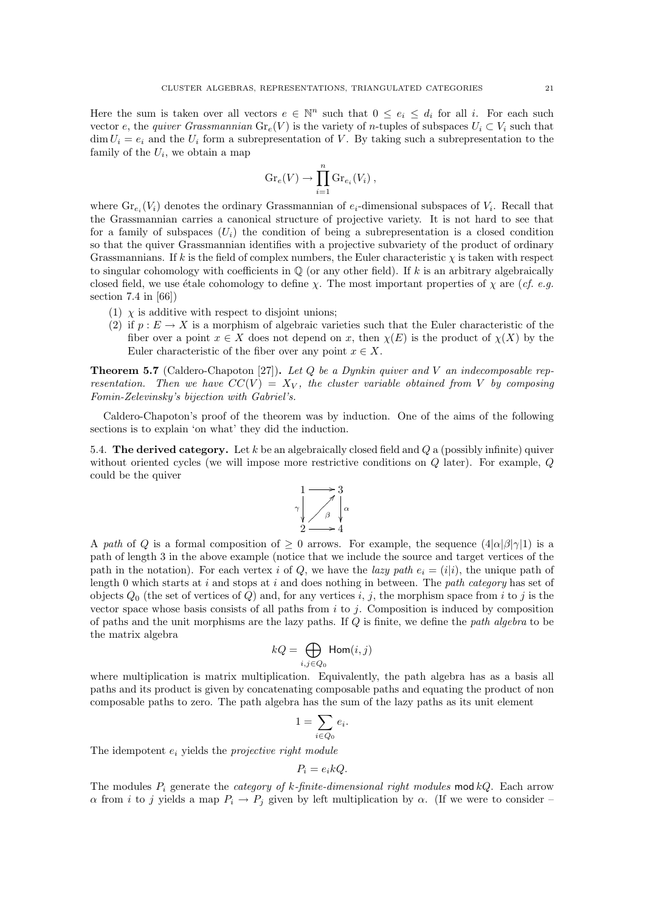Here the sum is taken over all vectors $e \in \mathbb{N}^n$ such that $0 \leq e_i \leq d_i$ for all $i$. For each such vector $e$, the *quiver Grassmannian* $\mathrm{Gr}_e(V)$ is the variety of $n$-tuples of subspaces $U_i \subset V_i$ such that $\dim U_i = e_i$ and the $U_i$ form a subrepresentation of $V$. By taking such a subrepresentation to the family of the $U_i$, we obtain a map

$$\mathrm{Gr}_e(V) \to \prod_{i=1}^{n} \mathrm{Gr}_{e_i}(V_i)\,,$$

where $\mathrm{Gr}_{e_i}(V_i)$ denotes the ordinary Grassmannian of $e_i$-dimensional subspaces of $V_i$. Recall that the Grassmannian carries a canonical structure of projective variety. It is not hard to see that for a family of subspaces $(U_i)$ the condition of being a subrepresentation is a closed condition so that the quiver Grassmannian identifies with a projective subvariety of the product of ordinary Grassmannians. If $k$ is the field of complex numbers, the Euler characteristic $\chi$ is taken with respect to singular cohomology with coefficients in $\mathbb{Q}$ (or any other field). If $k$ is an arbitrary algebraically closed field, we use étale cohomology to define $\chi$. The most important properties of $\chi$ are (*cf. e.g.* section 7.4 in [66])

(1) $\chi$ is additive with respect to disjoint unions;
(2) if $p : E \to X$ is a morphism of algebraic varieties such that the Euler characteristic of the fiber over a point $x \in X$ does not depend on $x$, then $\chi(E)$ is the product of $\chi(X)$ by the Euler characteristic of the fiber over any point $x \in X$.

**Theorem 5.7** (Caldero-Chapoton [27]). *Let $Q$ be a Dynkin quiver and $V$ an indecomposable representation. Then we have $CC(V) = X_V$, the cluster variable obtained from $V$ by composing Fomin-Zelevinsky's bijection with Gabriel's.*

Caldero-Chapoton's proof of the theorem was by induction. One of the aims of the following sections is to explain 'on what' they did the induction.

5.4. **The derived category.** Let $k$ be an algebraically closed field and $Q$ a (possibly infinite) quiver without oriented cycles (we will impose more restrictive conditions on $Q$ later). For example, $Q$ could be the quiver

$$\begin{array}{ccc} 1 & \longrightarrow & 3 \\ {\scriptstyle\gamma}\downarrow & \nearrow_{\beta} & \downarrow{\scriptstyle\alpha} \\ 2 & \longrightarrow & 4 \end{array}$$

A *path* of $Q$ is a formal composition of $\geq 0$ arrows. For example, the sequence $(4|\alpha|\beta|\gamma|1)$ is a path of length 3 in the above example (notice that we include the source and target vertices of the path in the notation). For each vertex $i$ of $Q$, we have the *lazy path* $e_i = (i|i)$, the unique path of length 0 which starts at $i$ and stops at $i$ and does nothing in between. The *path category* has set of objects $Q_0$ (the set of vertices of $Q$) and, for any vertices $i$, $j$, the morphism space from $i$ to $j$ is the vector space whose basis consists of all paths from $i$ to $j$. Composition is induced by composition of paths and the unit morphisms are the lazy paths. If $Q$ is finite, we define the *path algebra* to be the matrix algebra

$$kQ = \bigoplus_{i,j \in Q_0} \mathsf{Hom}(i,j)$$

where multiplication is matrix multiplication. Equivalently, the path algebra has as a basis all paths and its product is given by concatenating composable paths and equating the product of non composable paths to zero. The path algebra has the sum of the lazy paths as its unit element

$$1 = \sum_{i \in Q_0} e_i.$$

The idempotent $e_i$ yields the *projective right module*

$$P_i = e_i kQ.$$

The modules $P_i$ generate the *category of $k$-finite-dimensional right modules* $\mathsf{mod}\, kQ$. Each arrow $\alpha$ from $i$ to $j$ yields a map $P_i \to P_j$ given by left multiplication by $\alpha$. (If we were to consider –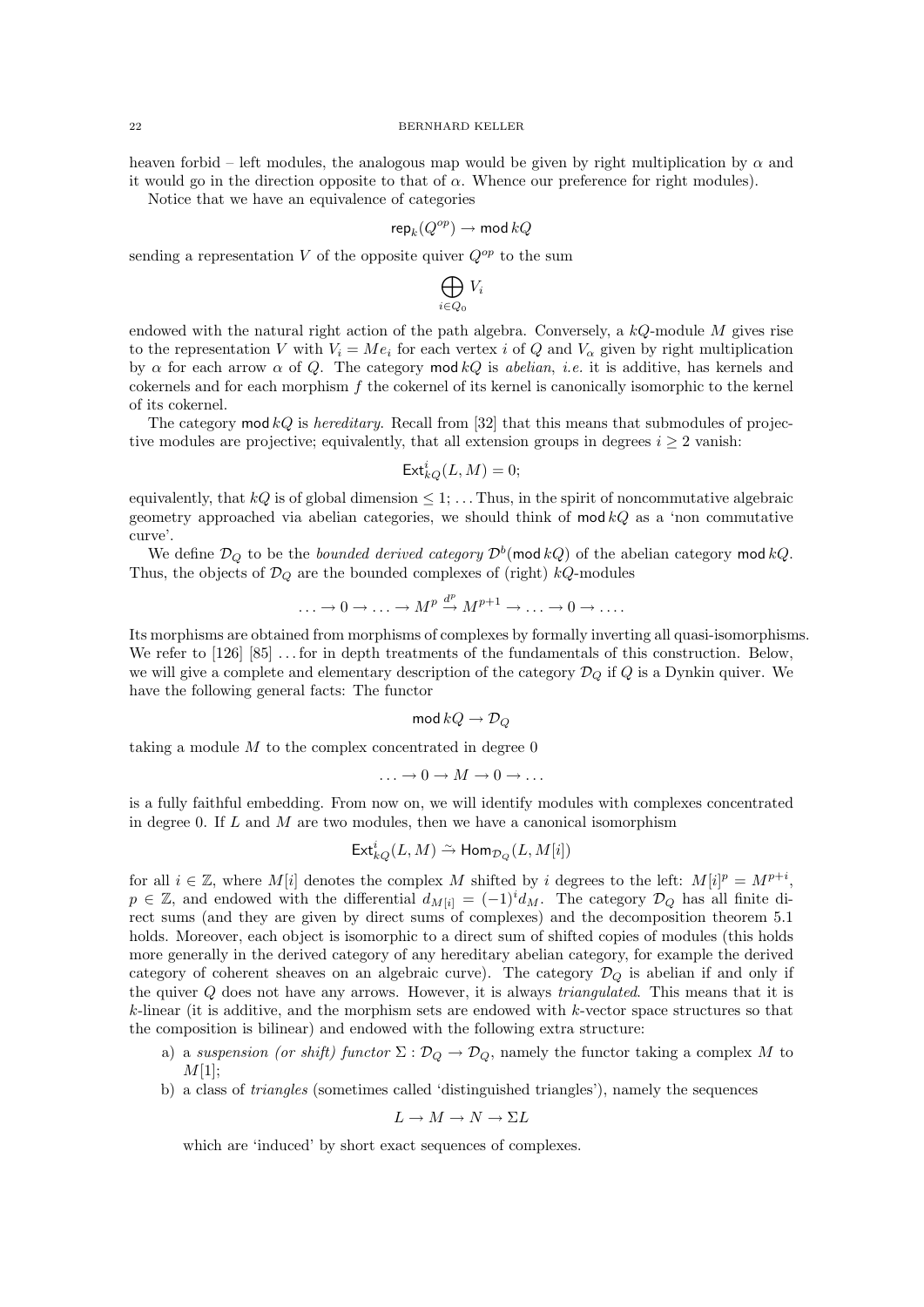heaven forbid – left modules, the analogous map would be given by right multiplication by $\alpha$ and it would go in the direction opposite to that of $\alpha$. Whence our preference for right modules).

Notice that we have an equivalence of categories

$$\mathsf{rep}_k(Q^{op}) \to \mathsf{mod}\, kQ$$

sending a representation $V$ of the opposite quiver $Q^{op}$ to the sum

$$\bigoplus_{i \in Q_0} V_i$$

endowed with the natural right action of the path algebra. Conversely, a $kQ$-module $M$ gives rise to the representation $V$ with $V_i = Me_i$ for each vertex $i$ of $Q$ and $V_\alpha$ given by right multiplication by $\alpha$ for each arrow $\alpha$ of $Q$. The category $\mathsf{mod}\, kQ$ is *abelian*, *i.e.* it is additive, has kernels and cokernels and for each morphism $f$ the cokernel of its kernel is canonically isomorphic to the kernel of its cokernel.

The category $\mathsf{mod}\, kQ$ is *hereditary*. Recall from [32] that this means that submodules of projective modules are projective; equivalently, that all extension groups in degrees $i \geq 2$ vanish:

$$\mathsf{Ext}^i_{kQ}(L, M) = 0;$$

equivalently, that $kQ$ is of global dimension $\leq 1$; ... Thus, in the spirit of noncommutative algebraic geometry approached via abelian categories, we should think of $\mathsf{mod}\, kQ$ as a 'non commutative curve'.

We define $\mathcal{D}_Q$ to be the *bounded derived category* $\mathcal{D}^b(\mathsf{mod}\, kQ)$ of the abelian category $\mathsf{mod}\, kQ$. Thus, the objects of $\mathcal{D}_Q$ are the bounded complexes of (right) $kQ$-modules

$$\ldots \to 0 \to \ldots \to M^p \xrightarrow{d^p} M^{p+1} \to \ldots \to 0 \to \ldots.$$

Its morphisms are obtained from morphisms of complexes by formally inverting all quasi-isomorphisms. We refer to [126] [85] ... for in depth treatments of the fundamentals of this construction. Below, we will give a complete and elementary description of the category $\mathcal{D}_Q$ if $Q$ is a Dynkin quiver. We have the following general facts: The functor

$$\mathsf{mod}\, kQ \to \mathcal{D}_Q$$

taking a module $M$ to the complex concentrated in degree 0

$$\ldots \to 0 \to M \to 0 \to \ldots$$

is a fully faithful embedding. From now on, we will identify modules with complexes concentrated in degree 0. If $L$ and $M$ are two modules, then we have a canonical isomorphism

$$\mathsf{Ext}^i_{kQ}(L, M) \xrightarrow{\sim} \mathsf{Hom}_{\mathcal{D}_Q}(L, M[i])$$

for all $i \in \mathbb{Z}$, where $M[i]$ denotes the complex $M$ shifted by $i$ degrees to the left: $M[i]^p = M^{p+i}$, $p \in \mathbb{Z}$, and endowed with the differential $d_{M[i]} = (-1)^i d_M$. The category $\mathcal{D}_Q$ has all finite direct sums (and they are given by direct sums of complexes) and the decomposition theorem 5.1 holds. Moreover, each object is isomorphic to a direct sum of shifted copies of modules (this holds more generally in the derived category of any hereditary abelian category, for example the derived category of coherent sheaves on an algebraic curve). The category $\mathcal{D}_Q$ is abelian if and only if the quiver $Q$ does not have any arrows. However, it is always *triangulated*. This means that it is $k$-linear (it is additive, and the morphism sets are endowed with $k$-vector space structures so that the composition is bilinear) and endowed with the following extra structure:

a) a *suspension (or shift) functor* $\Sigma : \mathcal{D}_Q \to \mathcal{D}_Q$, namely the functor taking a complex $M$ to $M[1]$;
b) a class of *triangles* (sometimes called 'distinguished triangles'), namely the sequences

$$L \to M \to N \to \Sigma L$$

which are 'induced' by short exact sequences of complexes.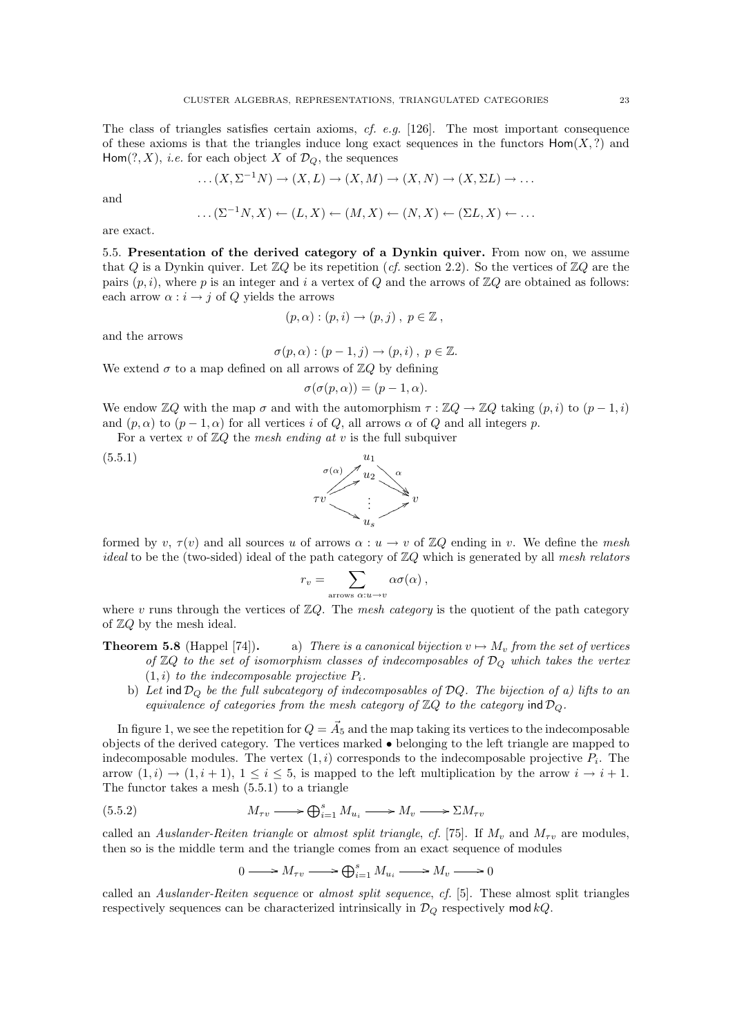The class of triangles satisfies certain axioms, *cf. e.g.* [126]. The most important consequence of these axioms is that the triangles induce long exact sequences in the functors $\mathsf{Hom}(X,?)$ and $\mathsf{Hom}(?,X)$, *i.e.* for each object $X$ of $\mathcal{D}_Q$, the sequences

$$\dots (X, \Sigma^{-1}N) \to (X, L) \to (X, M) \to (X, N) \to (X, \Sigma L) \to \dots$$

and

$$\dots (\Sigma^{-1}N, X) \leftarrow (L, X) \leftarrow (M, X) \leftarrow (N, X) \leftarrow (\Sigma L, X) \leftarrow \dots$$

are exact.

**5.5. Presentation of the derived category of a Dynkin quiver.** From now on, we assume that $Q$ is a Dynkin quiver. Let $\mathbb{Z}Q$ be its repetition (*cf.* section 2.2). So the vertices of $\mathbb{Z}Q$ are the pairs $(p, i)$, where $p$ is an integer and $i$ a vertex of $Q$ and the arrows of $\mathbb{Z}Q$ are obtained as follows: each arrow $\alpha : i \to j$ of $Q$ yields the arrows

$$(p, \alpha) : (p, i) \to (p, j) \, , \; p \in \mathbb{Z} \, ,$$

and the arrows

$$\sigma(p, \alpha) : (p-1, j) \to (p, i) \, , \; p \in \mathbb{Z}.$$

We extend $\sigma$ to a map defined on all arrows of $\mathbb{Z}Q$ by defining

$$\sigma(\sigma(p, \alpha)) = (p-1, \alpha).$$

We endow $\mathbb{Z}Q$ with the map $\sigma$ and with the automorphism $\tau : \mathbb{Z}Q \to \mathbb{Z}Q$ taking $(p, i)$ to $(p-1, i)$ and $(p, \alpha)$ to $(p-1, \alpha)$ for all vertices $i$ of $Q$, all arrows $\alpha$ of $Q$ and all integers $p$.

For a vertex $v$ of $\mathbb{Z}Q$ the *mesh ending at* $v$ is the full subquiver

(5.5.1)
$$\begin{array}{ccccc} & & u_1 & & \\ & \overset{\sigma(\alpha)}{\nearrow} & u_2 & \overset{\alpha}{\searrow} & \\ \tau v & \nearrow & \vdots & \searrow & v \\ & \searrow & u_s & \nearrow & \end{array}$$

formed by $v$, $\tau(v)$ and all sources $u$ of arrows $\alpha : u \to v$ of $\mathbb{Z}Q$ ending in $v$. We define the *mesh ideal* to be the (two-sided) ideal of the path category of $\mathbb{Z}Q$ which is generated by all *mesh relators*

$$r_v = \sum_{\text{arrows } \alpha : u \to v} \alpha \sigma(\alpha) \, ,$$

where $v$ runs through the vertices of $\mathbb{Z}Q$. The *mesh category* is the quotient of the path category of $\mathbb{Z}Q$ by the mesh ideal.

**Theorem 5.8** (Happel [74]). a) *There is a canonical bijection $v \mapsto M_v$ from the set of vertices of $\mathbb{Z}Q$ to the set of isomorphism classes of indecomposables of $\mathcal{D}_Q$ which takes the vertex $(1, i)$ to the indecomposable projective $P_i$.*

b) *Let $\mathsf{ind}\, \mathcal{D}_Q$ be the full subcategory of indecomposables of $\mathcal{D}Q$. The bijection of a) lifts to an equivalence of categories from the mesh category of $\mathbb{Z}Q$ to the category $\mathsf{ind}\, \mathcal{D}_Q$.*

In figure 1, we see the repetition for $Q = \vec{A}_5$ and the map taking its vertices to the indecomposable objects of the derived category. The vertices marked $\bullet$ belonging to the left triangle are mapped to indecomposable modules. The vertex $(1, i)$ corresponds to the indecomposable projective $P_i$. The arrow $(1, i) \to (1, i+1)$, $1 \le i \le 5$, is mapped to the left multiplication by the arrow $i \to i+1$. The functor takes a mesh (5.5.1) to a triangle

(5.5.2)
$$M_{\tau v} \longrightarrow \bigoplus_{i=1}^{s} M_{u_i} \longrightarrow M_v \longrightarrow \Sigma M_{\tau v}$$

called an *Auslander-Reiten triangle* or *almost split triangle*, *cf.* [75]. If $M_v$ and $M_{\tau v}$ are modules, then so is the middle term and the triangle comes from an exact sequence of modules

$$0 \longrightarrow M_{\tau v} \longrightarrow \bigoplus_{i=1}^{s} M_{u_i} \longrightarrow M_v \longrightarrow 0$$

called an *Auslander-Reiten sequence* or *almost split sequence*, *cf.* [5]. These almost split triangles respectively sequences can be characterized intrinsically in $\mathcal{D}_Q$ respectively $\mathsf{mod}\, kQ$.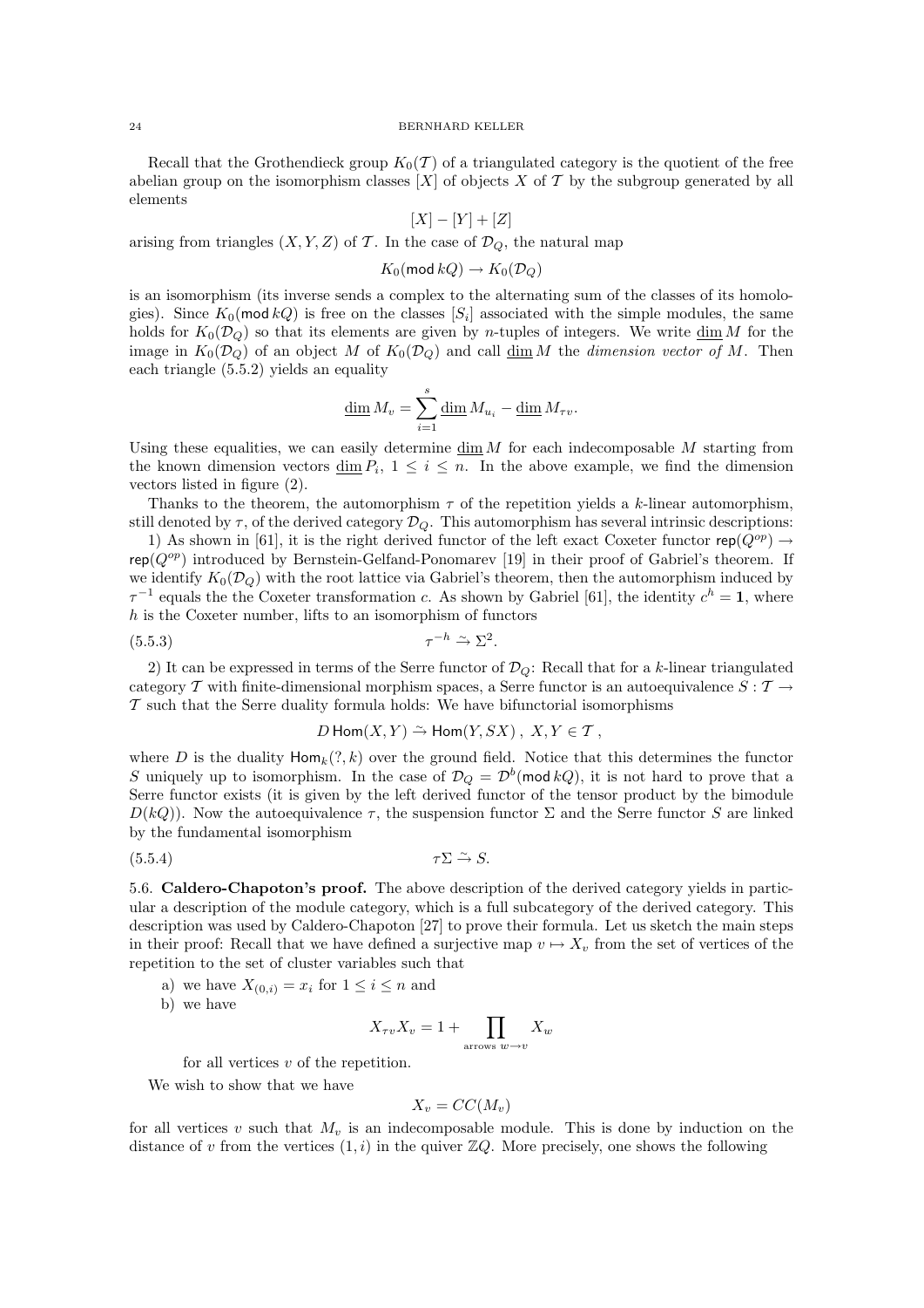Recall that the Grothendieck group $K_0(\mathcal{T})$ of a triangulated category is the quotient of the free abelian group on the isomorphism classes $[X]$ of objects $X$ of $\mathcal{T}$ by the subgroup generated by all elements

$$[X] - [Y] + [Z]$$

arising from triangles $(X, Y, Z)$ of $\mathcal{T}$. In the case of $\mathcal{D}_Q$, the natural map

$$K_0(\mathsf{mod}\, kQ) \to K_0(\mathcal{D}_Q)$$

is an isomorphism (its inverse sends a complex to the alternating sum of the classes of its homologies). Since $K_0(\mathsf{mod}\, kQ)$ is free on the classes $[S_i]$ associated with the simple modules, the same holds for $K_0(\mathcal{D}_Q)$ so that its elements are given by $n$-tuples of integers. We write $\underline{\dim}\, M$ for the image in $K_0(\mathcal{D}_Q)$ of an object $M$ of $K_0(\mathcal{D}_Q)$ and call $\underline{\dim}\, M$ the *dimension vector of* $M$. Then each triangle (5.5.2) yields an equality

$$\underline{\dim}\, M_v = \sum_{i=1}^{s} \underline{\dim}\, M_{u_i} - \underline{\dim}\, M_{\tau v}.$$

Using these equalities, we can easily determine $\underline{\dim}\, M$ for each indecomposable $M$ starting from the known dimension vectors $\underline{\dim}\, P_i$, $1 \leq i \leq n$. In the above example, we find the dimension vectors listed in figure (2).

Thanks to the theorem, the automorphism $\tau$ of the repetition yields a $k$-linear automorphism, still denoted by $\tau$, of the derived category $\mathcal{D}_Q$. This automorphism has several intrinsic descriptions:

1) As shown in [61], it is the right derived functor of the left exact Coxeter functor $\mathsf{rep}(Q^{op}) \to \mathsf{rep}(Q^{op})$ introduced by Bernstein-Gelfand-Ponomarev [19] in their proof of Gabriel's theorem. If we identify $K_0(\mathcal{D}_Q)$ with the root lattice via Gabriel's theorem, then the automorphism induced by $\tau^{-1}$ equals the the Coxeter transformation $c$. As shown by Gabriel [61], the identity $c^h = \mathbf{1}$, where $h$ is the Coxeter number, lifts to an isomorphism of functors

$$\tau^{-h} \xrightarrow{\sim} \Sigma^2. \tag{5.5.3}$$

2) It can be expressed in terms of the Serre functor of $\mathcal{D}_Q$: Recall that for a $k$-linear triangulated category $\mathcal{T}$ with finite-dimensional morphism spaces, a Serre functor is an autoequivalence $S : \mathcal{T} \to \mathcal{T}$ such that the Serre duality formula holds: We have bifunctorial isomorphisms

$$D\,\mathsf{Hom}(X, Y) \xrightarrow{\sim} \mathsf{Hom}(Y, SX)\ ,\ X, Y \in \mathcal{T}\ ,$$

where $D$ is the duality $\mathsf{Hom}_k(?, k)$ over the ground field. Notice that this determines the functor $S$ uniquely up to isomorphism. In the case of $\mathcal{D}_Q = \mathcal{D}^b(\mathsf{mod}\, kQ)$, it is not hard to prove that a Serre functor exists (it is given by the left derived functor of the tensor product by the bimodule $D(kQ)$). Now the autoequivalence $\tau$, the suspension functor $\Sigma$ and the Serre functor $S$ are linked by the fundamental isomorphism

$$\tau\Sigma \xrightarrow{\sim} S. \tag{5.5.4}$$

**5.6. Caldero-Chapoton's proof.** The above description of the derived category yields in particular a description of the module category, which is a full subcategory of the derived category. This description was used by Caldero-Chapoton [27] to prove their formula. Let us sketch the main steps in their proof: Recall that we have defined a surjective map $v \mapsto X_v$ from the set of vertices of the repetition to the set of cluster variables such that

a) we have $X_{(0,i)} = x_i$ for $1 \leq i \leq n$ and
b) we have

$$X_{\tau v} X_v = 1 + \prod_{\text{arrows } w \to v} X_w$$

for all vertices $v$ of the repetition.

We wish to show that we have

$$X_v = CC(M_v)$$

for all vertices $v$ such that $M_v$ is an indecomposable module. This is done by induction on the distance of $v$ from the vertices $(1, i)$ in the quiver $\mathbb{Z}Q$. More precisely, one shows the following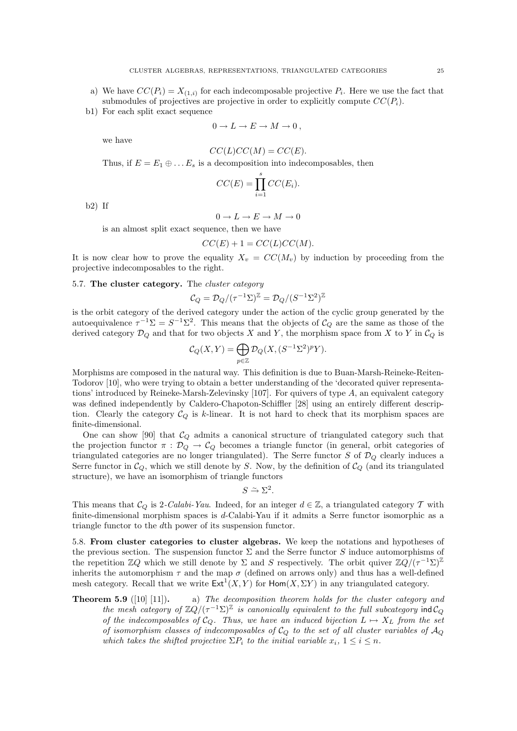a) We have $CC(P_i) = X_{(1,i)}$ for each indecomposable projective $P_i$. Here we use the fact that submodules of projectives are projective in order to explicitly compute $CC(P_i)$.

b1) For each split exact sequence

$$0 \to L \to E \to M \to 0\,,$$

we have

$$CC(L)CC(M) = CC(E).$$

Thus, if $E = E_1 \oplus \ldots E_s$ is a decomposition into indecomposables, then

$$CC(E) = \prod_{i=1}^{s} CC(E_i).$$

b2) If

$$0 \to L \to E \to M \to 0$$

is an almost split exact sequence, then we have

$$CC(E) + 1 = CC(L)CC(M).$$

It is now clear how to prove the equality $X_v = CC(M_v)$ by induction by proceeding from the projective indecomposables to the right.

**5.7. The cluster category.** The *cluster category*

$$\mathcal{C}_Q = \mathcal{D}_Q/(\tau^{-1}\Sigma)^{\mathbb{Z}} = \mathcal{D}_Q/(S^{-1}\Sigma^2)^{\mathbb{Z}}$$

is the orbit category of the derived category under the action of the cyclic group generated by the autoequivalence $\tau^{-1}\Sigma = S^{-1}\Sigma^2$. This means that the objects of $\mathcal{C}_Q$ are the same as those of the derived category $\mathcal{D}_Q$ and that for two objects $X$ and $Y$, the morphism space from $X$ to $Y$ in $\mathcal{C}_Q$ is

$$\mathcal{C}_Q(X,Y) = \bigoplus_{p\in\mathbb{Z}} \mathcal{D}_Q(X, (S^{-1}\Sigma^2)^p Y).$$

Morphisms are composed in the natural way. This definition is due to Buan-Marsh-Reineke-Reiten-Todorov [10], who were trying to obtain a better understanding of the 'decorated quiver representations' introduced by Reineke-Marsh-Zelevinsky [107]. For quivers of type $A$, an equivalent category was defined independently by Caldero-Chapoton-Schiffler [28] using an entirely different description. Clearly the category $\mathcal{C}_Q$ is $k$-linear. It is not hard to check that its morphism spaces are finite-dimensional.

One can show [90] that $\mathcal{C}_Q$ admits a canonical structure of triangulated category such that the projection functor $\pi : \mathcal{D}_Q \to \mathcal{C}_Q$ becomes a triangle functor (in general, orbit categories of triangulated categories are no longer triangulated). The Serre functor $S$ of $\mathcal{D}_Q$ clearly induces a Serre functor in $\mathcal{C}_Q$, which we still denote by $S$. Now, by the definition of $\mathcal{C}_Q$ (and its triangulated structure), we have an isomorphism of triangle functors

$$S \xrightarrow{\sim} \Sigma^2.$$

This means that $\mathcal{C}_Q$ is 2-*Calabi-Yau*. Indeed, for an integer $d \in \mathbb{Z}$, a triangulated category $\mathcal{T}$ with finite-dimensional morphism spaces is $d$-Calabi-Yau if it admits a Serre functor isomorphic as a triangle functor to the $d$th power of its suspension functor.

**5.8. From cluster categories to cluster algebras.** We keep the notations and hypotheses of the previous section. The suspension functor $\Sigma$ and the Serre functor $S$ induce automorphisms of the repetition $\mathbb{Z}Q$ which we still denote by $\Sigma$ and $S$ respectively. The orbit quiver $\mathbb{Z}Q/(\tau^{-1}\Sigma)^{\mathbb{Z}}$ inherits the automorphism $\tau$ and the map $\sigma$ (defined on arrows only) and thus has a well-defined mesh category. Recall that we write $\mathsf{Ext}^1(X,Y)$ for $\mathsf{Hom}(X,\Sigma Y)$ in any triangulated category.

**Theorem 5.9** ([10] [11])**.** a) *The decomposition theorem holds for the cluster category and the mesh category of $\mathbb{Z}Q/(\tau^{-1}\Sigma)^{\mathbb{Z}}$ is canonically equivalent to the full subcategory $\mathsf{ind}\,\mathcal{C}_Q$ of the indecomposables of $\mathcal{C}_Q$. Thus, we have an induced bijection $L \mapsto X_L$ from the set of isomorphism classes of indecomposables of $\mathcal{C}_Q$ to the set of all cluster variables of $\mathcal{A}_Q$ which takes the shifted projective $\Sigma P_i$ to the initial variable $x_i$, $1 \leq i \leq n$.*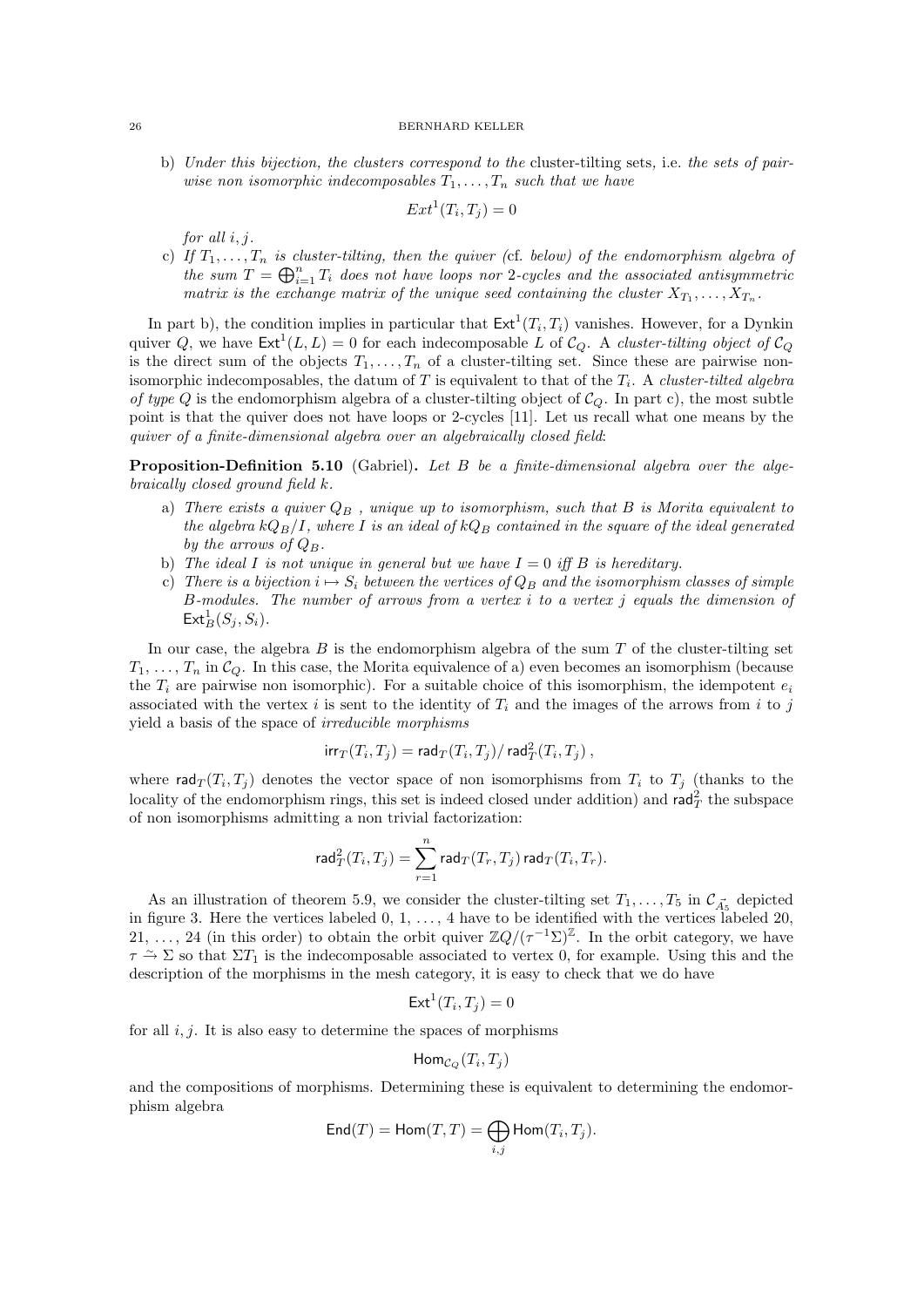b) *Under this bijection, the clusters correspond to the* cluster-tilting sets, *i.e. the sets of pairwise non isomorphic indecomposables $T_1, \ldots, T_n$ such that we have*

$$Ext^1(T_i, T_j) = 0$$

*for all $i, j$.*

c) *If $T_1, \ldots, T_n$ is cluster-tilting, then the quiver (*cf. *below) of the endomorphism algebra of the sum $T = \bigoplus_{i=1}^n T_i$ does not have loops nor 2-cycles and the associated antisymmetric matrix is the exchange matrix of the unique seed containing the cluster $X_{T_1}, \ldots, X_{T_n}$.*

In part b), the condition implies in particular that $\mathsf{Ext}^1(T_i, T_i)$ vanishes. However, for a Dynkin quiver $Q$, we have $\mathsf{Ext}^1(L, L) = 0$ for each indecomposable $L$ of $\mathcal{C}_Q$. A *cluster-tilting object of $\mathcal{C}_Q$* is the direct sum of the objects $T_1, \ldots, T_n$ of a cluster-tilting set. Since these are pairwise non-isomorphic indecomposables, the datum of $T$ is equivalent to that of the $T_i$. A *cluster-tilted algebra of type $Q$* is the endomorphism algebra of a cluster-tilting object of $\mathcal{C}_Q$. In part c), the most subtle point is that the quiver does not have loops or 2-cycles [11]. Let us recall what one means by the *quiver of a finite-dimensional algebra over an algebraically closed field*:

**Proposition-Definition 5.10** (Gabriel)**.** *Let $B$ be a finite-dimensional algebra over the algebraically closed ground field $k$.*

a) *There exists a quiver $Q_B$ , unique up to isomorphism, such that $B$ is Morita equivalent to the algebra $kQ_B/I$, where $I$ is an ideal of $kQ_B$ contained in the square of the ideal generated by the arrows of $Q_B$.*

b) *The ideal $I$ is not unique in general but we have $I = 0$ iff $B$ is hereditary.*

c) *There is a bijection $i \mapsto S_i$ between the vertices of $Q_B$ and the isomorphism classes of simple $B$-modules. The number of arrows from a vertex $i$ to a vertex $j$ equals the dimension of $\mathsf{Ext}^1_B(S_j, S_i)$.*

In our case, the algebra $B$ is the endomorphism algebra of the sum $T$ of the cluster-tilting set $T_1, \ldots, T_n$ in $\mathcal{C}_Q$. In this case, the Morita equivalence of a) even becomes an isomorphism (because the $T_i$ are pairwise non isomorphic). For a suitable choice of this isomorphism, the idempotent $e_i$ associated with the vertex $i$ is sent to the identity of $T_i$ and the images of the arrows from $i$ to $j$ yield a basis of the space of *irreducible morphisms*

$$\mathsf{irr}_T(T_i, T_j) = \mathsf{rad}_T(T_i, T_j)/\,\mathsf{rad}^2_T(T_i, T_j)\,,$$

where $\mathsf{rad}_T(T_i, T_j)$ denotes the vector space of non isomorphisms from $T_i$ to $T_j$ (thanks to the locality of the endomorphism rings, this set is indeed closed under addition) and $\mathsf{rad}^2_T$ the subspace of non isomorphisms admitting a non trivial factorization:

$$\mathsf{rad}^2_T(T_i, T_j) = \sum_{r=1}^n \mathsf{rad}_T(T_r, T_j)\,\mathsf{rad}_T(T_i, T_r).$$

As an illustration of theorem 5.9, we consider the cluster-tilting set $T_1, \ldots, T_5$ in $\mathcal{C}_{\vec{A}_5}$ depicted in figure 3. Here the vertices labeled 0, 1, ..., 4 have to be identified with the vertices labeled 20, 21, ..., 24 (in this order) to obtain the orbit quiver $\mathbb{Z}Q/(\tau^{-1}\Sigma)^{\mathbb{Z}}$. In the orbit category, we have $\tau \xrightarrow{\sim} \Sigma$ so that $\Sigma T_1$ is the indecomposable associated to vertex 0, for example. Using this and the description of the morphisms in the mesh category, it is easy to check that we do have

$$\mathsf{Ext}^1(T_i, T_j) = 0$$

for all $i, j$. It is also easy to determine the spaces of morphisms

$$\mathsf{Hom}_{\mathcal{C}_Q}(T_i, T_j)$$

and the compositions of morphisms. Determining these is equivalent to determining the endomorphism algebra

$$\mathsf{End}(T) = \mathsf{Hom}(T, T) = \bigoplus_{i,j} \mathsf{Hom}(T_i, T_j).$$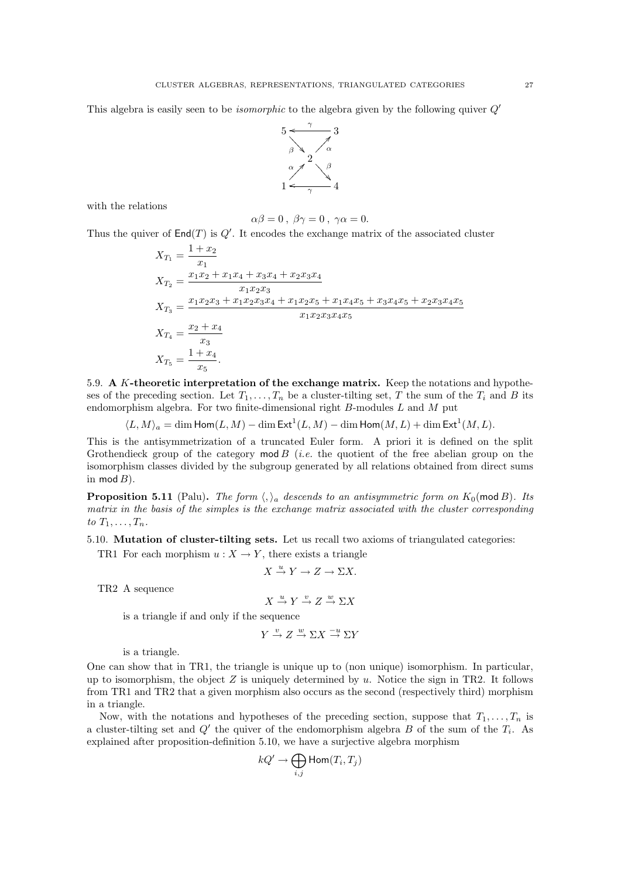This algebra is easily seen to be *isomorphic* to the algebra given by the following quiver $Q'$

$$
\begin{array}{ccccc}
5 & & \xleftarrow{\;\;\gamma\;\;} & & 3 \\
& \overset{\beta}{\searrow} & & \nearrow^{\alpha} & \\
& & 2 & & \\
& \nearrow^{\alpha} & & \overset{\beta}{\searrow} & \\
1 & & \xleftarrow[\;\;\gamma\;\;]{} & & 4
\end{array}
$$

with the relations

$$\alpha\beta = 0\,,\ \beta\gamma = 0\,,\ \gamma\alpha = 0.$$

Thus the quiver of $\mathsf{End}(T)$ is $Q'$. It encodes the exchange matrix of the associated cluster

$$
\begin{aligned}
X_{T_1} &= \frac{1 + x_2}{x_1} \\
X_{T_2} &= \frac{x_1x_2 + x_1x_4 + x_3x_4 + x_2x_3x_4}{x_1x_2x_3} \\
X_{T_3} &= \frac{x_1x_2x_3 + x_1x_2x_3x_4 + x_1x_2x_5 + x_1x_4x_5 + x_3x_4x_5 + x_2x_3x_4x_5}{x_1x_2x_3x_4x_5} \\
X_{T_4} &= \frac{x_2 + x_4}{x_3} \\
X_{T_5} &= \frac{1 + x_4}{x_5}.
\end{aligned}
$$

5.9. **A $K$-theoretic interpretation of the exchange matrix.** Keep the notations and hypotheses of the preceding section. Let $T_1, \ldots, T_n$ be a cluster-tilting set, $T$ the sum of the $T_i$ and $B$ its endomorphism algebra. For two finite-dimensional right $B$-modules $L$ and $M$ put

$$\langle L, M\rangle_a = \dim \mathsf{Hom}(L, M) - \dim \mathsf{Ext}^1(L, M) - \dim \mathsf{Hom}(M, L) + \dim \mathsf{Ext}^1(M, L).$$

This is the antisymmetrization of a truncated Euler form. A priori it is defined on the split Grothendieck group of the category $\mathsf{mod}\, B$ (*i.e.* the quotient of the free abelian group on the isomorphism classes divided by the subgroup generated by all relations obtained from direct sums in $\mathsf{mod}\, B$).

**Proposition 5.11** (Palu)**.** *The form $\langle , \rangle_a$ descends to an antisymmetric form on $K_0(\mathsf{mod}\, B)$. Its matrix in the basis of the simples is the exchange matrix associated with the cluster corresponding to $T_1, \ldots, T_n$.*

5.10. **Mutation of cluster-tilting sets.** Let us recall two axioms of triangulated categories:

TR1 For each morphism $u : X \to Y$, there exists a triangle

$$X \xrightarrow{u} Y \to Z \to \Sigma X.$$

TR2 A sequence

$$X \xrightarrow{u} Y \xrightarrow{v} Z \xrightarrow{w} \Sigma X$$

is a triangle if and only if the sequence

$$Y \xrightarrow{v} Z \xrightarrow{w} \Sigma X \xrightarrow{-u} \Sigma Y$$

is a triangle.

One can show that in TR1, the triangle is unique up to (non unique) isomorphism. In particular, up to isomorphism, the object $Z$ is uniquely determined by $u$. Notice the sign in TR2. It follows from TR1 and TR2 that a given morphism also occurs as the second (respectively third) morphism in a triangle.

Now, with the notations and hypotheses of the preceding section, suppose that $T_1, \ldots, T_n$ is a cluster-tilting set and $Q'$ the quiver of the endomorphism algebra $B$ of the sum of the $T_i$. As explained after proposition-definition 5.10, we have a surjective algebra morphism

$$kQ' \to \bigoplus_{i,j} \mathsf{Hom}(T_i, T_j)$$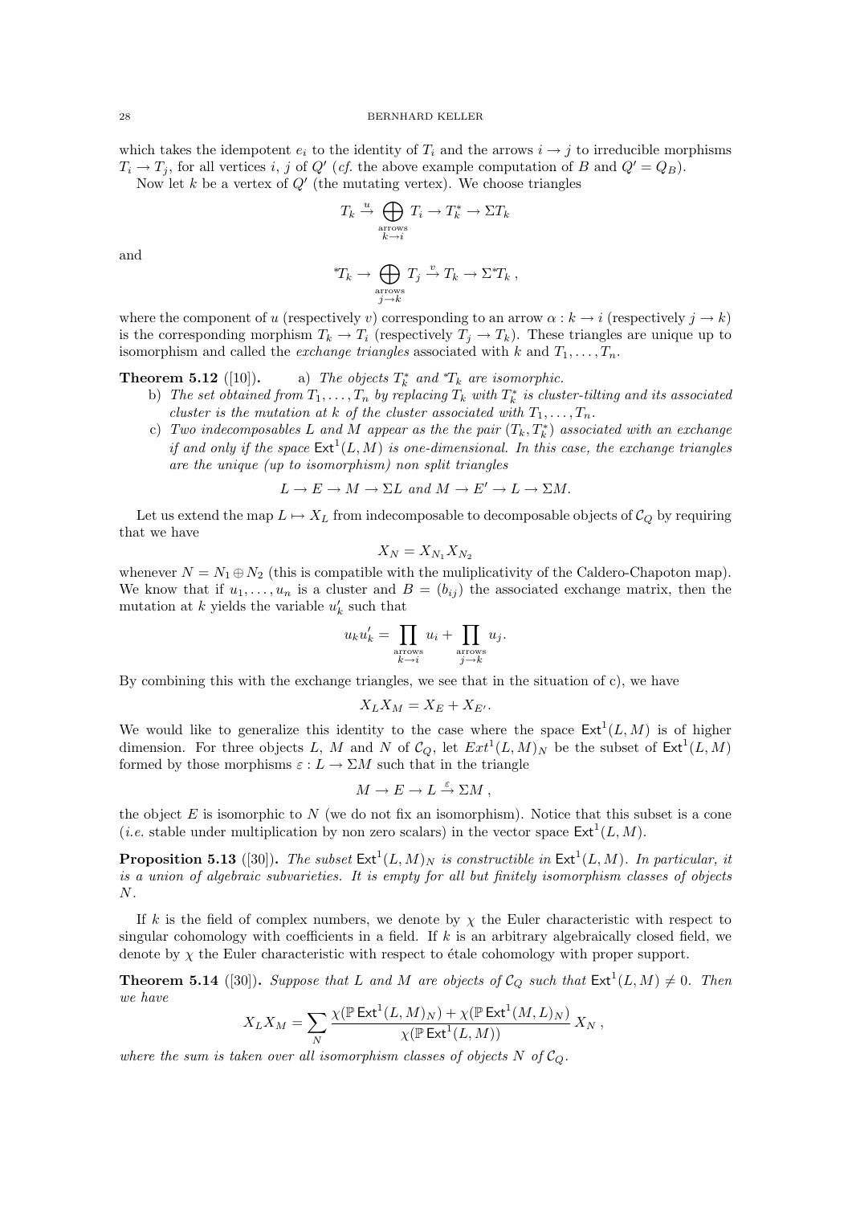which takes the idempotent $e_i$ to the identity of $T_i$ and the arrows $i \to j$ to irreducible morphisms $T_i \to T_j$, for all vertices $i$, $j$ of $Q'$ (*cf.* the above example computation of $B$ and $Q' = Q_B$).

Now let $k$ be a vertex of $Q'$ (the mutating vertex). We choose triangles

$$T_k \xrightarrow{u} \bigoplus_{\substack{\text{arrows}\\ k \to i}} T_i \to T_k^* \to \Sigma T_k$$

and

$${}^*T_k \to \bigoplus_{\substack{\text{arrows}\\ j \to k}} T_j \xrightarrow{v} T_k \to \Sigma {}^*T_k \,,$$

where the component of $u$ (respectively $v$) corresponding to an arrow $\alpha : k \to i$ (respectively $j \to k$) is the corresponding morphism $T_k \to T_i$ (respectively $T_j \to T_k$). These triangles are unique up to isomorphism and called the *exchange triangles* associated with $k$ and $T_1, \ldots, T_n$.

**Theorem 5.12** ([10]). a) *The objects $T_k^*$ and ${}^*T_k$ are isomorphic.*

b) *The set obtained from $T_1, \ldots, T_n$ by replacing $T_k$ with $T_k^*$ is cluster-tilting and its associated cluster is the mutation at $k$ of the cluster associated with $T_1, \ldots, T_n$.*

c) *Two indecomposables $L$ and $M$ appear as the the pair $(T_k, T_k^*)$ associated with an exchange if and only if the space $\mathsf{Ext}^1(L, M)$ is one-dimensional. In this case, the exchange triangles are the unique (up to isomorphism) non split triangles*

$$L \to E \to M \to \Sigma L \text{ and } M \to E' \to L \to \Sigma M.$$

Let us extend the map $L \mapsto X_L$ from indecomposable to decomposable objects of $\mathcal{C}_Q$ by requiring that we have

$$X_N = X_{N_1} X_{N_2}$$

whenever $N = N_1 \oplus N_2$ (this is compatible with the muliplicativity of the Caldero-Chapoton map). We know that if $u_1, \ldots, u_n$ is a cluster and $B = (b_{ij})$ the associated exchange matrix, then the mutation at $k$ yields the variable $u_k'$ such that

$$u_k u_k' = \prod_{\substack{\text{arrows}\\ k \to i}} u_i + \prod_{\substack{\text{arrows}\\ j \to k}} u_j.$$

By combining this with the exchange triangles, we see that in the situation of c), we have

$$X_L X_M = X_E + X_{E'}.$$

We would like to generalize this identity to the case where the space $\mathsf{Ext}^1(L, M)$ is of higher dimension. For three objects $L$, $M$ and $N$ of $\mathcal{C}_Q$, let $Ext^1(L, M)_N$ be the subset of $\mathsf{Ext}^1(L, M)$ formed by those morphisms $\varepsilon : L \to \Sigma M$ such that in the triangle

$$M \to E \to L \xrightarrow{\varepsilon} \Sigma M \,,$$

the object $E$ is isomorphic to $N$ (we do not fix an isomorphism). Notice that this subset is a cone (*i.e.* stable under multiplication by non zero scalars) in the vector space $\mathsf{Ext}^1(L, M)$.

**Proposition 5.13** ([30]). *The subset $\mathsf{Ext}^1(L, M)_N$ is constructible in $\mathsf{Ext}^1(L, M)$. In particular, it is a union of algebraic subvarieties. It is empty for all but finitely isomorphism classes of objects $N$.*

If $k$ is the field of complex numbers, we denote by $\chi$ the Euler characteristic with respect to singular cohomology with coefficients in a field. If $k$ is an arbitrary algebraically closed field, we denote by $\chi$ the Euler characteristic with respect to étale cohomology with proper support.

**Theorem 5.14** ([30]). *Suppose that $L$ and $M$ are objects of $\mathcal{C}_Q$ such that $\mathsf{Ext}^1(L, M) \neq 0$. Then we have*

$$X_L X_M = \sum_N \frac{\chi(\mathbb{P}\,\mathsf{Ext}^1(L, M)_N) + \chi(\mathbb{P}\,\mathsf{Ext}^1(M, L)_N)}{\chi(\mathbb{P}\,\mathsf{Ext}^1(L, M))} \, X_N \,,$$

*where the sum is taken over all isomorphism classes of objects $N$ of $\mathcal{C}_Q$.*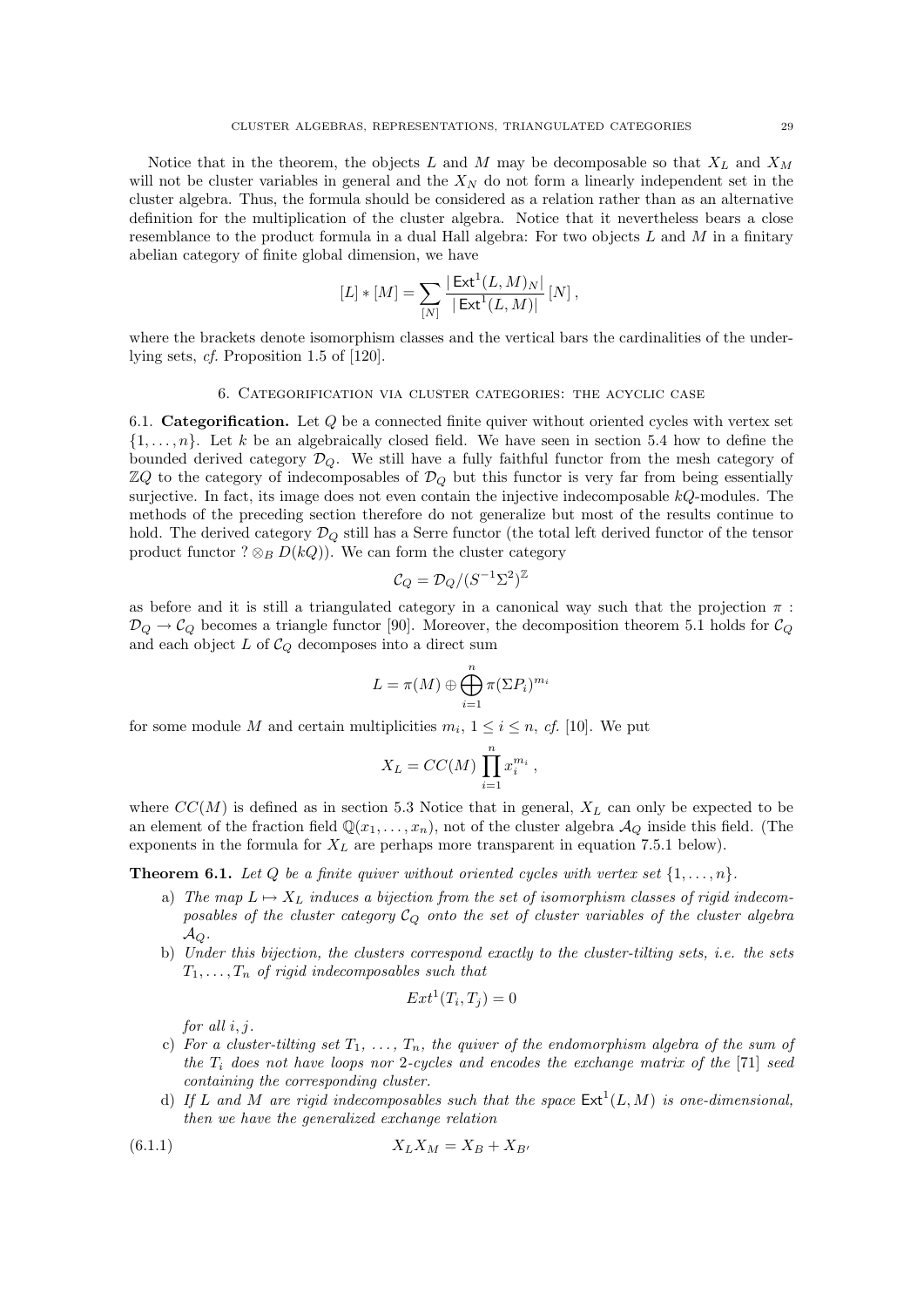Notice that in the theorem, the objects $L$ and $M$ may be decomposable so that $X_L$ and $X_M$ will not be cluster variables in general and the $X_N$ do not form a linearly independent set in the cluster algebra. Thus, the formula should be considered as a relation rather than as an alternative definition for the multiplication of the cluster algebra. Notice that it nevertheless bears a close resemblance to the product formula in a dual Hall algebra: For two objects $L$ and $M$ in a finitary abelian category of finite global dimension, we have

$$[L] * [M] = \sum_{[N]} \frac{|\operatorname{Ext}^1(L,M)_N|}{|\operatorname{Ext}^1(L,M)|} [N] \,,$$

where the brackets denote isomorphism classes and the vertical bars the cardinalities of the underlying sets, *cf.* Proposition 1.5 of [120].

## 6. Categorification via cluster categories: the acyclic case

**6.1. Categorification.** Let $Q$ be a connected finite quiver without oriented cycles with vertex set $\{1,\ldots,n\}$. Let $k$ be an algebraically closed field. We have seen in section 5.4 how to define the bounded derived category $\mathcal{D}_Q$. We still have a fully faithful functor from the mesh category of $\mathbb{Z}Q$ to the category of indecomposables of $\mathcal{D}_Q$ but this functor is very far from being essentially surjective. In fact, its image does not even contain the injective indecomposable $kQ$-modules. The methods of the preceding section therefore do not generalize but most of the results continue to hold. The derived category $\mathcal{D}_Q$ still has a Serre functor (the total left derived functor of the tensor product functor $? \otimes_B D(kQ)$). We can form the cluster category

$$\mathcal{C}_Q = \mathcal{D}_Q/(S^{-1}\Sigma^2)^{\mathbb{Z}}$$

as before and it is still a triangulated category in a canonical way such that the projection $\pi : \mathcal{D}_Q \to \mathcal{C}_Q$ becomes a triangle functor [90]. Moreover, the decomposition theorem 5.1 holds for $\mathcal{C}_Q$ and each object $L$ of $\mathcal{C}_Q$ decomposes into a direct sum

$$L = \pi(M) \oplus \bigoplus_{i=1}^{n} \pi(\Sigma P_i)^{m_i}$$

for some module $M$ and certain multiplicities $m_i$, $1 \leq i \leq n$, *cf.* [10]. We put

$$X_L = CC(M) \prod_{i=1}^{n} x_i^{m_i} \,,$$

where $CC(M)$ is defined as in section 5.3 Notice that in general, $X_L$ can only be expected to be an element of the fraction field $\mathbb{Q}(x_1,\ldots,x_n)$, not of the cluster algebra $\mathcal{A}_Q$ inside this field. (The exponents in the formula for $X_L$ are perhaps more transparent in equation 7.5.1 below).

**Theorem 6.1.** *Let $Q$ be a finite quiver without oriented cycles with vertex set $\{1,\ldots,n\}$.*

a) *The map $L \mapsto X_L$ induces a bijection from the set of isomorphism classes of rigid indecomposables of the cluster category $\mathcal{C}_Q$ onto the set of cluster variables of the cluster algebra $\mathcal{A}_Q$.*
b) *Under this bijection, the clusters correspond exactly to the cluster-tilting sets, i.e. the sets $T_1,\ldots,T_n$ of rigid indecomposables such that*

$$Ext^1(T_i,T_j) = 0$$

*for all $i,j$.*
c) *For a cluster-tilting set $T_1, \ldots, T_n$, the quiver of the endomorphism algebra of the sum of the $T_i$ does not have loops nor 2-cycles and encodes the exchange matrix of the [71] seed containing the corresponding cluster.*
d) *If $L$ and $M$ are rigid indecomposables such that the space $\operatorname{Ext}^1(L,M)$ is one-dimensional, then we have the generalized exchange relation*

$$X_L X_M = X_B + X_{B'} \tag{6.1.1}$$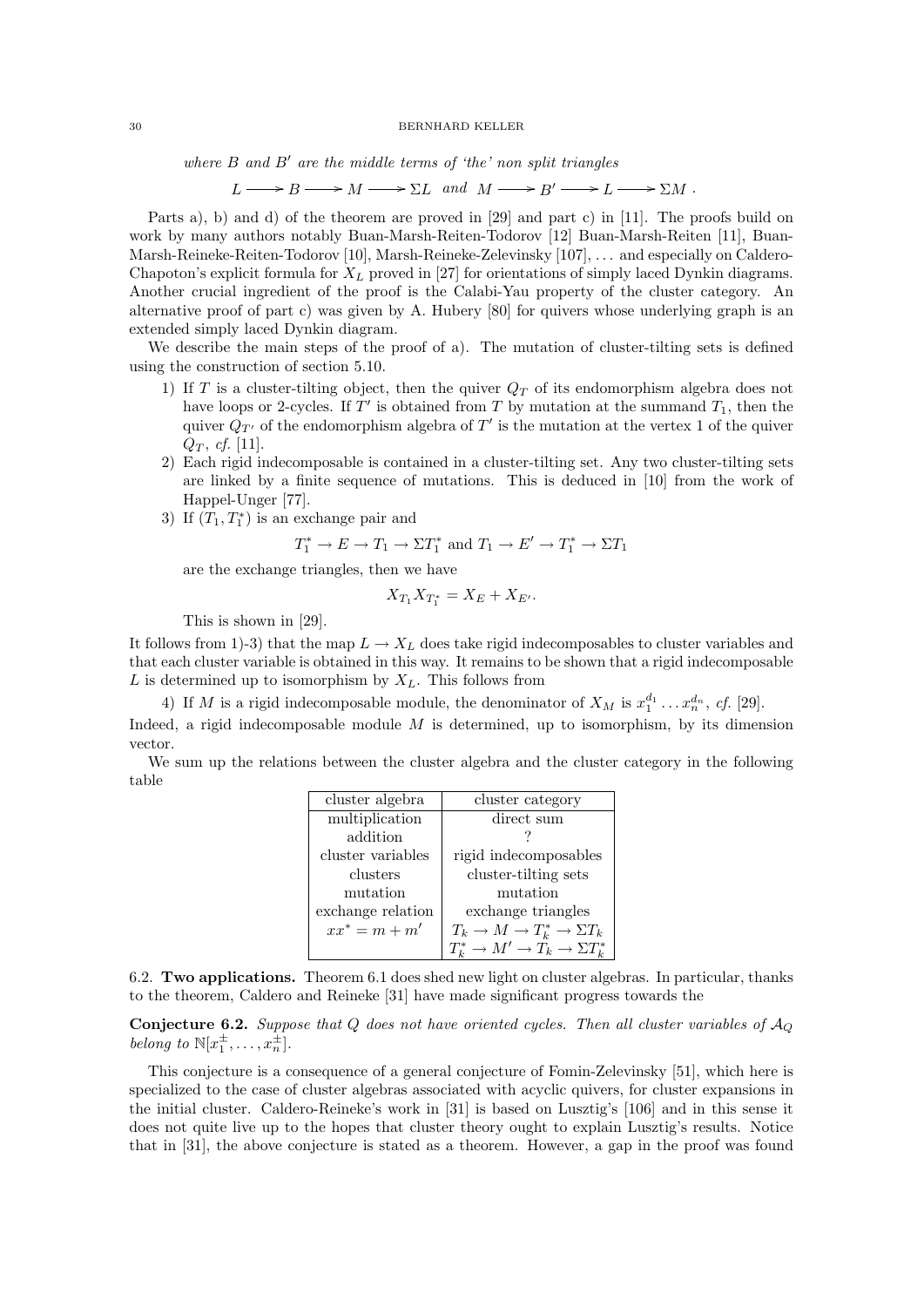*where $B$ and $B'$ are the middle terms of 'the' non split triangles*

$$L \longrightarrow B \longrightarrow M \longrightarrow \Sigma L \quad \textit{and} \quad M \longrightarrow B' \longrightarrow L \longrightarrow \Sigma M \; .$$

Parts a), b) and d) of the theorem are proved in [29] and part c) in [11]. The proofs build on work by many authors notably Buan-Marsh-Reiten-Todorov [12] Buan-Marsh-Reiten [11], Buan-Marsh-Reineke-Reiten-Todorov [10], Marsh-Reineke-Zelevinsky [107], ... and especially on Caldero-Chapoton's explicit formula for $X_L$ proved in [27] for orientations of simply laced Dynkin diagrams. Another crucial ingredient of the proof is the Calabi-Yau property of the cluster category. An alternative proof of part c) was given by A. Hubery [80] for quivers whose underlying graph is an extended simply laced Dynkin diagram.

We describe the main steps of the proof of a). The mutation of cluster-tilting sets is defined using the construction of section 5.10.

1) If $T$ is a cluster-tilting object, then the quiver $Q_T$ of its endomorphism algebra does not have loops or 2-cycles. If $T'$ is obtained from $T$ by mutation at the summand $T_1$, then the quiver $Q_{T'}$ of the endomorphism algebra of $T'$ is the mutation at the vertex 1 of the quiver $Q_T$, *cf.* [11].
2) Each rigid indecomposable is contained in a cluster-tilting set. Any two cluster-tilting sets are linked by a finite sequence of mutations. This is deduced in [10] from the work of Happel-Unger [77].
3) If $(T_1, T_1^*)$ is an exchange pair and

$$T_1^* \to E \to T_1 \to \Sigma T_1^* \text{ and } T_1 \to E' \to T_1^* \to \Sigma T_1$$

are the exchange triangles, then we have

$$X_{T_1} X_{T_1^*} = X_E + X_{E'}.$$

This is shown in [29].

It follows from 1)-3) that the map $L \to X_L$ does take rigid indecomposables to cluster variables and that each cluster variable is obtained in this way. It remains to be shown that a rigid indecomposable $L$ is determined up to isomorphism by $X_L$. This follows from

4) If $M$ is a rigid indecomposable module, the denominator of $X_M$ is $x_1^{d_1} \dots x_n^{d_n}$, *cf.* [29].

Indeed, a rigid indecomposable module $M$ is determined, up to isomorphism, by its dimension vector.

We sum up the relations between the cluster algebra and the cluster category in the following table

| cluster algebra | cluster category |
|---|---|
| multiplication | direct sum |
| addition | ? |
| cluster variables | rigid indecomposables |
| clusters | cluster-tilting sets |
| mutation | mutation |
| exchange relation | exchange triangles |
| $xx^* = m + m'$ | $T_k \to M \to T_k^* \to \Sigma T_k$ <br> $T_k^* \to M' \to T_k \to \Sigma T_k^*$ |

6.2. **Two applications.** Theorem 6.1 does shed new light on cluster algebras. In particular, thanks to the theorem, Caldero and Reineke [31] have made significant progress towards the

**Conjecture 6.2.** *Suppose that $Q$ does not have oriented cycles. Then all cluster variables of $\mathcal{A}_Q$ belong to $\mathbb{N}[x_1^{\pm}, \dots, x_n^{\pm}]$.*

This conjecture is a consequence of a general conjecture of Fomin-Zelevinsky [51], which here is specialized to the case of cluster algebras associated with acyclic quivers, for cluster expansions in the initial cluster. Caldero-Reineke's work in [31] is based on Lusztig's [106] and in this sense it does not quite live up to the hopes that cluster theory ought to explain Lusztig's results. Notice that in [31], the above conjecture is stated as a theorem. However, a gap in the proof was found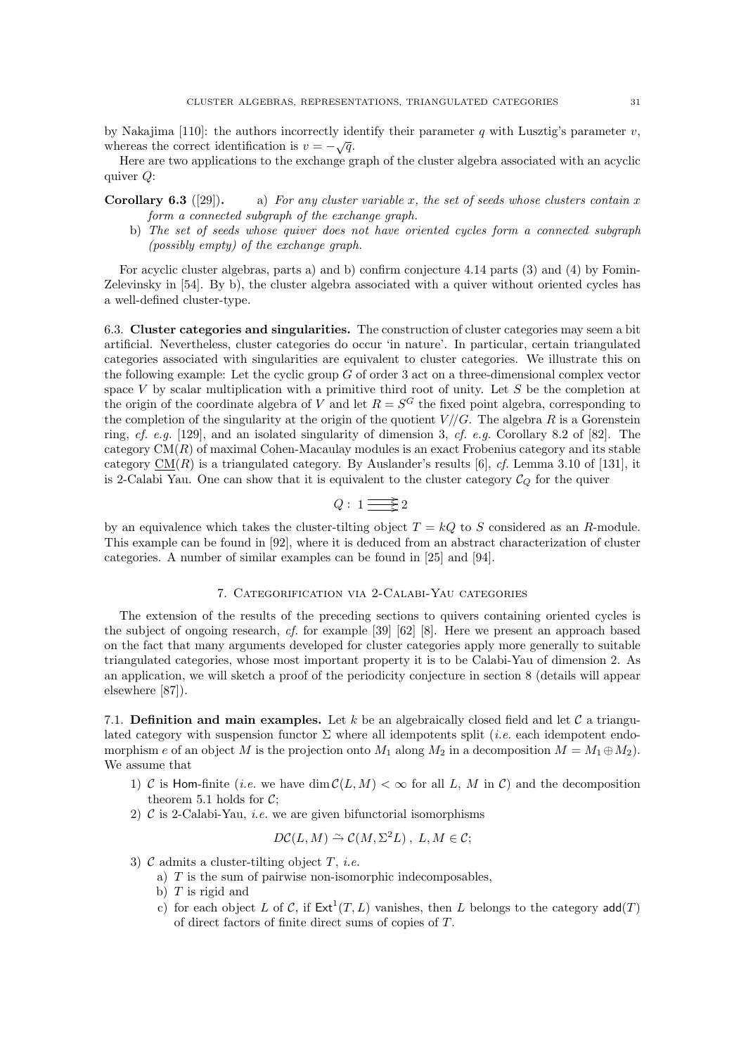by Nakajima [110]: the authors incorrectly identify their parameter $q$ with Lusztig's parameter $v$, whereas the correct identification is $v = -\sqrt{q}$.

Here are two applications to the exchange graph of the cluster algebra associated with an acyclic quiver $Q$:

**Corollary 6.3** ([29])**.** a) *For any cluster variable $x$, the set of seeds whose clusters contain $x$ form a connected subgraph of the exchange graph.*

b) *The set of seeds whose quiver does not have oriented cycles form a connected subgraph (possibly empty) of the exchange graph.*

For acyclic cluster algebras, parts a) and b) confirm conjecture 4.14 parts (3) and (4) by Fomin-Zelevinsky in [54]. By b), the cluster algebra associated with a quiver without oriented cycles has a well-defined cluster-type.

**6.3. Cluster categories and singularities.** The construction of cluster categories may seem a bit artificial. Nevertheless, cluster categories do occur 'in nature'. In particular, certain triangulated categories associated with singularities are equivalent to cluster categories. We illustrate this on the following example: Let the cyclic group $G$ of order 3 act on a three-dimensional complex vector space $V$ by scalar multiplication with a primitive third root of unity. Let $S$ be the completion at the origin of the coordinate algebra of $V$ and let $R = S^G$ the fixed point algebra, corresponding to the completion of the singularity at the origin of the quotient $V//G$. The algebra $R$ is a Gorenstein ring, *cf. e.g.* [129], and an isolated singularity of dimension 3, *cf. e.g.* Corollary 8.2 of [82]. The category $\mathrm{CM}(R)$ of maximal Cohen-Macaulay modules is an exact Frobenius category and its stable category $\underline{\mathrm{CM}}(R)$ is a triangulated category. By Auslander's results [6], *cf.* Lemma 3.10 of [131], it is 2-Calabi Yau. One can show that it is equivalent to the cluster category $\mathcal{C}_Q$ for the quiver

$$Q: \; 1 \overset{\textstyle\rightarrow}{\underset{\textstyle\rightarrow}{\rightarrow}} 2$$

by an equivalence which takes the cluster-tilting object $T = kQ$ to $S$ considered as an $R$-module. This example can be found in [92], where it is deduced from an abstract characterization of cluster categories. A number of similar examples can be found in [25] and [94].

## 7. Categorification via 2-Calabi-Yau categories

The extension of the results of the preceding sections to quivers containing oriented cycles is the subject of ongoing research, *cf.* for example [39] [62] [8]. Here we present an approach based on the fact that many arguments developed for cluster categories apply more generally to suitable triangulated categories, whose most important property it is to be Calabi-Yau of dimension 2. As an application, we will sketch a proof of the periodicity conjecture in section 8 (details will appear elsewhere [87]).

**7.1. Definition and main examples.** Let $k$ be an algebraically closed field and let $\mathcal{C}$ a triangulated category with suspension functor $\Sigma$ where all idempotents split (*i.e.* each idempotent endomorphism $e$ of an object $M$ is the projection onto $M_1$ along $M_2$ in a decomposition $M = M_1 \oplus M_2$). We assume that

1) $\mathcal{C}$ is $\mathsf{Hom}$-finite (*i.e.* we have $\dim \mathcal{C}(L, M) < \infty$ for all $L$, $M$ in $\mathcal{C}$) and the decomposition theorem 5.1 holds for $\mathcal{C}$;
2) $\mathcal{C}$ is 2-Calabi-Yau, *i.e.* we are given bifunctorial isomorphisms

$$D\mathcal{C}(L, M) \xrightarrow{\sim} \mathcal{C}(M, \Sigma^2 L)\,,\; L, M \in \mathcal{C};$$

3) $\mathcal{C}$ admits a cluster-tilting object $T$, *i.e.*
   a) $T$ is the sum of pairwise non-isomorphic indecomposables,
   b) $T$ is rigid and
   c) for each object $L$ of $\mathcal{C}$, if $\mathsf{Ext}^1(T, L)$ vanishes, then $L$ belongs to the category $\mathsf{add}(T)$ of direct factors of finite direct sums of copies of $T$.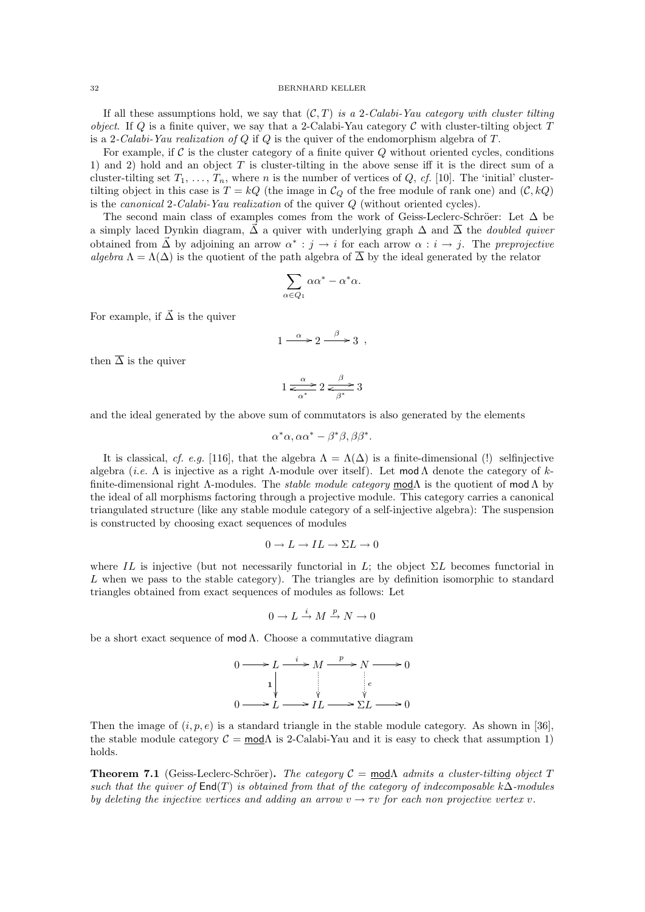If all these assumptions hold, we say that $(\mathcal{C}, T)$ *is a 2-Calabi-Yau category with cluster tilting object*. If $Q$ is a finite quiver, we say that a 2-Calabi-Yau category $\mathcal{C}$ with cluster-tilting object $T$ is a *2-Calabi-Yau realization of* $Q$ if $Q$ is the quiver of the endomorphism algebra of $T$.

For example, if $\mathcal{C}$ is the cluster category of a finite quiver $Q$ without oriented cycles, conditions 1) and 2) hold and an object $T$ is cluster-tilting in the above sense iff it is the direct sum of a cluster-tilting set $T_1, \ldots, T_n$, where $n$ is the number of vertices of $Q$, *cf.* [10]. The 'initial' cluster-tilting object in this case is $T = kQ$ (the image in $\mathcal{C}_Q$ of the free module of rank one) and $(\mathcal{C}, kQ)$ is the *canonical* 2*-Calabi-Yau realization* of the quiver $Q$ (without oriented cycles).

The second main class of examples comes from the work of Geiss-Leclerc-Schröer: Let $\Delta$ be a simply laced Dynkin diagram, $\vec{\Delta}$ a quiver with underlying graph $\Delta$ and $\overline{\Delta}$ the *doubled quiver* obtained from $\vec{\Delta}$ by adjoining an arrow $\alpha^* : j \to i$ for each arrow $\alpha : i \to j$. The *preprojective algebra* $\Lambda = \Lambda(\Delta)$ is the quotient of the path algebra of $\overline{\Delta}$ by the ideal generated by the relator

$$\sum_{\alpha \in Q_1} \alpha\alpha^* - \alpha^*\alpha.$$

For example, if $\vec{\Delta}$ is the quiver

$$1 \xrightarrow{\alpha} 2 \xrightarrow{\beta} 3 \ ,$$

then $\overline{\Delta}$ is the quiver

$$1 \underset{\alpha^*}{\overset{\alpha}{\rightleftarrows}} 2 \underset{\beta^*}{\overset{\beta}{\rightleftarrows}} 3$$

and the ideal generated by the above sum of commutators is also generated by the elements

$$\alpha^*\alpha, \alpha\alpha^* - \beta^*\beta, \beta\beta^*.$$

It is classical, *cf. e.g.* [116], that the algebra $\Lambda = \Lambda(\Delta)$ is a finite-dimensional (!) selfinjective algebra (*i.e.* $\Lambda$ is injective as a right $\Lambda$-module over itself). Let $\mathsf{mod}\,\Lambda$ denote the category of $k$-finite-dimensional right $\Lambda$-modules. The *stable module category* $\underline{\mathsf{mod}}\Lambda$ is the quotient of $\mathsf{mod}\,\Lambda$ by the ideal of all morphisms factoring through a projective module. This category carries a canonical triangulated structure (like any stable module category of a self-injective algebra): The suspension is constructed by choosing exact sequences of modules

$$0 \to L \to IL \to \Sigma L \to 0$$

where $IL$ is injective (but not necessarily functorial in $L$; the object $\Sigma L$ becomes functorial in $L$ when we pass to the stable category). The triangles are by definition isomorphic to standard triangles obtained from exact sequences of modules as follows: Let

$$0 \to L \xrightarrow{i} M \xrightarrow{p} N \to 0$$

be a short exact sequence of $\mathsf{mod}\,\Lambda$. Choose a commutative diagram

$$\begin{array}{ccccccccc} 0 & \longrightarrow & L & \xrightarrow{i} & M & \xrightarrow{p} & N & \longrightarrow & 0 \\ & & \downarrow{\mathbf{1}} & & \vdots & & \vdots\, e & & \\ 0 & \longrightarrow & L & \longrightarrow & IL & \longrightarrow & \Sigma L & \longrightarrow & 0 \end{array}$$

Then the image of $(i, p, e)$ is a standard triangle in the stable module category. As shown in [36], the stable module category $\mathcal{C} = \underline{\mathsf{mod}}\Lambda$ is 2-Calabi-Yau and it is easy to check that assumption 1) holds.

**Theorem 7.1** (Geiss-Leclerc-Schröer)**.** *The category $\mathcal{C} = \underline{\mathsf{mod}}\Lambda$ admits a cluster-tilting object $T$ such that the quiver of $\mathsf{End}(T)$ is obtained from that of the category of indecomposable $k\Delta$-modules by deleting the injective vertices and adding an arrow $v \to \tau v$ for each non projective vertex $v$.*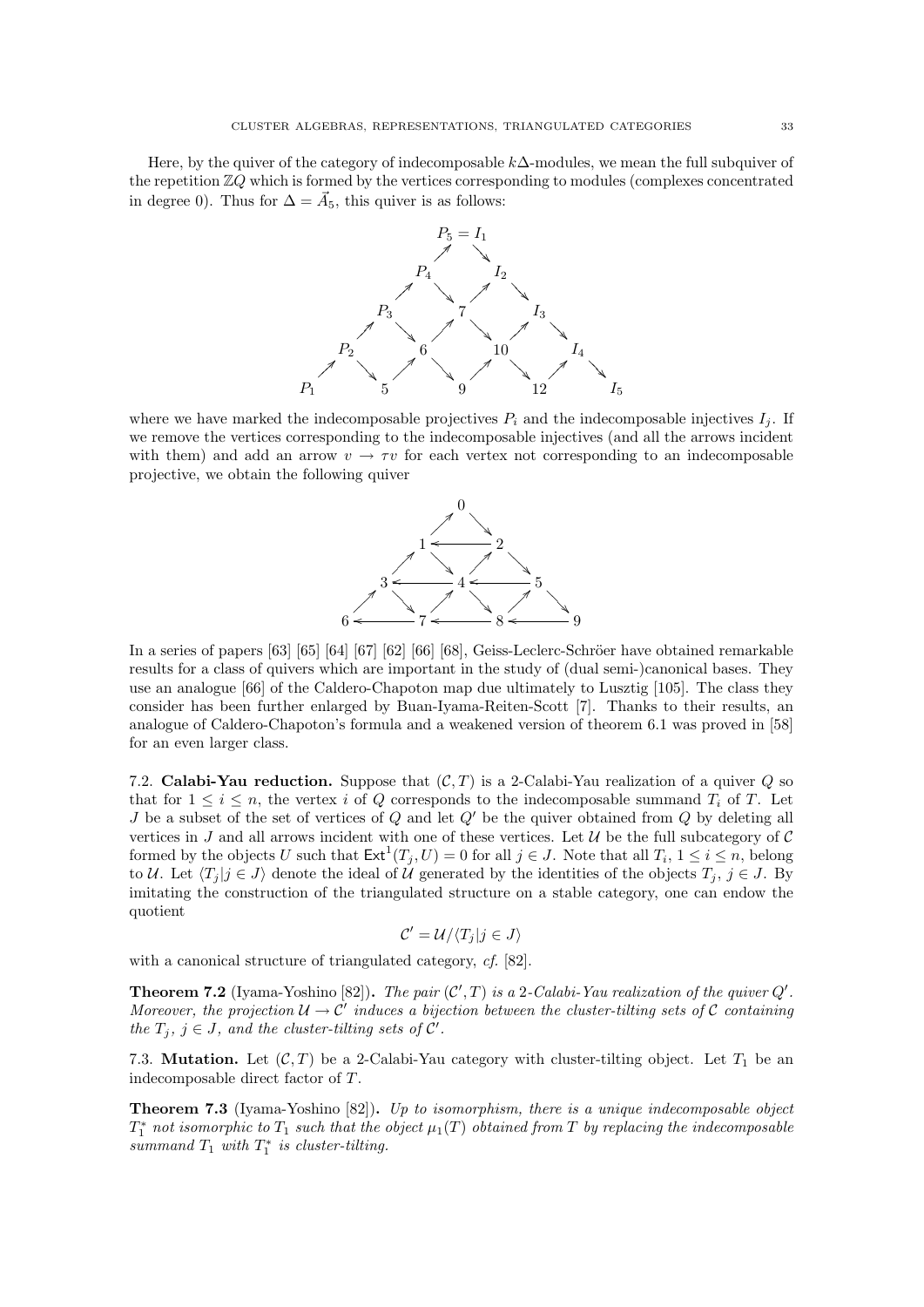Here, by the quiver of the category of indecomposable $k\Delta$-modules, we mean the full subquiver of the repetition $\mathbb{Z}Q$ which is formed by the vertices corresponding to modules (complexes concentrated in degree 0). Thus for $\Delta = \vec{A}_5$, this quiver is as follows:

$$
\begin{array}{ccccccccc}
 & & & & P_5 = I_1 & & & & \\
 & & & P_4 & & I_2 & & & \\
 & & P_3 & & 7 & & I_3 & & \\
 & P_2 & & 6 & & 10 & & I_4 & \\
P_1 & & 5 & & 9 & & 12 & & I_5
\end{array}
$$

where we have marked the indecomposable projectives $P_i$ and the indecomposable injectives $I_j$. If we remove the vertices corresponding to the indecomposable injectives (and all the arrows incident with them) and add an arrow $v \to \tau v$ for each vertex not corresponding to an indecomposable projective, we obtain the following quiver

$$
\begin{array}{ccccccc}
 & & & 0 & & & \\
 & & 1 & \leftarrow & 2 & & \\
 & 3 & \leftarrow & 4 & \leftarrow & 5 & \\
6 & \leftarrow & 7 & \leftarrow & 8 & \leftarrow & 9
\end{array}
$$

In a series of papers [63] [65] [64] [67] [62] [66] [68], Geiss-Leclerc-Schröer have obtained remarkable results for a class of quivers which are important in the study of (dual semi-)canonical bases. They use an analogue [66] of the Caldero-Chapoton map due ultimately to Lusztig [105]. The class they consider has been further enlarged by Buan-Iyama-Reiten-Scott [7]. Thanks to their results, an analogue of Caldero-Chapoton's formula and a weakened version of theorem 6.1 was proved in [58] for an even larger class.

7.2. **Calabi-Yau reduction.** Suppose that $(\mathcal{C}, T)$ is a 2-Calabi-Yau realization of a quiver $Q$ so that for $1 \leq i \leq n$, the vertex $i$ of $Q$ corresponds to the indecomposable summand $T_i$ of $T$. Let $J$ be a subset of the set of vertices of $Q$ and let $Q'$ be the quiver obtained from $Q$ by deleting all vertices in $J$ and all arrows incident with one of these vertices. Let $\mathcal{U}$ be the full subcategory of $\mathcal{C}$ formed by the objects $U$ such that $\mathsf{Ext}^1(T_j, U) = 0$ for all $j \in J$. Note that all $T_i$, $1 \leq i \leq n$, belong to $\mathcal{U}$. Let $\langle T_j | j \in J \rangle$ denote the ideal of $\mathcal{U}$ generated by the identities of the objects $T_j$, $j \in J$. By imitating the construction of the triangulated structure on a stable category, one can endow the quotient

$$\mathcal{C}' = \mathcal{U}/\langle T_j | j \in J \rangle$$

with a canonical structure of triangulated category, *cf.* [82].

**Theorem 7.2** (Iyama-Yoshino [82])**.** *The pair $(\mathcal{C}', T)$ is a 2-Calabi-Yau realization of the quiver $Q'$. Moreover, the projection $\mathcal{U} \to \mathcal{C}'$ induces a bijection between the cluster-tilting sets of $\mathcal{C}$ containing the $T_j$, $j \in J$, and the cluster-tilting sets of $\mathcal{C}'$.*

7.3. **Mutation.** Let $(\mathcal{C}, T)$ be a 2-Calabi-Yau category with cluster-tilting object. Let $T_1$ be an indecomposable direct factor of $T$.

**Theorem 7.3** (Iyama-Yoshino [82])**.** *Up to isomorphism, there is a unique indecomposable object $T_1^*$ not isomorphic to $T_1$ such that the object $\mu_1(T)$ obtained from $T$ by replacing the indecomposable summand $T_1$ with $T_1^*$ is cluster-tilting.*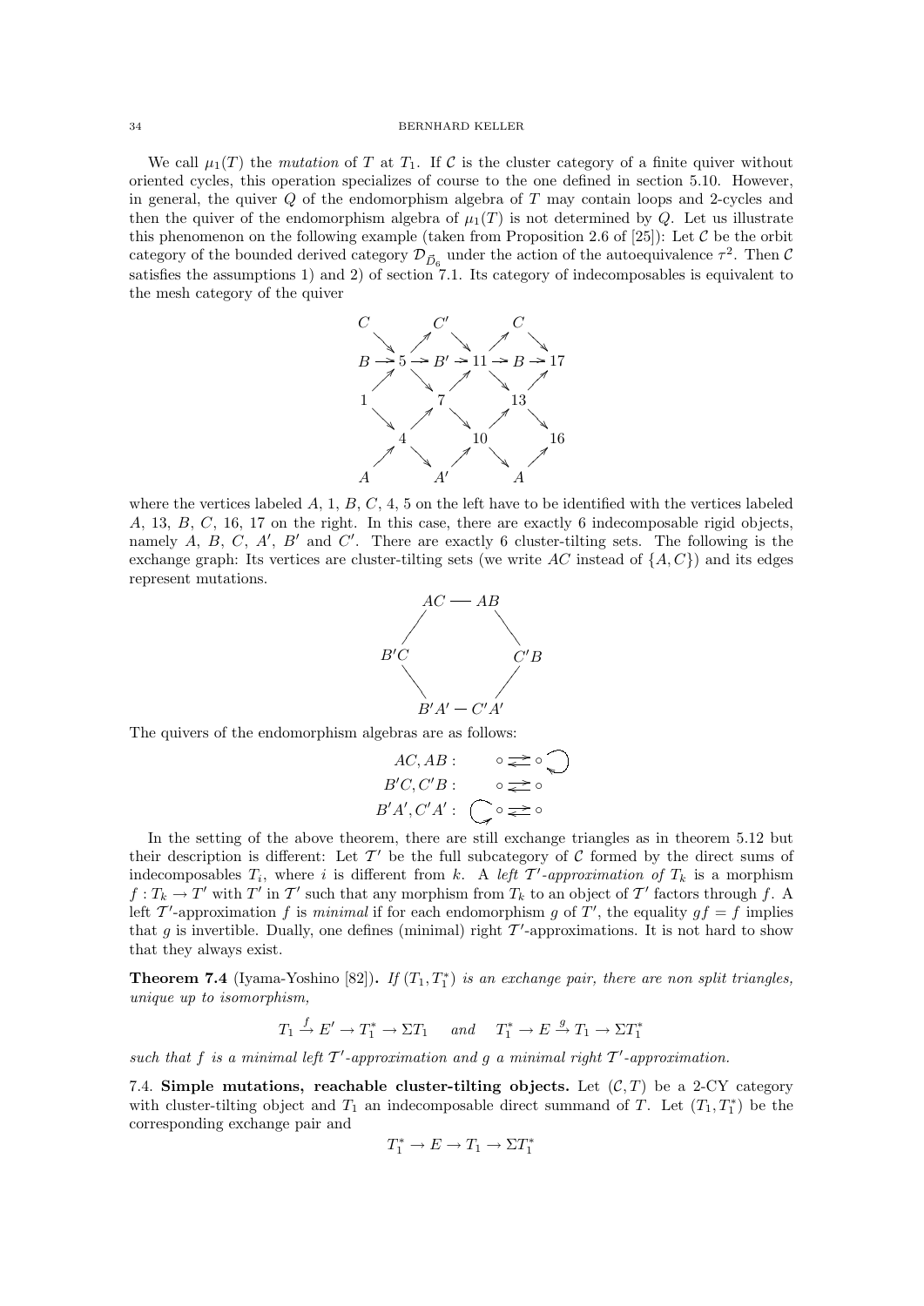We call $\mu_1(T)$ the *mutation* of $T$ at $T_1$. If $\mathcal{C}$ is the cluster category of a finite quiver without oriented cycles, this operation specializes of course to the one defined in section 5.10. However, in general, the quiver $Q$ of the endomorphism algebra of $T$ may contain loops and 2-cycles and then the quiver of the endomorphism algebra of $\mu_1(T)$ is not determined by $Q$. Let us illustrate this phenomenon on the following example (taken from Proposition 2.6 of [25]): Let $\mathcal{C}$ be the orbit category of the bounded derived category $\mathcal{D}_{\vec{D}_6}$ under the action of the autoequivalence $\tau^2$. Then $\mathcal{C}$ satisfies the assumptions 1) and 2) of section 7.1. Its category of indecomposables is equivalent to the mesh category of the quiver

$$
\begin{array}{ccccccccc}
C & & & & C' & & & & C \\
 & \searrow & & \nearrow & & \searrow & & \nearrow & & \searrow \\
B & \rightarrow & 5 & \rightarrow & B' & \rightarrow & 11 & \rightarrow & B & \rightarrow & 17 \\
 & \nearrow & & \searrow & & \nearrow & & \searrow & & \nearrow \\
1 & & & & 7 & & & & 13 \\
 & \searrow & & \nearrow & & \searrow & & \nearrow & & \searrow \\
 & & 4 & & & & 10 & & & & 16 \\
 & \nearrow & & \searrow & & \nearrow & & \searrow & & \nearrow \\
A & & & & A' & & & & A
\end{array}
$$

where the vertices labeled $A$, 1, $B$, $C$, 4, 5 on the left have to be identified with the vertices labeled $A$, 13, $B$, $C$, 16, 17 on the right. In this case, there are exactly 6 indecomposable rigid objects, namely $A$, $B$, $C$, $A'$, $B'$ and $C'$. There are exactly 6 cluster-tilting sets. The following is the exchange graph: Its vertices are cluster-tilting sets (we write $AC$ instead of $\{A, C\}$) and its edges represent mutations.

$$
\begin{array}{ccccc}
 & AC & — & AB & \\
 / & & & & \backslash \\
B'C & & & & C'B \\
 \backslash & & & & / \\
 & B'A' & — & C'A' &
\end{array}
$$

The quivers of the endomorphism algebras are as follows:

$$
\begin{array}{rl}
AC, AB : & \circ \rightleftarrows \circ \circlearrowright \\
B'C, C'B : & \circ \rightleftarrows \circ \\
B'A', C'A' : & \circlearrowright \circ \rightleftarrows \circ
\end{array}
$$

In the setting of the above theorem, there are still exchange triangles as in theorem 5.12 but their description is different: Let $\mathcal{T}'$ be the full subcategory of $\mathcal{C}$ formed by the direct sums of indecomposables $T_i$, where $i$ is different from $k$. A *left $\mathcal{T}'$-approximation of $T_k$* is a morphism $f : T_k \to T'$ with $T'$ in $\mathcal{T}'$ such that any morphism from $T_k$ to an object of $\mathcal{T}'$ factors through $f$. A left $\mathcal{T}'$-approximation $f$ is *minimal* if for each endomorphism $g$ of $T'$, the equality $gf = f$ implies that $g$ is invertible. Dually, one defines (minimal) right $\mathcal{T}'$-approximations. It is not hard to show that they always exist.

**Theorem 7.4** (Iyama-Yoshino [82]). *If $(T_1, T_1^*)$ is an exchange pair, there are non split triangles, unique up to isomorphism,*

$$
T_1 \xrightarrow{f} E' \to T_1^* \to \Sigma T_1 \quad \text{and} \quad T_1^* \to E \xrightarrow{g} T_1 \to \Sigma T_1^*
$$

*such that $f$ is a minimal left $\mathcal{T}'$-approximation and $g$ a minimal right $\mathcal{T}'$-approximation.*

7.4. **Simple mutations, reachable cluster-tilting objects.** Let $(\mathcal{C}, T)$ be a 2-CY category with cluster-tilting object and $T_1$ an indecomposable direct summand of $T$. Let $(T_1, T_1^*)$ be the corresponding exchange pair and

$$
T_1^* \to E \to T_1 \to \Sigma T_1^*
$$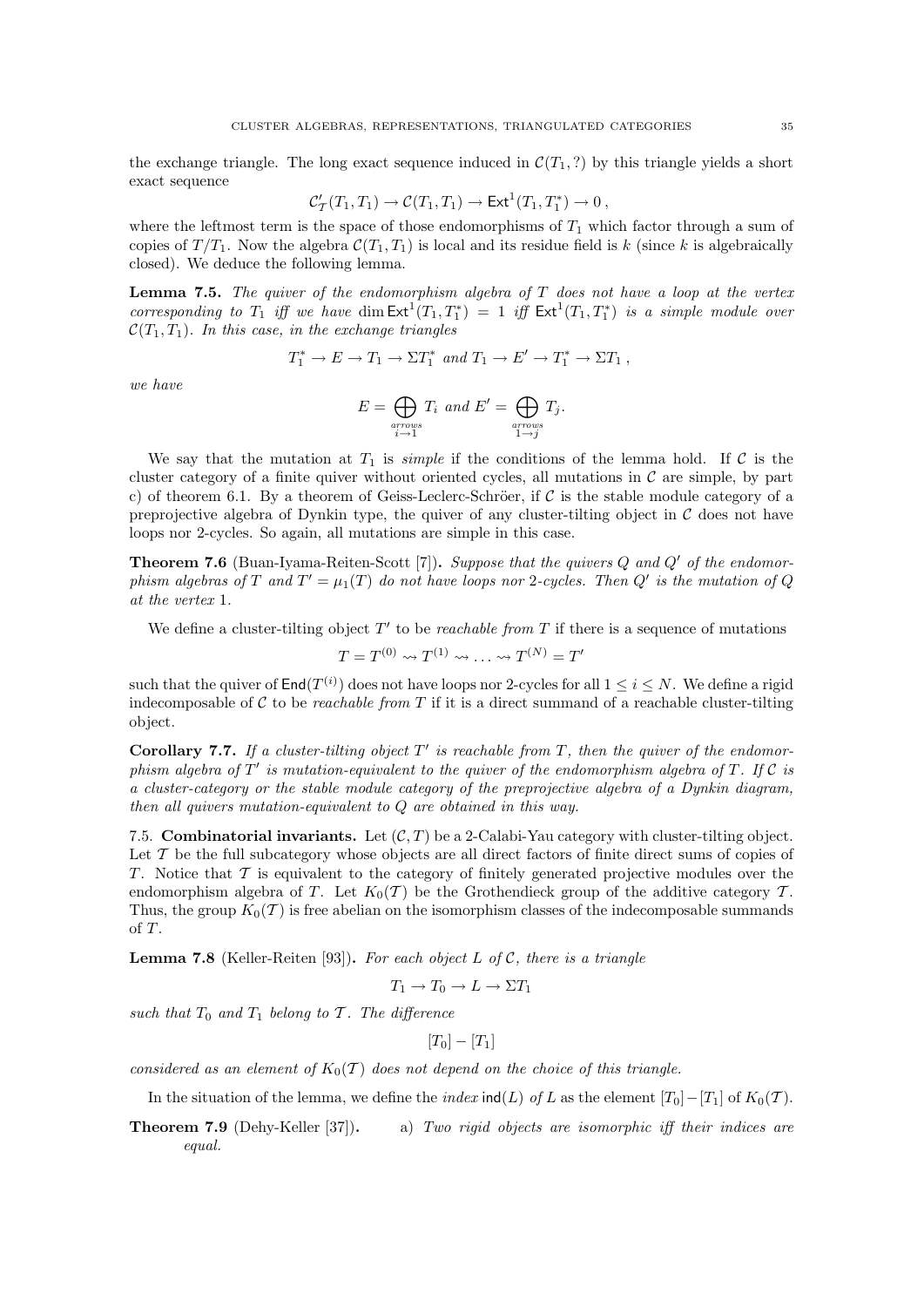the exchange triangle. The long exact sequence induced in $\mathcal{C}(T_1, ?)$ by this triangle yields a short exact sequence

$$\mathcal{C}'_{\mathcal{T}}(T_1, T_1) \to \mathcal{C}(T_1, T_1) \to \mathsf{Ext}^1(T_1, T_1^*) \to 0\,,$$

where the leftmost term is the space of those endomorphisms of $T_1$ which factor through a sum of copies of $T/T_1$. Now the algebra $\mathcal{C}(T_1, T_1)$ is local and its residue field is $k$ (since $k$ is algebraically closed). We deduce the following lemma.

**Lemma 7.5.** *The quiver of the endomorphism algebra of $T$ does not have a loop at the vertex corresponding to $T_1$ iff we have $\dim \mathsf{Ext}^1(T_1, T_1^*) = 1$ iff $\mathsf{Ext}^1(T_1, T_1^*)$ is a simple module over $\mathcal{C}(T_1, T_1)$. In this case, in the exchange triangles*

$$T_1^* \to E \to T_1 \to \Sigma T_1^* \text{ and } T_1 \to E' \to T_1^* \to \Sigma T_1\,,$$

*we have*

$$E = \bigoplus_{\substack{arrows\\ i\to 1}} T_i \text{ and } E' = \bigoplus_{\substack{arrows\\ 1\to j}} T_j.$$

We say that the mutation at $T_1$ is *simple* if the conditions of the lemma hold. If $\mathcal{C}$ is the cluster category of a finite quiver without oriented cycles, all mutations in $\mathcal{C}$ are simple, by part c) of theorem 6.1. By a theorem of Geiss-Leclerc-Schröer, if $\mathcal{C}$ is the stable module category of a preprojective algebra of Dynkin type, the quiver of any cluster-tilting object in $\mathcal{C}$ does not have loops nor 2-cycles. So again, all mutations are simple in this case.

**Theorem 7.6** (Buan-Iyama-Reiten-Scott [7])**.** *Suppose that the quivers $Q$ and $Q'$ of the endomorphism algebras of $T$ and $T' = \mu_1(T)$ do not have loops nor 2-cycles. Then $Q'$ is the mutation of $Q$ at the vertex 1.*

We define a cluster-tilting object $T'$ to be *reachable from* $T$ if there is a sequence of mutations

$$T = T^{(0)} \rightsquigarrow T^{(1)} \rightsquigarrow \ldots \rightsquigarrow T^{(N)} = T'$$

such that the quiver of $\mathsf{End}(T^{(i)})$ does not have loops nor 2-cycles for all $1 \le i \le N$. We define a rigid indecomposable of $\mathcal{C}$ to be *reachable from* $T$ if it is a direct summand of a reachable cluster-tilting object.

**Corollary 7.7.** *If a cluster-tilting object $T'$ is reachable from $T$, then the quiver of the endomorphism algebra of $T'$ is mutation-equivalent to the quiver of the endomorphism algebra of $T$. If $\mathcal{C}$ is a cluster-category or the stable module category of the preprojective algebra of a Dynkin diagram, then all quivers mutation-equivalent to $Q$ are obtained in this way.*

7.5. **Combinatorial invariants.** Let $(\mathcal{C}, T)$ be a 2-Calabi-Yau category with cluster-tilting object. Let $\mathcal{T}$ be the full subcategory whose objects are all direct factors of finite direct sums of copies of $T$. Notice that $\mathcal{T}$ is equivalent to the category of finitely generated projective modules over the endomorphism algebra of $T$. Let $K_0(\mathcal{T})$ be the Grothendieck group of the additive category $\mathcal{T}$. Thus, the group $K_0(\mathcal{T})$ is free abelian on the isomorphism classes of the indecomposable summands of $T$.

**Lemma 7.8** (Keller-Reiten [93])**.** *For each object $L$ of $\mathcal{C}$, there is a triangle*

$$T_1 \to T_0 \to L \to \Sigma T_1$$

*such that $T_0$ and $T_1$ belong to $\mathcal{T}$. The difference*

$$[T_0] - [T_1]$$

*considered as an element of $K_0(\mathcal{T})$ does not depend on the choice of this triangle.*

In the situation of the lemma, we define the *index* $\mathsf{ind}(L)$ *of* $L$ as the element $[T_0] - [T_1]$ of $K_0(\mathcal{T})$.

**Theorem 7.9** (Dehy-Keller [37])**.** a) *Two rigid objects are isomorphic iff their indices are equal.*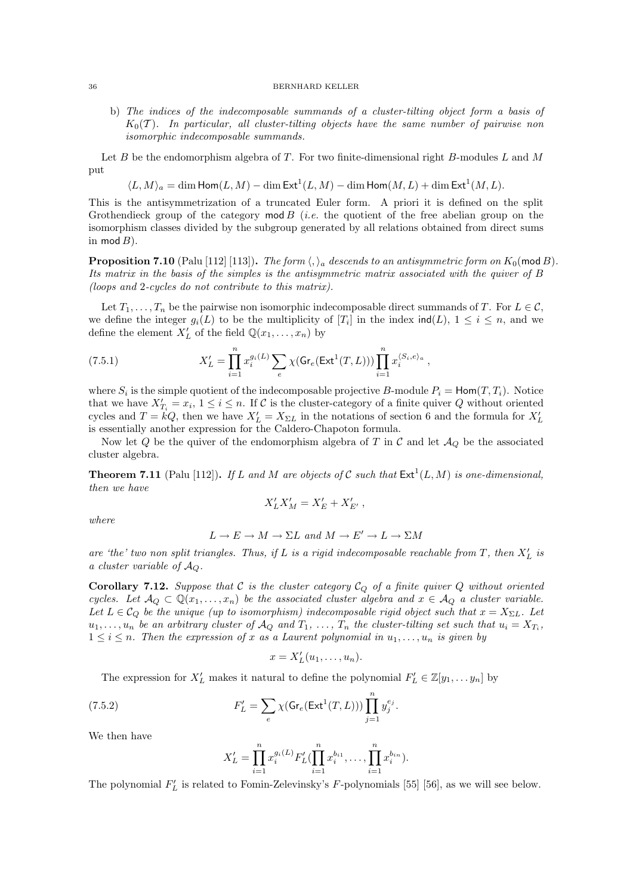b) *The indices of the indecomposable summands of a cluster-tilting object form a basis of $K_0(\mathcal{T})$. In particular, all cluster-tilting objects have the same number of pairwise non isomorphic indecomposable summands.*

Let $B$ be the endomorphism algebra of $T$. For two finite-dimensional right $B$-modules $L$ and $M$ put

$$\langle L, M\rangle_a = \dim \mathsf{Hom}(L, M) - \dim \mathsf{Ext}^1(L, M) - \dim \mathsf{Hom}(M, L) + \dim \mathsf{Ext}^1(M, L).$$

This is the antisymmetrization of a truncated Euler form. A priori it is defined on the split Grothendieck group of the category $\mathsf{mod}\, B$ (*i.e.* the quotient of the free abelian group on the isomorphism classes divided by the subgroup generated by all relations obtained from direct sums in $\mathsf{mod}\, B$).

**Proposition 7.10** (Palu [112] [113]). *The form $\langle , \rangle_a$ descends to an antisymmetric form on $K_0(\mathsf{mod}\, B)$. Its matrix in the basis of the simples is the antisymmetric matrix associated with the quiver of $B$ (loops and 2-cycles do not contribute to this matrix).*

Let $T_1, \ldots, T_n$ be the pairwise non isomorphic indecomposable direct summands of $T$. For $L \in \mathcal{C}$, we define the integer $g_i(L)$ to be the multiplicity of $[T_i]$ in the index $\mathsf{ind}(L)$, $1 \leq i \leq n$, and we define the element $X'_L$ of the field $\mathbb{Q}(x_1, \ldots, x_n)$ by

$$X'_L = \prod_{i=1}^{n} x_i^{g_i(L)} \sum_e \chi(\mathsf{Gr}_e(\mathsf{Ext}^1(T, L))) \prod_{i=1}^{n} x_i^{\langle S_i, e\rangle_a}\,, \tag{7.5.1}$$

where $S_i$ is the simple quotient of the indecomposable projective $B$-module $P_i = \mathsf{Hom}(T, T_i)$. Notice that we have $X'_{T_i} = x_i$, $1 \leq i \leq n$. If $\mathcal{C}$ is the cluster-category of a finite quiver $Q$ without oriented cycles and $T = kQ$, then we have $X'_L = X_{\Sigma L}$ in the notations of section 6 and the formula for $X'_L$ is essentially another expression for the Caldero-Chapoton formula.

Now let $Q$ be the quiver of the endomorphism algebra of $T$ in $\mathcal{C}$ and let $\mathcal{A}_Q$ be the associated cluster algebra.

**Theorem 7.11** (Palu [112]). *If $L$ and $M$ are objects of $\mathcal{C}$ such that $\mathsf{Ext}^1(L, M)$ is one-dimensional, then we have*

$$X'_L X'_M = X'_E + X'_{E'}\,,$$

*where*

$$L \to E \to M \to \Sigma L \text{ and } M \to E' \to L \to \Sigma M$$

*are 'the' two non split triangles. Thus, if $L$ is a rigid indecomposable reachable from $T$, then $X'_L$ is a cluster variable of $\mathcal{A}_Q$.*

**Corollary 7.12.** *Suppose that $\mathcal{C}$ is the cluster category $\mathcal{C}_Q$ of a finite quiver $Q$ without oriented cycles. Let $\mathcal{A}_Q \subset \mathbb{Q}(x_1, \ldots, x_n)$ be the associated cluster algebra and $x \in \mathcal{A}_Q$ a cluster variable. Let $L \in \mathcal{C}_Q$ be the unique (up to isomorphism) indecomposable rigid object such that $x = X_{\Sigma L}$. Let $u_1, \ldots, u_n$ be an arbitrary cluster of $\mathcal{A}_Q$ and $T_1, \ldots, T_n$ the cluster-tilting set such that $u_i = X_{T_i}$, $1 \leq i \leq n$. Then the expression of $x$ as a Laurent polynomial in $u_1, \ldots, u_n$ is given by*

$$x = X'_L(u_1, \ldots, u_n).$$

The expression for $X'_L$ makes it natural to define the polynomial $F'_L \in \mathbb{Z}[y_1, \ldots y_n]$ by

$$F'_L = \sum_e \chi(\mathsf{Gr}_e(\mathsf{Ext}^1(T, L))) \prod_{j=1}^{n} y_j^{e_j}. \tag{7.5.2}$$

We then have

$$X'_L = \prod_{i=1}^{n} x_i^{g_i(L)} F'_L(\prod_{i=1}^{n} x_i^{b_{i1}}, \ldots, \prod_{i=1}^{n} x_i^{b_{in}}).$$

The polynomial $F'_L$ is related to Fomin-Zelevinsky's $F$-polynomials [55] [56], as we will see below.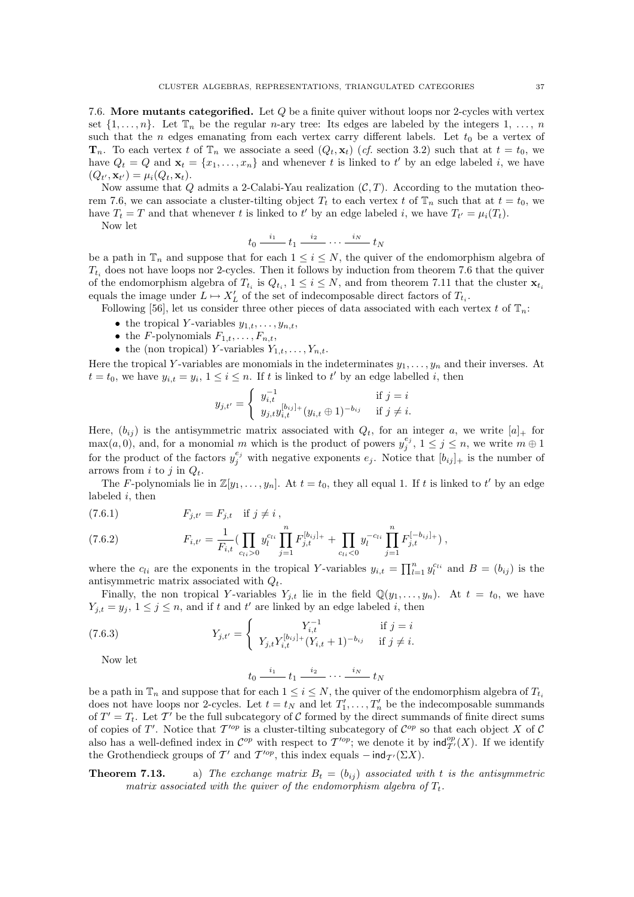7.6. **More mutants categorified.** Let $Q$ be a finite quiver without loops nor 2-cycles with vertex set $\{1, \ldots, n\}$. Let $\mathbb{T}_n$ be the regular $n$-ary tree: Its edges are labeled by the integers $1, \ldots, n$ such that the $n$ edges emanating from each vertex carry different labels. Let $t_0$ be a vertex of $\mathbf{T}_n$. To each vertex $t$ of $\mathbb{T}_n$ we associate a seed $(Q_t, \mathbf{x}_t)$ (*cf.* section 3.2) such that at $t = t_0$, we have $Q_t = Q$ and $\mathbf{x}_t = \{x_1, \ldots, x_n\}$ and whenever $t$ is linked to $t'$ by an edge labeled $i$, we have $(Q_{t'}, \mathbf{x}_{t'}) = \mu_i(Q_t, \mathbf{x}_t)$.

Now assume that $Q$ admits a 2-Calabi-Yau realization $(\mathcal{C}, T)$. According to the mutation theorem 7.6, we can associate a cluster-tilting object $T_t$ to each vertex $t$ of $\mathbb{T}_n$ such that at $t = t_0$, we have $T_t = T$ and that whenever $t$ is linked to $t'$ by an edge labeled $i$, we have $T_{t'} = \mu_i(T_t)$.

Now let

$$t_0 \stackrel{i_1}{\text{———}} t_1 \stackrel{i_2}{\text{———}} \cdots \stackrel{i_N}{\text{———}} t_N$$

be a path in $\mathbb{T}_n$ and suppose that for each $1 \leq i \leq N$, the quiver of the endomorphism algebra of $T_{t_i}$ does not have loops nor 2-cycles. Then it follows by induction from theorem 7.6 that the quiver of the endomorphism algebra of $T_{t_i}$ is $Q_{t_i}$, $1 \leq i \leq N$, and from theorem 7.11 that the cluster $\mathbf{x}_{t_i}$ equals the image under $L \mapsto X'_L$ of the set of indecomposable direct factors of $T_{t_i}$.

Following [56], let us consider three other pieces of data associated with each vertex $t$ of $\mathbb{T}_n$:

- the tropical $Y$-variables $y_{1,t}, \ldots, y_{n,t}$,
- the $F$-polynomials $F_{1,t}, \ldots, F_{n,t}$,
- the (non tropical) $Y$-variables $Y_{1,t}, \ldots, Y_{n,t}$.

Here the tropical $Y$-variables are monomials in the indeterminates $y_1, \ldots, y_n$ and their inverses. At $t = t_0$, we have $y_{i,t} = y_i$, $1 \leq i \leq n$. If $t$ is linked to $t'$ by an edge labelled $i$, then

$$y_{j,t'} = \begin{cases} y_{i,t}^{-1} & \text{if } j = i \\ y_{j,t} y_{i,t}^{[b_{ij}]_+} (y_{i,t} \oplus 1)^{-b_{ij}} & \text{if } j \neq i. \end{cases}$$

Here, $(b_{ij})$ is the antisymmetric matrix associated with $Q_t$, for an integer $a$, we write $[a]_+$ for $\max(a, 0)$, and, for a monomial $m$ which is the product of powers $y_j^{e_j}$, $1 \leq j \leq n$, we write $m \oplus 1$ for the product of the factors $y_j^{e_j}$ with negative exponents $e_j$. Notice that $[b_{ij}]_+$ is the number of arrows from $i$ to $j$ in $Q_t$.

The $F$-polynomials lie in $\mathbb{Z}[y_1, \ldots, y_n]$. At $t = t_0$, they all equal 1. If $t$ is linked to $t'$ by an edge labeled $i$, then

$$F_{j,t'} = F_{j,t} \quad \text{if } j \neq i\,, \tag{7.6.1}$$

$$F_{i,t'} = \frac{1}{F_{i,t}} \Big( \prod_{c_{li} > 0} y_l^{c_{li}} \prod_{j=1}^{n} F_{j,t}^{[b_{ij}]_+} + \prod_{c_{li} < 0} y_l^{-c_{li}} \prod_{j=1}^{n} F_{j,t}^{[-b_{ij}]_+} \Big)\,, \tag{7.6.2}$$

where the $c_{li}$ are the exponents in the tropical $Y$-variables $y_{i,t} = \prod_{l=1}^{n} y_l^{c_{li}}$ and $B = (b_{ij})$ is the antisymmetric matrix associated with $Q_t$.

Finally, the non tropical $Y$-variables $Y_{j,t}$ lie in the field $\mathbb{Q}(y_1, \ldots, y_n)$. At $t = t_0$, we have $Y_{j,t} = y_j$, $1 \leq j \leq n$, and if $t$ and $t'$ are linked by an edge labeled $i$, then

$$Y_{j,t'} = \begin{cases} Y_{i,t}^{-1} & \text{if } j = i \\ Y_{j,t} Y_{i,t}^{[b_{ij}]_+} (Y_{i,t} + 1)^{-b_{ij}} & \text{if } j \neq i. \end{cases} \tag{7.6.3}$$

Now let

$$t_0 \stackrel{i_1}{\text{———}} t_1 \stackrel{i_2}{\text{———}} \cdots \stackrel{i_N}{\text{———}} t_N$$

be a path in $\mathbb{T}_n$ and suppose that for each $1 \leq i \leq N$, the quiver of the endomorphism algebra of $T_{t_i}$ does not have loops nor 2-cycles. Let $t = t_N$ and let $T'_1, \ldots, T'_n$ be the indecomposable summands of $T' = T_t$. Let $\mathcal{T}'$ be the full subcategory of $\mathcal{C}$ formed by the direct summands of finite direct sums of copies of $T'$. Notice that $\mathcal{T}'^{op}$ is a cluster-tilting subcategory of $\mathcal{C}^{op}$ so that each object $X$ of $\mathcal{C}$ also has a well-defined index in $\mathcal{C}^{op}$ with respect to $\mathcal{T}'^{op}$; we denote it by $\mathsf{ind}^{op}_{\mathcal{T}'}(X)$. If we identify the Grothendieck groups of $\mathcal{T}'$ and $\mathcal{T}'^{op}$, this index equals $-\mathsf{ind}_{\mathcal{T}'}(\Sigma X)$.

**Theorem 7.13.** a) *The exchange matrix $B_t = (b_{ij})$ associated with $t$ is the antisymmetric matrix associated with the quiver of the endomorphism algebra of $T_t$.*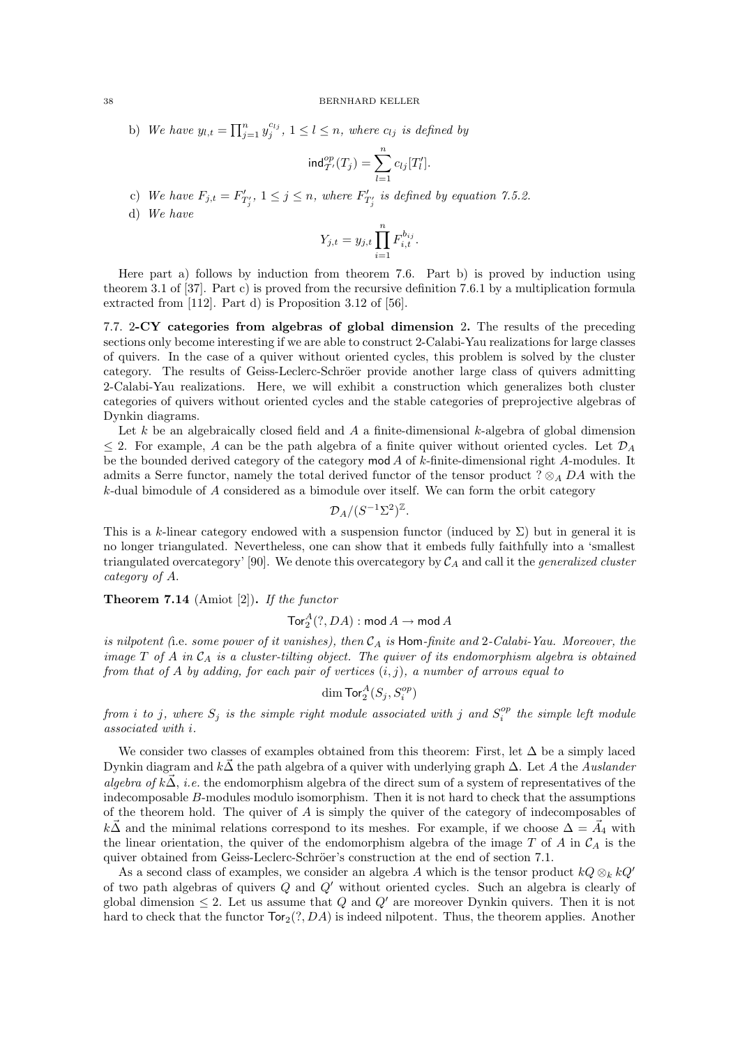b) *We have* $y_{l,t} = \prod_{j=1}^n y_j^{c_{lj}}$, $1 \le l \le n$, *where* $c_{lj}$ *is defined by*

$$\mathsf{ind}^{op}_{\mathcal{T}'}(T_j) = \sum_{l=1}^n c_{lj}[T'_l].$$

c) *We have* $F_{j,t} = F'_{T'_j}$, $1 \le j \le n$, *where* $F'_{T'_j}$ *is defined by equation 7.5.2.*

d) *We have*

$$Y_{j,t} = y_{j,t} \prod_{i=1}^n F_{i,t}^{b_{ij}}.$$

Here part a) follows by induction from theorem 7.6. Part b) is proved by induction using theorem 3.1 of [37]. Part c) is proved from the recursive definition 7.6.1 by a multiplication formula extracted from [112]. Part d) is Proposition 3.12 of [56].

**7.7. 2-CY categories from algebras of global dimension 2.** The results of the preceding sections only become interesting if we are able to construct 2-Calabi-Yau realizations for large classes of quivers. In the case of a quiver without oriented cycles, this problem is solved by the cluster category. The results of Geiss-Leclerc-Schröer provide another large class of quivers admitting 2-Calabi-Yau realizations. Here, we will exhibit a construction which generalizes both cluster categories of quivers without oriented cycles and the stable categories of preprojective algebras of Dynkin diagrams.

Let $k$ be an algebraically closed field and $A$ a finite-dimensional $k$-algebra of global dimension $\le 2$. For example, $A$ can be the path algebra of a finite quiver without oriented cycles. Let $\mathcal{D}_A$ be the bounded derived category of the category $\mathsf{mod}\, A$ of $k$-finite-dimensional right $A$-modules. It admits a Serre functor, namely the total derived functor of the tensor product $? \otimes_A DA$ with the $k$-dual bimodule of $A$ considered as a bimodule over itself. We can form the orbit category

$$\mathcal{D}_A/(S^{-1}\Sigma^2)^{\mathbb{Z}}.$$

This is a $k$-linear category endowed with a suspension functor (induced by $\Sigma$) but in general it is no longer triangulated. Nevertheless, one can show that it embeds fully faithfully into a 'smallest triangulated overcategory' [90]. We denote this overcategory by $\mathcal{C}_A$ and call it the *generalized cluster category of A*.

**Theorem 7.14** (Amiot [2])**.** *If the functor*

$$\mathsf{Tor}_2^A(?, DA) : \mathsf{mod}\, A \to \mathsf{mod}\, A$$

*is nilpotent (*i.e. *some power of it vanishes), then* $\mathcal{C}_A$ *is* Hom*-finite and* 2*-Calabi-Yau. Moreover, the image* $T$ *of* $A$ *in* $\mathcal{C}_A$ *is a cluster-tilting object. The quiver of its endomorphism algebra is obtained from that of* $A$ *by adding, for each pair of vertices* $(i, j)$*, a number of arrows equal to*

$$\dim \mathsf{Tor}_2^A(S_j, S_i^{op})$$

*from* $i$ *to* $j$*, where* $S_j$ *is the simple right module associated with* $j$ *and* $S_i^{op}$ *the simple left module associated with* $i$*.*

We consider two classes of examples obtained from this theorem: First, let $\Delta$ be a simply laced Dynkin diagram and $k\vec{\Delta}$ the path algebra of a quiver with underlying graph $\Delta$. Let $A$ the *Auslander algebra of* $k\vec{\Delta}$, *i.e.* the endomorphism algebra of the direct sum of a system of representatives of the indecomposable $B$-modules modulo isomorphism. Then it is not hard to check that the assumptions of the theorem hold. The quiver of $A$ is simply the quiver of the category of indecomposables of $k\vec{\Delta}$ and the minimal relations correspond to its meshes. For example, if we choose $\Delta = \vec{A}_4$ with the linear orientation, the quiver of the endomorphism algebra of the image $T$ of $A$ in $\mathcal{C}_A$ is the quiver obtained from Geiss-Leclerc-Schröer's construction at the end of section 7.1.

As a second class of examples, we consider an algebra $A$ which is the tensor product $kQ \otimes_k kQ'$ of two path algebras of quivers $Q$ and $Q'$ without oriented cycles. Such an algebra is clearly of global dimension $\le 2$. Let us assume that $Q$ and $Q'$ are moreover Dynkin quivers. Then it is not hard to check that the functor $\mathsf{Tor}_2(?, DA)$ is indeed nilpotent. Thus, the theorem applies. Another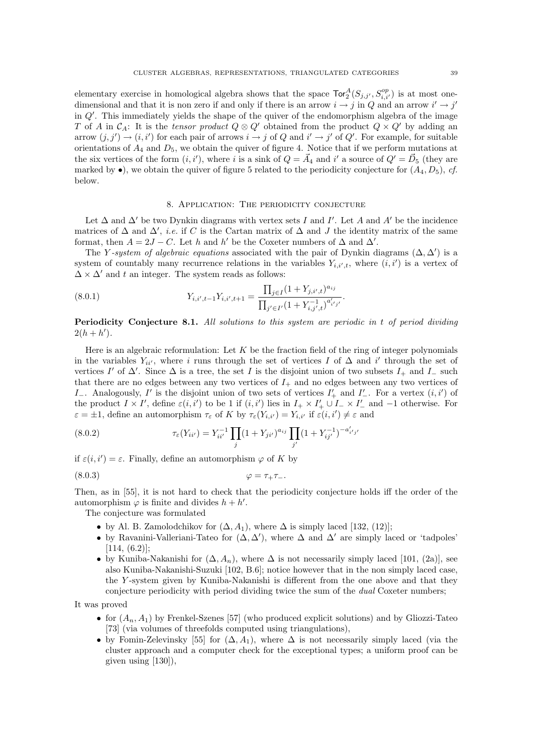elementary exercise in homological algebra shows that the space $\mathsf{Tor}_2^A(S_{j,j'}, S_{i,i'}^{op})$ is at most one-dimensional and that it is non zero if and only if there is an arrow $i \to j$ in $Q$ and an arrow $i' \to j'$ in $Q'$. This immediately yields the shape of the quiver of the endomorphism algebra of the image $T$ of $A$ in $\mathcal{C}_A$: It is the *tensor product* $Q \otimes Q'$ obtained from the product $Q \times Q'$ by adding an arrow $(j, j') \to (i, i')$ for each pair of arrows $i \to j$ of $Q$ and $i' \to j'$ of $Q'$. For example, for suitable orientations of $A_4$ and $D_5$, we obtain the quiver of figure 4. Notice that if we perform mutations at the six vertices of the form $(i, i')$, where $i$ is a sink of $Q = \vec{A}_4$ and $i'$ a source of $Q' = \vec{D}_5$ (they are marked by $\bullet$), we obtain the quiver of figure 5 related to the periodicity conjecture for $(A_4, D_5)$, *cf.* below.

## 8. Application: The periodicity conjecture

Let $\Delta$ and $\Delta'$ be two Dynkin diagrams with vertex sets $I$ and $I'$. Let $A$ and $A'$ be the incidence matrices of $\Delta$ and $\Delta'$, *i.e.* if $C$ is the Cartan matrix of $\Delta$ and $J$ the identity matrix of the same format, then $A = 2J - C$. Let $h$ and $h'$ be the Coxeter numbers of $\Delta$ and $\Delta'$.

The *Y-system of algebraic equations* associated with the pair of Dynkin diagrams $(\Delta, \Delta')$ is a system of countably many recurrence relations in the variables $Y_{i,i',t}$, where $(i, i')$ is a vertex of $\Delta \times \Delta'$ and $t$ an integer. The system reads as follows:

$$Y_{i,i',t-1}Y_{i,i',t+1} = \frac{\prod_{j \in I}(1 + Y_{j,i',t})^{a_{ij}}}{\prod_{j' \in I'}(1 + Y_{i,j',t}^{-1})^{a'_{i'j'}}}. \tag{8.0.1}$$

**Periodicity Conjecture 8.1.** *All solutions to this system are periodic in $t$ of period dividing $2(h + h')$.*

Here is an algebraic reformulation: Let $K$ be the fraction field of the ring of integer polynomials in the variables $Y_{ii'}$, where $i$ runs through the set of vertices $I$ of $\Delta$ and $i'$ through the set of vertices $I'$ of $\Delta'$. Since $\Delta$ is a tree, the set $I$ is the disjoint union of two subsets $I_+$ and $I_-$ such that there are no edges between any two vertices of $I_+$ and no edges between any two vertices of $I_-$. Analogously, $I'$ is the disjoint union of two sets of vertices $I'_+$ and $I'_-$. For a vertex $(i, i')$ of the product $I \times I'$, define $\varepsilon(i, i')$ to be 1 if $(i, i')$ lies in $I_+ \times I'_+ \cup I_- \times I'_-$ and $-1$ otherwise. For $\varepsilon = \pm 1$, define an automorphism $\tau_\varepsilon$ of $K$ by $\tau_\varepsilon(Y_{i,i'}) = Y_{i,i'}$ if $\varepsilon(i, i') \neq \varepsilon$ and

$$\tau_\varepsilon(Y_{ii'}) = Y_{ii'}^{-1} \prod_j (1 + Y_{ji'})^{a_{ij}} \prod_{j'} (1 + Y_{ij'}^{-1})^{-a'_{i'j'}} \tag{8.0.2}$$

if $\varepsilon(i, i') = \varepsilon$. Finally, define an automorphism $\varphi$ of $K$ by

$$\varphi = \tau_+ \tau_-. \tag{8.0.3}$$

Then, as in [55], it is not hard to check that the periodicity conjecture holds iff the order of the automorphism $\varphi$ is finite and divides $h + h'$.

The conjecture was formulated

- by Al. B. Zamolodchikov for $(\Delta, A_1)$, where $\Delta$ is simply laced [132, (12)];
- by Ravanini-Valleriani-Tateo for $(\Delta, \Delta')$, where $\Delta$ and $\Delta'$ are simply laced or 'tadpoles' [114, (6.2)];
- by Kuniba-Nakanishi for $(\Delta, A_n)$, where $\Delta$ is not necessarily simply laced [101, (2a)], see also Kuniba-Nakanishi-Suzuki [102, B.6]; notice however that in the non simply laced case, the $Y$-system given by Kuniba-Nakanishi is different from the one above and that they conjecture periodicity with period dividing twice the sum of the *dual* Coxeter numbers;

It was proved

- for $(A_n, A_1)$ by Frenkel-Szenes [57] (who produced explicit solutions) and by Gliozzi-Tateo [73] (via volumes of threefolds computed using triangulations),
- by Fomin-Zelevinsky [55] for $(\Delta, A_1)$, where $\Delta$ is not necessarily simply laced (via the cluster approach and a computer check for the exceptional types; a uniform proof can be given using [130]),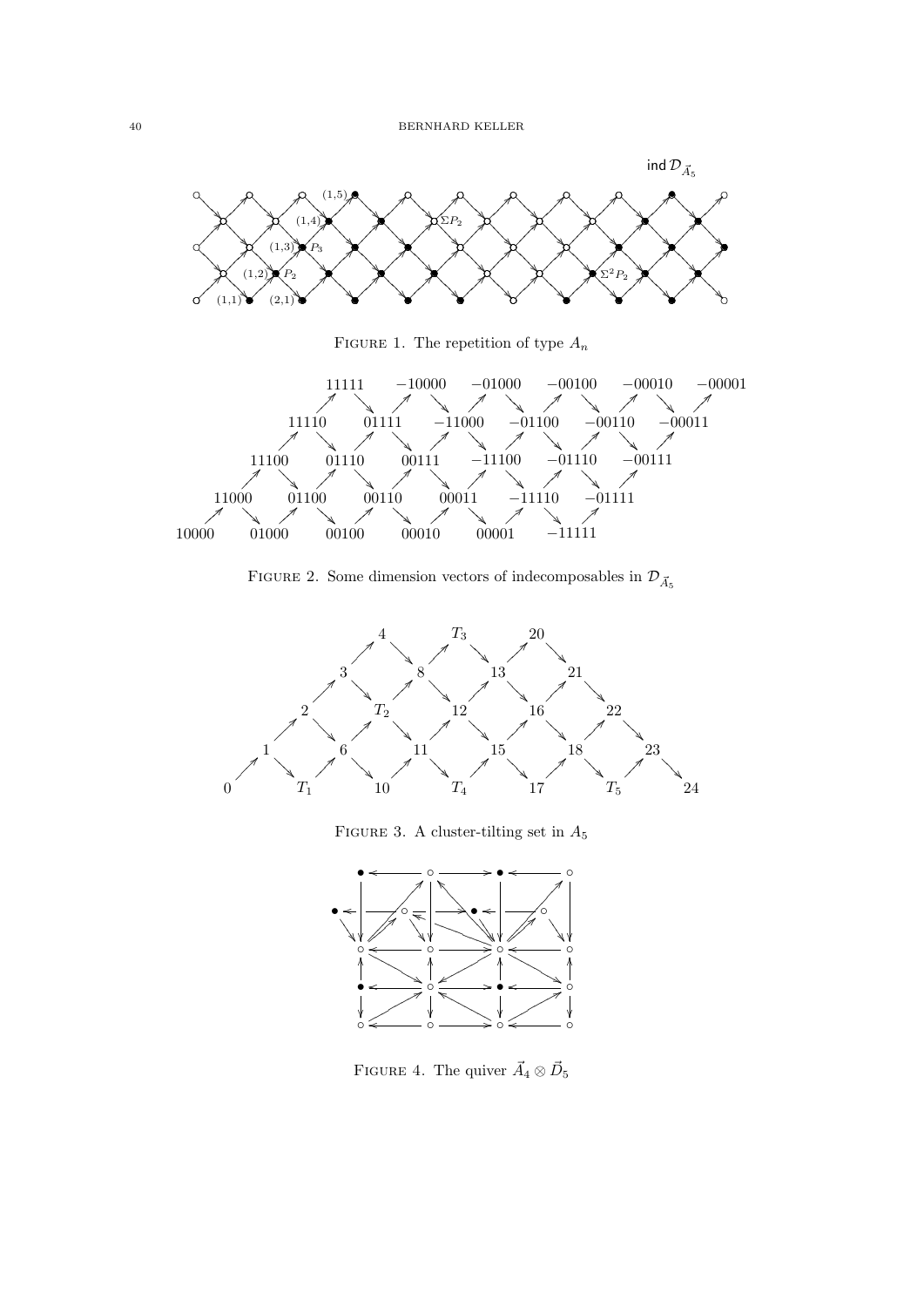FIGURE 1. The repetition of type $A_n$

FIGURE 2. Some dimension vectors of indecomposables in $\mathcal{D}_{\vec{A}_5}$

FIGURE 3. A cluster-tilting set in $A_5$

FIGURE 4. The quiver $\vec{A}_4 \otimes \vec{D}_5$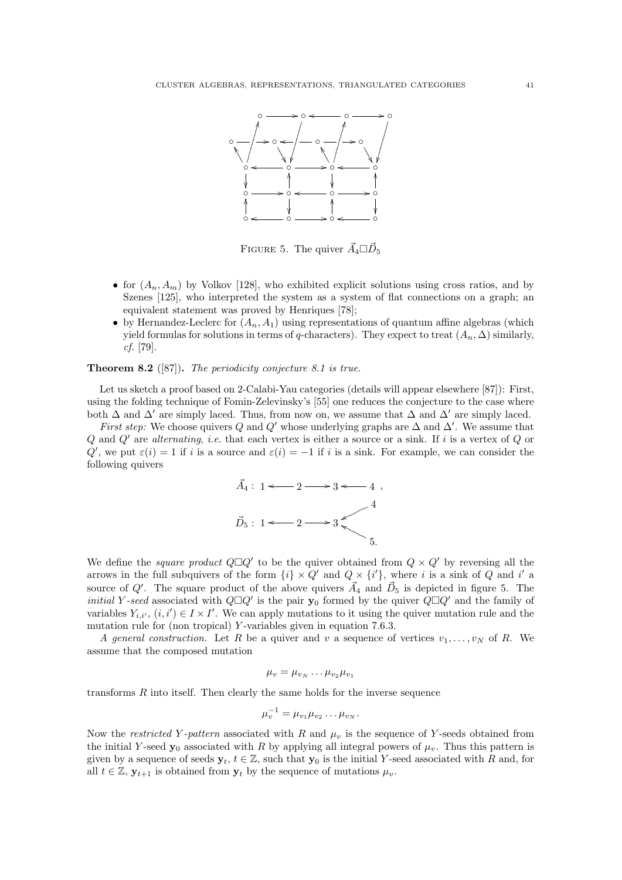FIGURE 5. The quiver $\vec{A}_4 \square \vec{D}_5$

- for $(A_n, A_m)$ by Volkov [128], who exhibited explicit solutions using cross ratios, and by Szenes [125], who interpreted the system as a system of flat connections on a graph; an equivalent statement was proved by Henriques [78];
- by Hernandez-Leclerc for $(A_n, A_1)$ using representations of quantum affine algebras (which yield formulas for solutions in terms of $q$-characters). They expect to treat $(A_n, \Delta)$ similarly, *cf.* [79].

**Theorem 8.2** ([87])**.** *The periodicity conjecture 8.1 is true.*

Let us sketch a proof based on 2-Calabi-Yau categories (details will appear elsewhere [87]): First, using the folding technique of Fomin-Zelevinsky's [55] one reduces the conjecture to the case where both $\Delta$ and $\Delta'$ are simply laced. Thus, from now on, we assume that $\Delta$ and $\Delta'$ are simply laced.

*First step:* We choose quivers $Q$ and $Q'$ whose underlying graphs are $\Delta$ and $\Delta'$. We assume that $Q$ and $Q'$ are *alternating*, *i.e.* that each vertex is either a source or a sink. If $i$ is a vertex of $Q$ or $Q'$, we put $\varepsilon(i) = 1$ if $i$ is a source and $\varepsilon(i) = -1$ if $i$ is a sink. For example, we can consider the following quivers

$$\vec{A}_4 : \; 1 \longleftarrow 2 \longrightarrow 3 \longleftarrow 4 \;,$$

$$\vec{D}_5 : \; 1 \longleftarrow 2 \longrightarrow 3 \longleftarrow 4, \quad 3 \longleftarrow 5.$$

We define the *square product* $Q \square Q'$ to be the quiver obtained from $Q \times Q'$ by reversing all the arrows in the full subquivers of the form $\{i\} \times Q'$ and $Q \times \{i'\}$, where $i$ is a sink of $Q$ and $i'$ a source of $Q'$. The square product of the above quivers $\vec{A}_4$ and $\vec{D}_5$ is depicted in figure 5. The *initial Y-seed* associated with $Q \square Q'$ is the pair $\mathbf{y}_0$ formed by the quiver $Q \square Q'$ and the family of variables $Y_{i,i'}$, $(i, i') \in I \times I'$. We can apply mutations to it using the quiver mutation rule and the mutation rule for (non tropical) $Y$-variables given in equation 7.6.3.

*A general construction.* Let $R$ be a quiver and $v$ a sequence of vertices $v_1, \ldots, v_N$ of $R$. We assume that the composed mutation

$$\mu_v = \mu_{v_N} \ldots \mu_{v_2} \mu_{v_1}$$

transforms $R$ into itself. Then clearly the same holds for the inverse sequence

$$\mu_v^{-1} = \mu_{v_1} \mu_{v_2} \ldots \mu_{v_N}.$$

Now the *restricted Y-pattern* associated with $R$ and $\mu_v$ is the sequence of $Y$-seeds obtained from the initial $Y$-seed $\mathbf{y}_0$ associated with $R$ by applying all integral powers of $\mu_v$. Thus this pattern is given by a sequence of seeds $\mathbf{y}_t$, $t \in \mathbb{Z}$, such that $\mathbf{y}_0$ is the initial $Y$-seed associated with $R$ and, for all $t \in \mathbb{Z}$, $\mathbf{y}_{t+1}$ is obtained from $\mathbf{y}_t$ by the sequence of mutations $\mu_v$.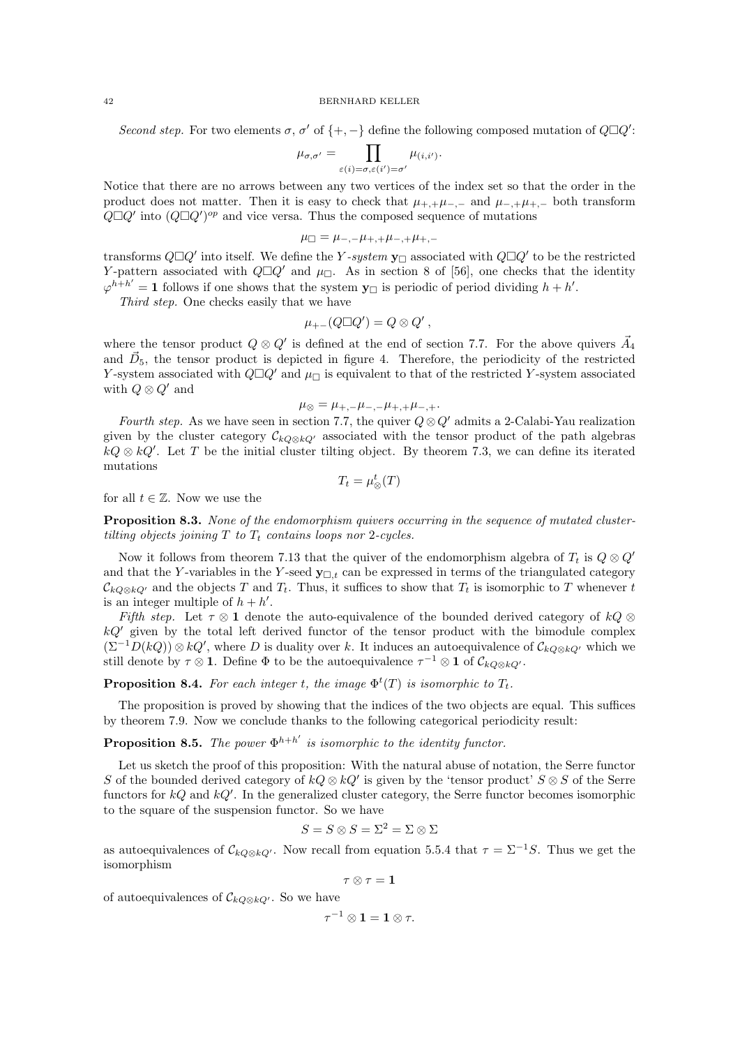*Second step.* For two elements $\sigma$, $\sigma'$ of $\{+,-\}$ define the following composed mutation of $Q\square Q'$:

$$\mu_{\sigma,\sigma'} = \prod_{\varepsilon(i)=\sigma,\varepsilon(i')=\sigma'} \mu_{(i,i')}.$$

Notice that there are no arrows between any two vertices of the index set so that the order in the product does not matter. Then it is easy to check that $\mu_{+,+}\mu_{-,-}$ and $\mu_{-,+}\mu_{+,-}$ both transform $Q\square Q'$ into $(Q\square Q')^{op}$ and vice versa. Thus the composed sequence of mutations

$$\mu_\square = \mu_{-,-}\mu_{+,+}\mu_{-,+}\mu_{+,-}$$

transforms $Q\square Q'$ into itself. We define the *Y-system* $\mathbf{y}_\square$ associated with $Q\square Q'$ to be the restricted $Y$-pattern associated with $Q\square Q'$ and $\mu_\square$. As in section 8 of [56], one checks that the identity $\varphi^{h+h'} = \mathbf{1}$ follows if one shows that the system $\mathbf{y}_\square$ is periodic of period dividing $h+h'$.

*Third step.* One checks easily that we have

$$\mu_{+-}(Q\square Q') = Q \otimes Q' \, ,$$

where the tensor product $Q\otimes Q'$ is defined at the end of section 7.7. For the above quivers $\vec{A}_4$ and $\vec{D}_5$, the tensor product is depicted in figure 4. Therefore, the periodicity of the restricted $Y$-system associated with $Q\square Q'$ and $\mu_\square$ is equivalent to that of the restricted $Y$-system associated with $Q\otimes Q'$ and

$$\mu_\otimes = \mu_{+,-}\mu_{-,-}\mu_{+,+}\mu_{-,+}.$$

*Fourth step.* As we have seen in section 7.7, the quiver $Q\otimes Q'$ admits a 2-Calabi-Yau realization given by the cluster category $\mathcal{C}_{kQ\otimes kQ'}$ associated with the tensor product of the path algebras $kQ\otimes kQ'$. Let $T$ be the initial cluster tilting object. By theorem 7.3, we can define its iterated mutations

$$T_t = \mu_\otimes^t(T)$$

for all $t\in\mathbb{Z}$. Now we use the

**Proposition 8.3.** *None of the endomorphism quivers occurring in the sequence of mutated cluster-tilting objects joining $T$ to $T_t$ contains loops nor 2-cycles.*

Now it follows from theorem 7.13 that the quiver of the endomorphism algebra of $T_t$ is $Q\otimes Q'$ and that the $Y$-variables in the $Y$-seed $\mathbf{y}_{\square,t}$ can be expressed in terms of the triangulated category $\mathcal{C}_{kQ\otimes kQ'}$ and the objects $T$ and $T_t$. Thus, it suffices to show that $T_t$ is isomorphic to $T$ whenever $t$ is an integer multiple of $h+h'$.

*Fifth step.* Let $\tau\otimes\mathbf{1}$ denote the auto-equivalence of the bounded derived category of $kQ\otimes kQ'$ given by the total left derived functor of the tensor product with the bimodule complex $(\Sigma^{-1}D(kQ))\otimes kQ'$, where $D$ is duality over $k$. It induces an autoequivalence of $\mathcal{C}_{kQ\otimes kQ'}$ which we still denote by $\tau\otimes\mathbf{1}$. Define $\Phi$ to be the autoequivalence $\tau^{-1}\otimes\mathbf{1}$ of $\mathcal{C}_{kQ\otimes kQ'}$.

**Proposition 8.4.** *For each integer $t$, the image $\Phi^t(T)$ is isomorphic to $T_t$.*

The proposition is proved by showing that the indices of the two objects are equal. This suffices by theorem 7.9. Now we conclude thanks to the following categorical periodicity result:

**Proposition 8.5.** *The power $\Phi^{h+h'}$ is isomorphic to the identity functor.*

Let us sketch the proof of this proposition: With the natural abuse of notation, the Serre functor $S$ of the bounded derived category of $kQ\otimes kQ'$ is given by the 'tensor product' $S\otimes S$ of the Serre functors for $kQ$ and $kQ'$. In the generalized cluster category, the Serre functor becomes isomorphic to the square of the suspension functor. So we have

$$S = S\otimes S = \Sigma^2 = \Sigma\otimes\Sigma$$

as autoequivalences of $\mathcal{C}_{kQ\otimes kQ'}$. Now recall from equation 5.5.4 that $\tau = \Sigma^{-1}S$. Thus we get the isomorphism

$$\tau\otimes\tau = \mathbf{1}$$

of autoequivalences of $\mathcal{C}_{kQ\otimes kQ'}$. So we have

$$\tau^{-1}\otimes\mathbf{1} = \mathbf{1}\otimes\tau.$$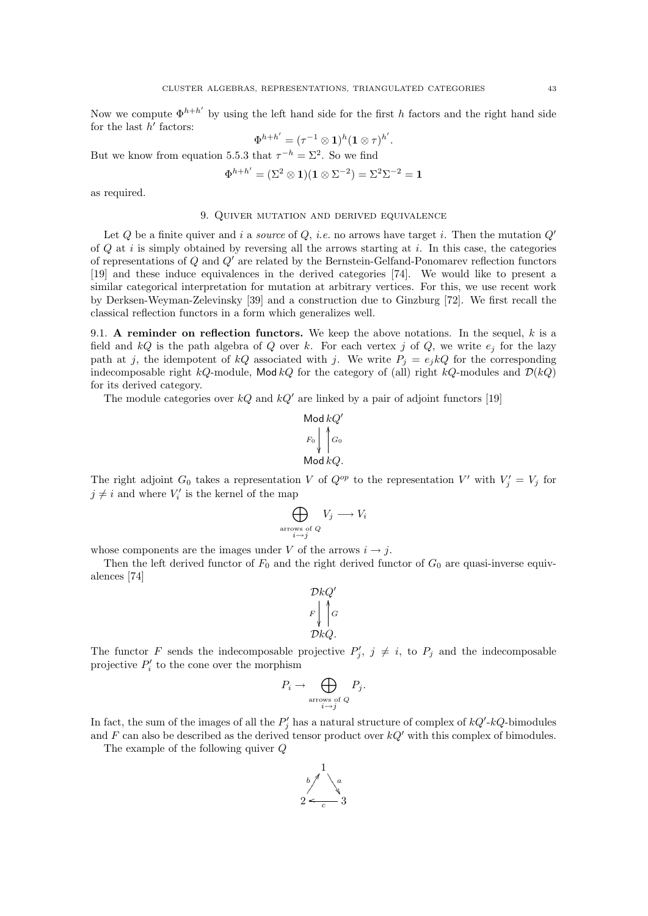Now we compute $\Phi^{h+h'}$ by using the left hand side for the first $h$ factors and the right hand side for the last $h'$ factors:

$$\Phi^{h+h'} = (\tau^{-1} \otimes \mathbf{1})^h (\mathbf{1} \otimes \tau)^{h'}.$$

But we know from equation 5.5.3 that $\tau^{-h} = \Sigma^2$. So we find

$$\Phi^{h+h'} = (\Sigma^2 \otimes \mathbf{1})(\mathbf{1} \otimes \Sigma^{-2}) = \Sigma^2 \Sigma^{-2} = \mathbf{1}$$

as required.

## 9. Quiver mutation and derived equivalence

Let $Q$ be a finite quiver and $i$ a *source* of $Q$, *i.e.* no arrows have target $i$. Then the mutation $Q'$ of $Q$ at $i$ is simply obtained by reversing all the arrows starting at $i$. In this case, the categories of representations of $Q$ and $Q'$ are related by the Bernstein-Gelfand-Ponomarev reflection functors [19] and these induce equivalences in the derived categories [74]. We would like to present a similar categorical interpretation for mutation at arbitrary vertices. For this, we use recent work by Derksen-Weyman-Zelevinsky [39] and a construction due to Ginzburg [72]. We first recall the classical reflection functors in a form which generalizes well.

### 9.1. A reminder on reflection functors.

We keep the above notations. In the sequel, $k$ is a field and $kQ$ is the path algebra of $Q$ over $k$. For each vertex $j$ of $Q$, we write $e_j$ for the lazy path at $j$, the idempotent of $kQ$ associated with $j$. We write $P_j = e_j kQ$ for the corresponding indecomposable right $kQ$-module, $\mathsf{Mod}\, kQ$ for the category of (all) right $kQ$-modules and $\mathcal{D}(kQ)$ for its derived category.

The module categories over $kQ$ and $kQ'$ are linked by a pair of adjoint functors [19]

$$\begin{array}{c} \mathsf{Mod}\, kQ' \\ F_0 \downarrow \quad \uparrow G_0 \\ \mathsf{Mod}\, kQ. \end{array}$$

The right adjoint $G_0$ takes a representation $V$ of $Q^{op}$ to the representation $V'$ with $V'_j = V_j$ for $j \neq i$ and where $V'_i$ is the kernel of the map

$$\bigoplus_{\substack{\text{arrows of } Q \\ i \to j}} V_j \longrightarrow V_i$$

whose components are the images under $V$ of the arrows $i \to j$.

Then the left derived functor of $F_0$ and the right derived functor of $G_0$ are quasi-inverse equivalences [74]

$$\begin{array}{c} \mathcal{D}kQ' \\ F \downarrow \quad \uparrow G \\ \mathcal{D}kQ. \end{array}$$

The functor $F$ sends the indecomposable projective $P'_j$, $j \neq i$, to $P_j$ and the indecomposable projective $P'_i$ to the cone over the morphism

$$P_i \to \bigoplus_{\substack{\text{arrows of } Q \\ i \to j}} P_j.$$

In fact, the sum of the images of all the $P'_j$ has a natural structure of complex of $kQ'$-$kQ$-bimodules and $F$ can also be described as the derived tensor product over $kQ'$ with this complex of bimodules.

The example of the following quiver $Q$

$$\begin{array}{ccc} & 1 & \\ {}^{b}\nearrow & & \searrow^{a} \\ 2 & \underset{c}{\longleftarrow} & 3 \end{array}$$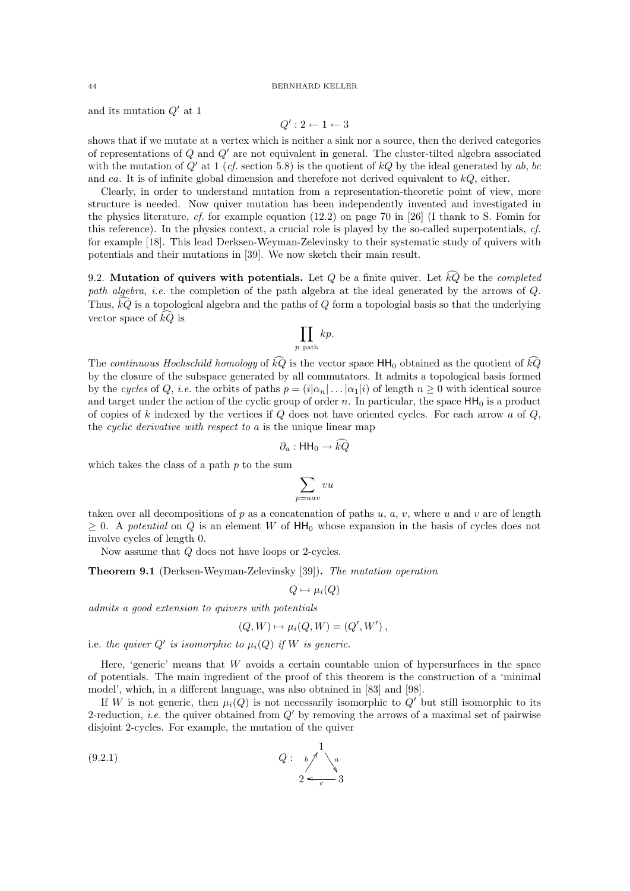and its mutation $Q'$ at 1

$$Q' : 2 \leftarrow 1 \leftarrow 3$$

shows that if we mutate at a vertex which is neither a sink nor a source, then the derived categories of representations of $Q$ and $Q'$ are not equivalent in general. The cluster-tilted algebra associated with the mutation of $Q'$ at 1 (*cf.* section 5.8) is the quotient of $kQ$ by the ideal generated by $ab$, $bc$ and $ca$. It is of infinite global dimension and therefore not derived equivalent to $kQ$, either.

Clearly, in order to understand mutation from a representation-theoretic point of view, more structure is needed. Now quiver mutation has been independently invented and investigated in the physics literature, *cf.* for example equation (12.2) on page 70 in [26] (I thank to S. Fomin for this reference). In the physics context, a crucial role is played by the so-called superpotentials, *cf.* for example [18]. This lead Derksen-Weyman-Zelevinsky to their systematic study of quivers with potentials and their mutations in [39]. We now sketch their main result.

**9.2. Mutation of quivers with potentials.** Let $Q$ be a finite quiver. Let $\widehat{kQ}$ be the *completed path algebra*, *i.e.* the completion of the path algebra at the ideal generated by the arrows of $Q$. Thus, $\widehat{kQ}$ is a topological algebra and the paths of $Q$ form a topologial basis so that the underlying vector space of $\widehat{kQ}$ is

$$\prod_{p \text{ path}} kp.$$

The *continuous Hochschild homology* of $\widehat{kQ}$ is the vector space $\mathsf{HH}_0$ obtained as the quotient of $\widehat{kQ}$ by the closure of the subspace generated by all commutators. It admits a topological basis formed by the *cycles* of $Q$, *i.e.* the orbits of paths $p = (i|\alpha_n|\dots|\alpha_1|i)$ of length $n \geq 0$ with identical source and target under the action of the cyclic group of order $n$. In particular, the space $\mathsf{HH}_0$ is a product of copies of $k$ indexed by the vertices if $Q$ does not have oriented cycles. For each arrow $a$ of $Q$, the *cyclic derivative with respect to* $a$ is the unique linear map

$$\partial_a : \mathsf{HH}_0 \to \widehat{kQ}$$

which takes the class of a path $p$ to the sum

$$\sum_{p=uav} vu$$

taken over all decompositions of $p$ as a concatenation of paths $u$, $a$, $v$, where $u$ and $v$ are of length $\geq 0$. A *potential* on $Q$ is an element $W$ of $\mathsf{HH}_0$ whose expansion in the basis of cycles does not involve cycles of length 0.

Now assume that $Q$ does not have loops or 2-cycles.

**Theorem 9.1** (Derksen-Weyman-Zelevinsky [39])**.** *The mutation operation*

$$Q \mapsto \mu_i(Q)$$

*admits a good extension to quivers with potentials*

$$(Q, W) \mapsto \mu_i(Q, W) = (Q', W'),$$

i.e. *the quiver $Q'$ is isomorphic to $\mu_i(Q)$ if $W$ is generic.*

Here, 'generic' means that $W$ avoids a certain countable union of hypersurfaces in the space of potentials. The main ingredient of the proof of this theorem is the construction of a 'minimal model', which, in a different language, was also obtained in [83] and [98].

If $W$ is not generic, then $\mu_i(Q)$ is not necessarily isomorphic to $Q'$ but still isomorphic to its 2-reduction, *i.e.* the quiver obtained from $Q'$ by removing the arrows of a maximal set of pairwise disjoint 2-cycles. For example, the mutation of the quiver

$$Q: \quad \begin{array}{c} 1 \\ {\scriptstyle b}\nearrow \quad \searrow{\scriptstyle a} \\ 2 \xleftarrow[c]{} 3 \end{array} \tag{9.2.1}$$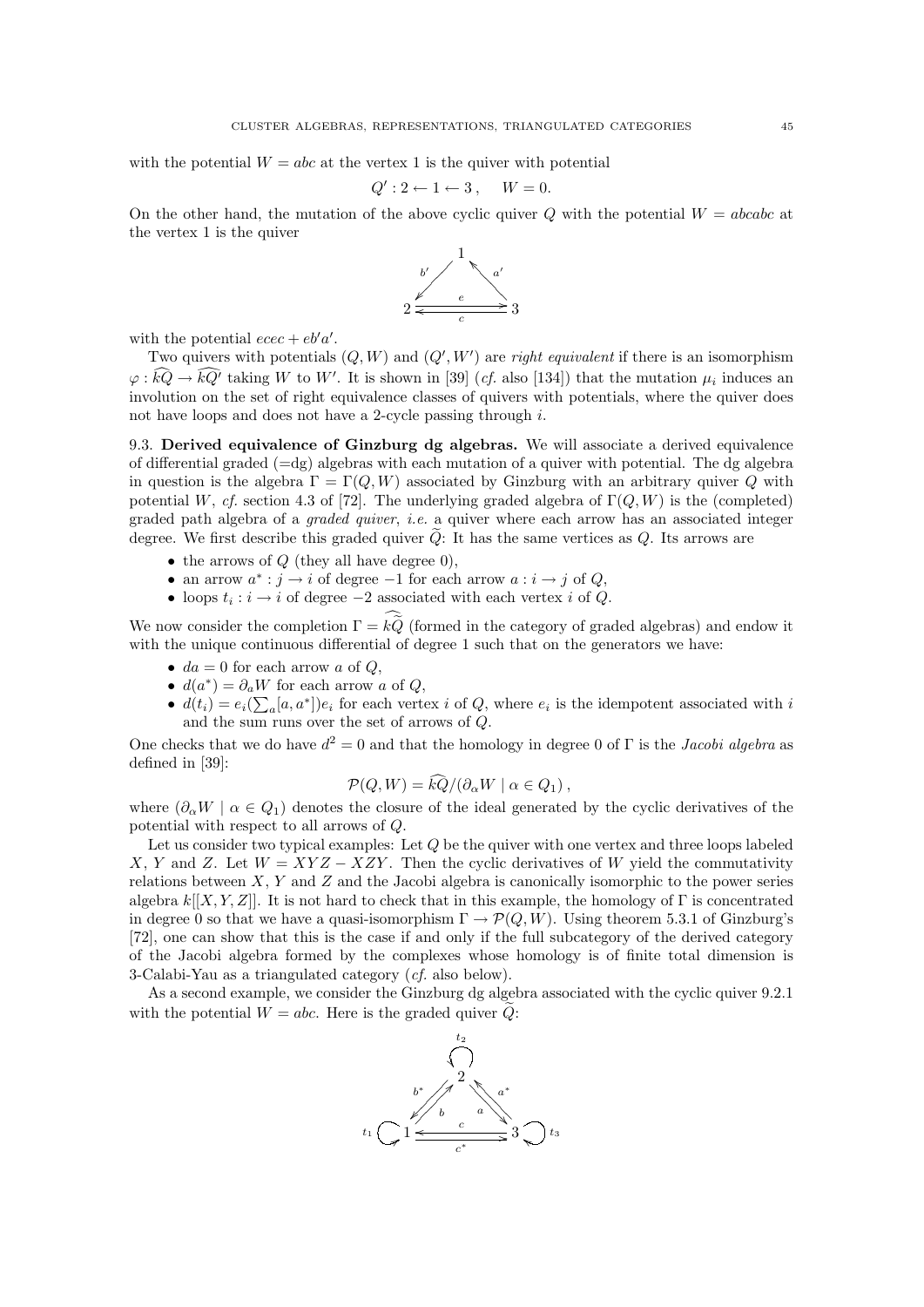with the potential $W = abc$ at the vertex 1 is the quiver with potential

$$Q' : 2 \leftarrow 1 \leftarrow 3\,, \quad W = 0.$$

On the other hand, the mutation of the above cyclic quiver $Q$ with the potential $W = abcabc$ at the vertex 1 is the quiver

$$\begin{array}{ccc} & 1 & \\ {}^{b'}\swarrow & & \nwarrow^{a'} \\ 2 & \underset{c}{\overset{e}{\rightleftarrows}} & 3 \end{array}$$

with the potential $ecec + eb'a'$.

Two quivers with potentials $(Q, W)$ and $(Q', W')$ are *right equivalent* if there is an isomorphism $\varphi : \widehat{kQ} \to \widehat{kQ'}$ taking $W$ to $W'$. It is shown in [39] (*cf.* also [134]) that the mutation $\mu_i$ induces an involution on the set of right equivalence classes of quivers with potentials, where the quiver does not have loops and does not have a 2-cycle passing through $i$.

9.3. **Derived equivalence of Ginzburg dg algebras.** We will associate a derived equivalence of differential graded (=dg) algebras with each mutation of a quiver with potential. The dg algebra in question is the algebra $\Gamma = \Gamma(Q, W)$ associated by Ginzburg with an arbitrary quiver $Q$ with potential $W$, *cf.* section 4.3 of [72]. The underlying graded algebra of $\Gamma(Q, W)$ is the (completed) graded path algebra of a *graded quiver*, *i.e.* a quiver where each arrow has an associated integer degree. We first describe this graded quiver $\widetilde{Q}$: It has the same vertices as $Q$. Its arrows are

- the arrows of $Q$ (they all have degree 0),
- an arrow $a^* : j \to i$ of degree $-1$ for each arrow $a : i \to j$ of $Q$,
- loops $t_i : i \to i$ of degree $-2$ associated with each vertex $i$ of $Q$.

We now consider the completion $\Gamma = \widehat{k\widetilde{Q}}$ (formed in the category of graded algebras) and endow it with the unique continuous differential of degree 1 such that on the generators we have:

- $da = 0$ for each arrow $a$ of $Q$,
- $d(a^*) = \partial_a W$ for each arrow $a$ of $Q$,
- $d(t_i) = e_i(\sum_a [a, a^*])e_i$ for each vertex $i$ of $Q$, where $e_i$ is the idempotent associated with $i$ and the sum runs over the set of arrows of $Q$.

One checks that we do have $d^2 = 0$ and that the homology in degree 0 of $\Gamma$ is the *Jacobi algebra* as defined in [39]:

$$\mathcal{P}(Q, W) = \widehat{kQ}/(\partial_\alpha W \mid \alpha \in Q_1)\,,$$

where $(\partial_\alpha W \mid \alpha \in Q_1)$ denotes the closure of the ideal generated by the cyclic derivatives of the potential with respect to all arrows of $Q$.

Let us consider two typical examples: Let $Q$ be the quiver with one vertex and three loops labeled $X$, $Y$ and $Z$. Let $W = XYZ - XZY$. Then the cyclic derivatives of $W$ yield the commutativity relations between $X$, $Y$ and $Z$ and the Jacobi algebra is canonically isomorphic to the power series algebra $k[[X, Y, Z]]$. It is not hard to check that in this example, the homology of $\Gamma$ is concentrated in degree 0 so that we have a quasi-isomorphism $\Gamma \to \mathcal{P}(Q, W)$. Using theorem 5.3.1 of Ginzburg's [72], one can show that this is the case if and only if the full subcategory of the derived category of the Jacobi algebra formed by the complexes whose homology is of finite total dimension is 3-Calabi-Yau as a triangulated category (*cf.* also below).

As a second example, we consider the Ginzburg dg algebra associated with the cyclic quiver 9.2.1 with the potential $W = abc$. Here is the graded quiver $\widetilde{Q}$:

$$\begin{array}{ccccc} & & t_2 \circlearrowleft 2 & & \\ & b^* \swarrow\nearrow b & & a \nwarrow\searrow a^* & \\ t_1 \circlearrowleft 1 & & \underset{c^*}{\overset{c}{\leftrightarrows}} & & 3 \circlearrowright t_3 \end{array}$$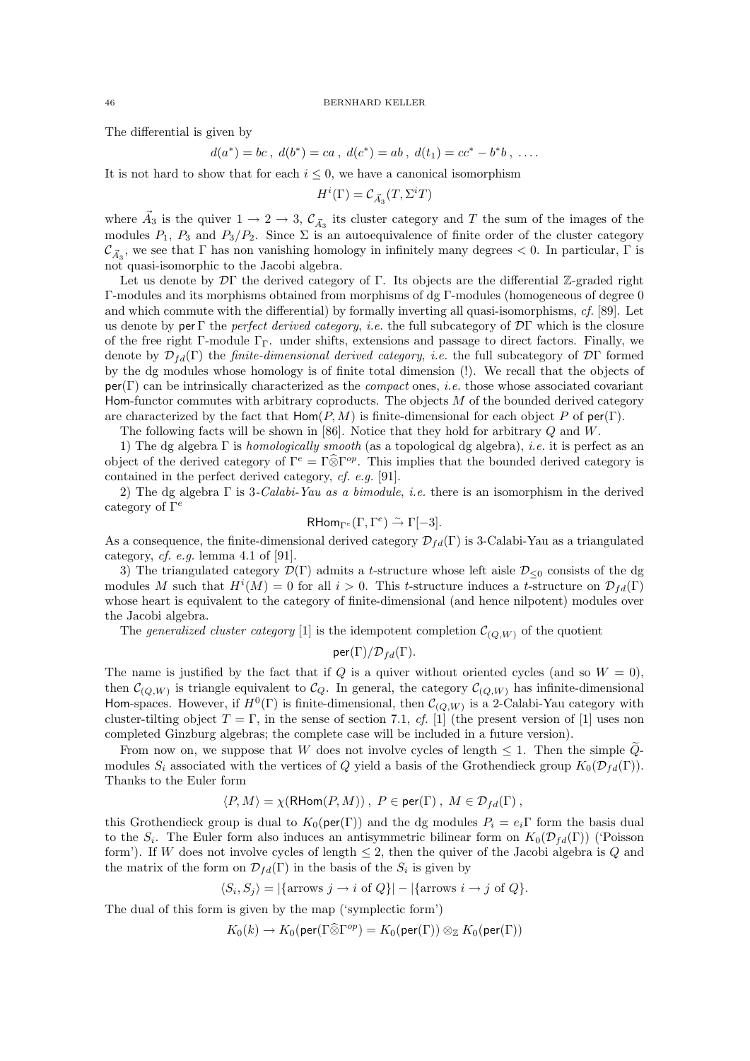The differential is given by

$$d(a^*) = bc\ ,\ d(b^*) = ca\ ,\ d(c^*) = ab\ ,\ d(t_1) = cc^* - b^*b\ ,\ \ldots .$$

It is not hard to show that for each $i \leq 0$, we have a canonical isomorphism

$$H^i(\Gamma) = \mathcal{C}_{\vec{A}_3}(T, \Sigma^i T)$$

where $\vec{A}_3$ is the quiver $1 \to 2 \to 3$, $\mathcal{C}_{\vec{A}_3}$ its cluster category and $T$ the sum of the images of the modules $P_1$, $P_3$ and $P_3/P_2$. Since $\Sigma$ is an autoequivalence of finite order of the cluster category $\mathcal{C}_{\vec{A}_3}$, we see that $\Gamma$ has non vanishing homology in infinitely many degrees $< 0$. In particular, $\Gamma$ is not quasi-isomorphic to the Jacobi algebra.

Let us denote by $\mathcal{D}\Gamma$ the derived category of $\Gamma$. Its objects are the differential $\mathbb{Z}$-graded right $\Gamma$-modules and its morphisms obtained from morphisms of dg $\Gamma$-modules (homogeneous of degree 0 and which commute with the differential) by formally inverting all quasi-isomorphisms, *cf.* [89]. Let us denote by $\mathsf{per}\,\Gamma$ the *perfect derived category*, *i.e.* the full subcategory of $\mathcal{D}\Gamma$ which is the closure of the free right $\Gamma$-module $\Gamma_\Gamma$ under shifts, extensions and passage to direct factors. Finally, we denote by $\mathcal{D}_{fd}(\Gamma)$ the *finite-dimensional derived category*, *i.e.* the full subcategory of $\mathcal{D}\Gamma$ formed by the dg modules whose homology is of finite total dimension (!). We recall that the objects of $\mathsf{per}(\Gamma)$ can be intrinsically characterized as the *compact* ones, *i.e.* those whose associated covariant $\mathsf{Hom}$-functor commutes with arbitrary coproducts. The objects $M$ of the bounded derived category are characterized by the fact that $\mathsf{Hom}(P, M)$ is finite-dimensional for each object $P$ of $\mathsf{per}(\Gamma)$.

The following facts will be shown in [86]. Notice that they hold for arbitrary $Q$ and $W$.

1) The dg algebra $\Gamma$ is *homologically smooth* (as a topological dg algebra), *i.e.* it is perfect as an object of the derived category of $\Gamma^e = \Gamma\widehat{\otimes}\Gamma^{op}$. This implies that the bounded derived category is contained in the perfect derived category, *cf. e.g.* [91].

2) The dg algebra $\Gamma$ is 3-*Calabi-Yau as a bimodule*, *i.e.* there is an isomorphism in the derived category of $\Gamma^e$

$$\mathsf{RHom}_{\Gamma^e}(\Gamma, \Gamma^e) \xrightarrow{\sim} \Gamma[-3].$$

As a consequence, the finite-dimensional derived category $\mathcal{D}_{fd}(\Gamma)$ is 3-Calabi-Yau as a triangulated category, *cf. e.g.* lemma 4.1 of [91].

3) The triangulated category $\mathcal{D}(\Gamma)$ admits a $t$-structure whose left aisle $\mathcal{D}_{\leq 0}$ consists of the dg modules $M$ such that $H^i(M) = 0$ for all $i > 0$. This $t$-structure induces a $t$-structure on $\mathcal{D}_{fd}(\Gamma)$ whose heart is equivalent to the category of finite-dimensional (and hence nilpotent) modules over the Jacobi algebra.

The *generalized cluster category* [1] is the idempotent completion $\mathcal{C}_{(Q,W)}$ of the quotient

$$\mathsf{per}(\Gamma)/\mathcal{D}_{fd}(\Gamma).$$

The name is justified by the fact that if $Q$ is a quiver without oriented cycles (and so $W = 0$), then $\mathcal{C}_{(Q,W)}$ is triangle equivalent to $\mathcal{C}_Q$. In general, the category $\mathcal{C}_{(Q,W)}$ has infinite-dimensional $\mathsf{Hom}$-spaces. However, if $H^0(\Gamma)$ is finite-dimensional, then $\mathcal{C}_{(Q,W)}$ is a 2-Calabi-Yau category with cluster-tilting object $T = \Gamma$, in the sense of section 7.1, *cf.* [1] (the present version of [1] uses non completed Ginzburg algebras; the complete case will be included in a future version).

From now on, we suppose that $W$ does not involve cycles of length $\leq 1$. Then the simple $\widetilde{Q}$-modules $S_i$ associated with the vertices of $Q$ yield a basis of the Grothendieck group $K_0(\mathcal{D}_{fd}(\Gamma))$. Thanks to the Euler form

$$\langle P, M \rangle = \chi(\mathsf{RHom}(P, M))\ ,\ P \in \mathsf{per}(\Gamma)\ ,\ M \in \mathcal{D}_{fd}(\Gamma)\ ,$$

this Grothendieck group is dual to $K_0(\mathsf{per}(\Gamma))$ and the dg modules $P_i = e_i\Gamma$ form the basis dual to the $S_i$. The Euler form also induces an antisymmetric bilinear form on $K_0(\mathcal{D}_{fd}(\Gamma))$ ('Poisson form'). If $W$ does not involve cycles of length $\leq 2$, then the quiver of the Jacobi algebra is $Q$ and the matrix of the form on $\mathcal{D}_{fd}(\Gamma)$ in the basis of the $S_i$ is given by

$$\langle S_i, S_j \rangle = |\{\text{arrows } j \to i \text{ of } Q\}| - |\{\text{arrows } i \to j \text{ of } Q\}.$$

The dual of this form is given by the map ('symplectic form')

$$K_0(k) \to K_0(\mathsf{per}(\Gamma\widehat{\otimes}\Gamma^{op}) = K_0(\mathsf{per}(\Gamma)) \otimes_{\mathbb{Z}} K_0(\mathsf{per}(\Gamma))$$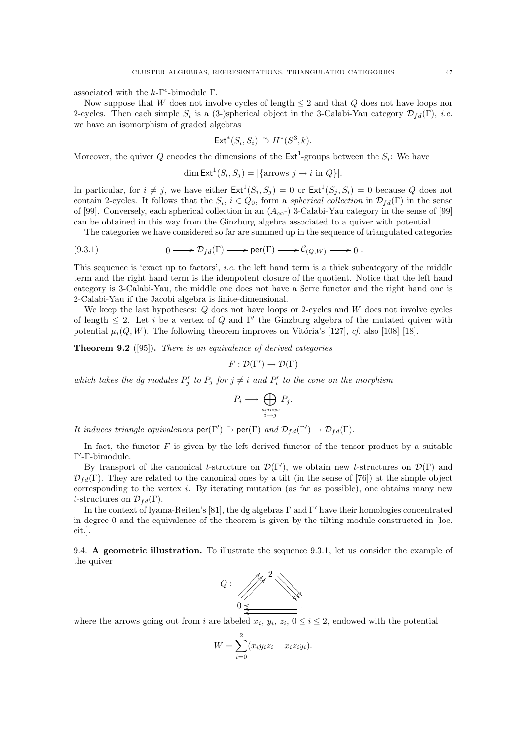associated with the $k$-$\Gamma^e$-bimodule $\Gamma$.

Now suppose that $W$ does not involve cycles of length $\leq 2$ and that $Q$ does not have loops nor 2-cycles. Then each simple $S_i$ is a (3-)spherical object in the 3-Calabi-Yau category $\mathcal{D}_{fd}(\Gamma)$, *i.e.* we have an isomorphism of graded algebras

$$\mathsf{Ext}^*(S_i, S_i) \xrightarrow{\sim} H^*(S^3, k).$$

Moreover, the quiver $Q$ encodes the dimensions of the $\mathsf{Ext}^1$-groups between the $S_i$: We have

$$\dim \mathsf{Ext}^1(S_i, S_j) = |\{\text{arrows } j \to i \text{ in } Q\}|.$$

In particular, for $i \neq j$, we have either $\mathsf{Ext}^1(S_i, S_j) = 0$ or $\mathsf{Ext}^1(S_j, S_i) = 0$ because $Q$ does not contain 2-cycles. It follows that the $S_i$, $i \in Q_0$, form a *spherical collection* in $\mathcal{D}_{fd}(\Gamma)$ in the sense of [99]. Conversely, each spherical collection in an ($A_\infty$-) 3-Calabi-Yau category in the sense of [99] can be obtained in this way from the Ginzburg algebra associated to a quiver with potential.

The categories we have considered so far are summed up in the sequence of triangulated categories

$$0 \longrightarrow \mathcal{D}_{fd}(\Gamma) \longrightarrow \mathsf{per}(\Gamma) \longrightarrow \mathcal{C}_{(Q,W)} \longrightarrow 0\,. \tag{9.3.1}$$

This sequence is 'exact up to factors', *i.e.* the left hand term is a thick subcategory of the middle term and the right hand term is the idempotent closure of the quotient. Notice that the left hand category is 3-Calabi-Yau, the middle one does not have a Serre functor and the right hand one is 2-Calabi-Yau if the Jacobi algebra is finite-dimensional.

We keep the last hypotheses: $Q$ does not have loops or 2-cycles and $W$ does not involve cycles of length $\leq 2$. Let $i$ be a vertex of $Q$ and $\Gamma'$ the Ginzburg algebra of the mutated quiver with potential $\mu_i(Q, W)$. The following theorem improves on Vitória's [127], *cf.* also [108] [18].

**Theorem 9.2** ([95]). *There is an equivalence of derived categories*

$$F : \mathcal{D}(\Gamma') \to \mathcal{D}(\Gamma)$$

*which takes the dg modules $P'_j$ to $P_j$ for $j \neq i$ and $P'_i$ to the cone on the morphism*

$$P_i \longrightarrow \bigoplus_{\substack{\text{arrows} \\ i \to j}} P_j.$$

*It induces triangle equivalences $\mathsf{per}(\Gamma') \xrightarrow{\sim} \mathsf{per}(\Gamma)$ and $\mathcal{D}_{fd}(\Gamma') \to \mathcal{D}_{fd}(\Gamma)$.*

In fact, the functor $F$ is given by the left derived functor of the tensor product by a suitable $\Gamma'$-$\Gamma$-bimodule.

By transport of the canonical $t$-structure on $\mathcal{D}(\Gamma')$, we obtain new $t$-structures on $\mathcal{D}(\Gamma)$ and $\mathcal{D}_{fd}(\Gamma)$. They are related to the canonical ones by a tilt (in the sense of [76]) at the simple object corresponding to the vertex $i$. By iterating mutation (as far as possible), one obtains many new $t$-structures on $\mathcal{D}_{fd}(\Gamma)$.

In the context of Iyama-Reiten's [81], the dg algebras $\Gamma$ and $\Gamma'$ have their homologies concentrated in degree 0 and the equivalence of the theorem is given by the tilting module constructed in [loc. cit.].

9.4. **A geometric illustration.** To illustrate the sequence 9.3.1, let us consider the example of the quiver

$$Q: \quad \begin{array}{ccc} & 2 & \\ \nearrow\!\!\!\nearrow\!\!\!\nearrow & & \searrow\!\!\!\searrow\!\!\!\searrow \\ 0 & \Lleftarrow & 1 \end{array}$$

where the arrows going out from $i$ are labeled $x_i$, $y_i$, $z_i$, $0 \leq i \leq 2$, endowed with the potential

$$W = \sum_{i=0}^{2} (x_i y_i z_i - x_i z_i y_i).$$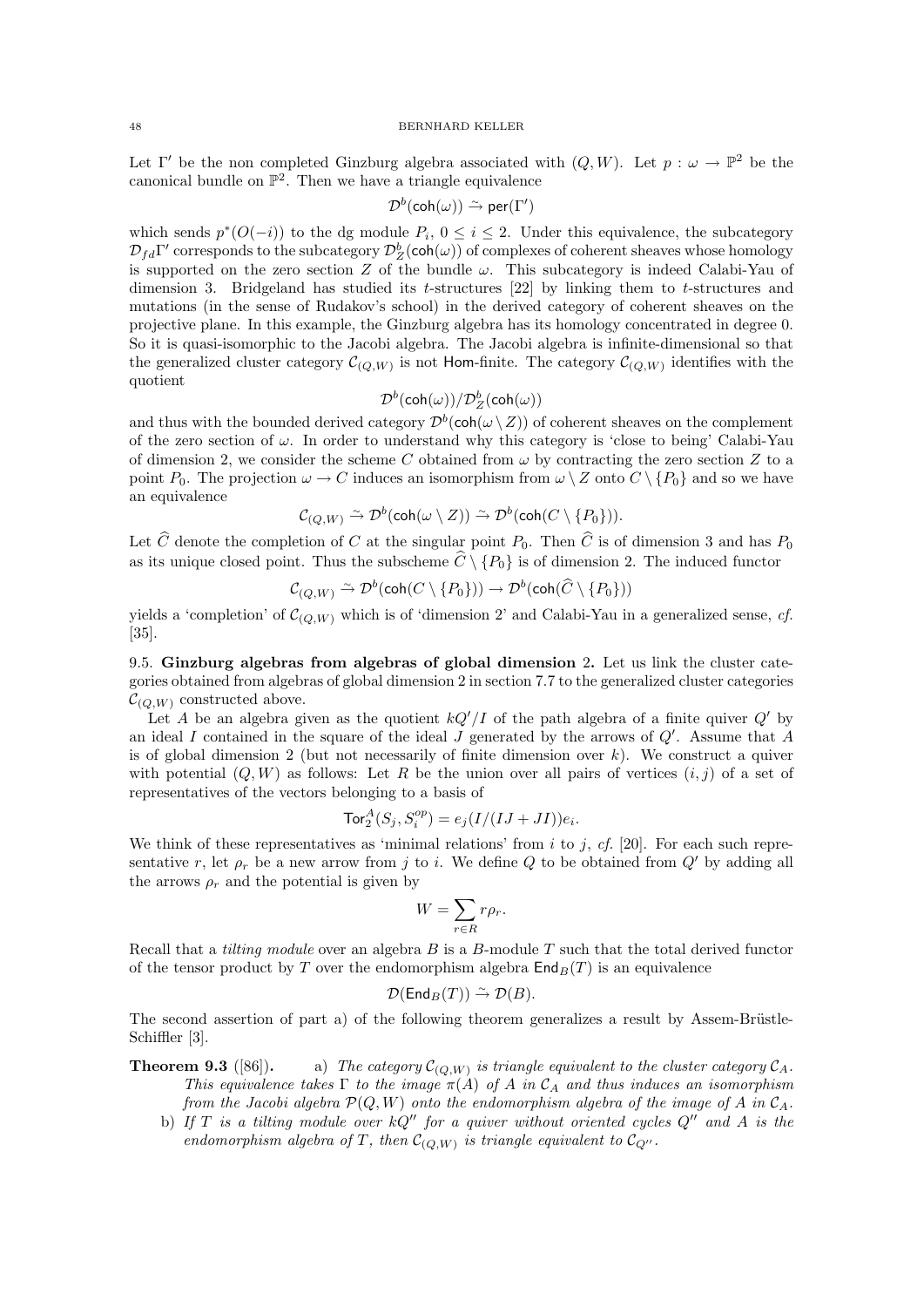Let $\Gamma'$ be the non completed Ginzburg algebra associated with $(Q,W)$. Let $p : \omega \to \mathbb{P}^2$ be the canonical bundle on $\mathbb{P}^2$. Then we have a triangle equivalence

$$\mathcal{D}^b(\mathsf{coh}(\omega)) \xrightarrow{\sim} \mathsf{per}(\Gamma')$$

which sends $p^*(O(-i))$ to the dg module $P_i$, $0 \leq i \leq 2$. Under this equivalence, the subcategory $\mathcal{D}_{fd}\Gamma'$ corresponds to the subcategory $\mathcal{D}^b_Z(\mathsf{coh}(\omega))$ of complexes of coherent sheaves whose homology is supported on the zero section $Z$ of the bundle $\omega$. This subcategory is indeed Calabi-Yau of dimension 3. Bridgeland has studied its $t$-structures [22] by linking them to $t$-structures and mutations (in the sense of Rudakov's school) in the derived category of coherent sheaves on the projective plane. In this example, the Ginzburg algebra has its homology concentrated in degree 0. So it is quasi-isomorphic to the Jacobi algebra. The Jacobi algebra is infinite-dimensional so that the generalized cluster category $\mathcal{C}_{(Q,W)}$ is not $\mathsf{Hom}$-finite. The category $\mathcal{C}_{(Q,W)}$ identifies with the quotient

$$\mathcal{D}^b(\mathsf{coh}(\omega))/\mathcal{D}^b_Z(\mathsf{coh}(\omega))$$

and thus with the bounded derived category $\mathcal{D}^b(\mathsf{coh}(\omega \setminus Z))$ of coherent sheaves on the complement of the zero section of $\omega$. In order to understand why this category is 'close to being' Calabi-Yau of dimension 2, we consider the scheme $C$ obtained from $\omega$ by contracting the zero section $Z$ to a point $P_0$. The projection $\omega \to C$ induces an isomorphism from $\omega \setminus Z$ onto $C \setminus \{P_0\}$ and so we have an equivalence

$$\mathcal{C}_{(Q,W)} \xrightarrow{\sim} \mathcal{D}^b(\mathsf{coh}(\omega \setminus Z)) \xrightarrow{\sim} \mathcal{D}^b(\mathsf{coh}(C \setminus \{P_0\})).$$

Let $\widehat{C}$ denote the completion of $C$ at the singular point $P_0$. Then $\widehat{C}$ is of dimension 3 and has $P_0$ as its unique closed point. Thus the subscheme $\widehat{C} \setminus \{P_0\}$ is of dimension 2. The induced functor

$$\mathcal{C}_{(Q,W)} \xrightarrow{\sim} \mathcal{D}^b(\mathsf{coh}(C \setminus \{P_0\})) \to \mathcal{D}^b(\mathsf{coh}(\widehat{C} \setminus \{P_0\}))$$

yields a 'completion' of $\mathcal{C}_{(Q,W)}$ which is of 'dimension 2' and Calabi-Yau in a generalized sense, *cf.* [35].

**9.5. Ginzburg algebras from algebras of global dimension 2.** Let us link the cluster categories obtained from algebras of global dimension 2 in section 7.7 to the generalized cluster categories $\mathcal{C}_{(Q,W)}$ constructed above.

Let $A$ be an algebra given as the quotient $kQ'/I$ of the path algebra of a finite quiver $Q'$ by an ideal $I$ contained in the square of the ideal $J$ generated by the arrows of $Q'$. Assume that $A$ is of global dimension 2 (but not necessarily of finite dimension over $k$). We construct a quiver with potential $(Q,W)$ as follows: Let $R$ be the union over all pairs of vertices $(i,j)$ of a set of representatives of the vectors belonging to a basis of

$$\mathsf{Tor}_2^A(S_j, S_i^{op}) = e_j(I/(IJ+JI))e_i.$$

We think of these representatives as 'minimal relations' from $i$ to $j$, *cf.* [20]. For each such representative $r$, let $\rho_r$ be a new arrow from $j$ to $i$. We define $Q$ to be obtained from $Q'$ by adding all the arrows $\rho_r$ and the potential is given by

$$W = \sum_{r \in R} r\rho_r.$$

Recall that a *tilting module* over an algebra $B$ is a $B$-module $T$ such that the total derived functor of the tensor product by $T$ over the endomorphism algebra $\mathsf{End}_B(T)$ is an equivalence

$$\mathcal{D}(\mathsf{End}_B(T)) \xrightarrow{\sim} \mathcal{D}(B).$$

The second assertion of part a) of the following theorem generalizes a result by Assem-Brüstle-Schiffler [3].

**Theorem 9.3** ([86]). a) *The category $\mathcal{C}_{(Q,W)}$ is triangle equivalent to the cluster category $\mathcal{C}_A$. This equivalence takes $\Gamma$ to the image $\pi(A)$ of $A$ in $\mathcal{C}_A$ and thus induces an isomorphism from the Jacobi algebra $\mathcal{P}(Q,W)$ onto the endomorphism algebra of the image of $A$ in $\mathcal{C}_A$.*

b) *If $T$ is a tilting module over $kQ''$ for a quiver without oriented cycles $Q''$ and $A$ is the endomorphism algebra of $T$, then $\mathcal{C}_{(Q,W)}$ is triangle equivalent to $\mathcal{C}_{Q''}$.*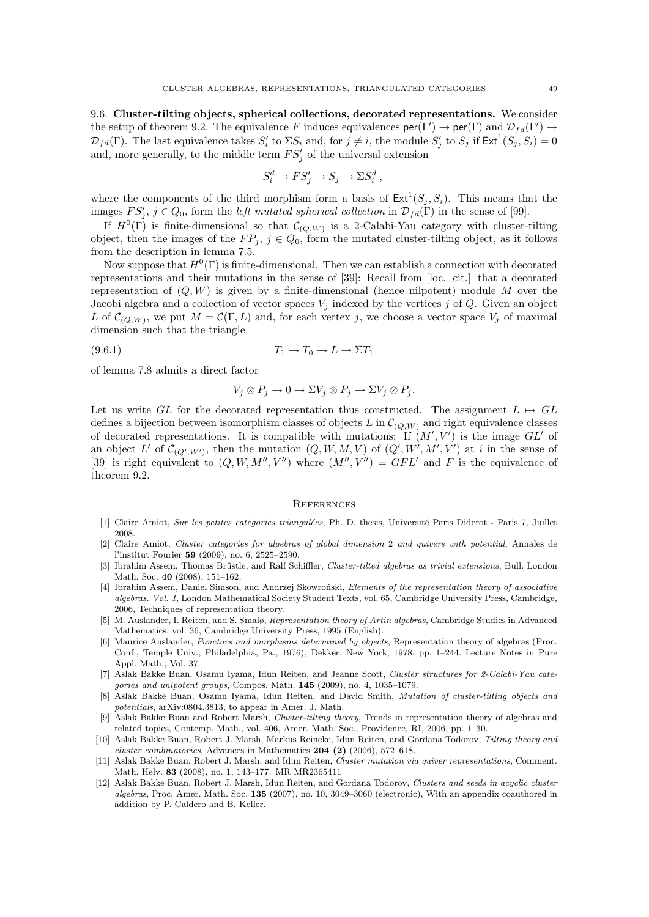9.6. **Cluster-tilting objects, spherical collections, decorated representations.** We consider the setup of theorem 9.2. The equivalence $F$ induces equivalences $\mathsf{per}(\Gamma') \to \mathsf{per}(\Gamma)$ and $\mathcal{D}_{fd}(\Gamma') \to \mathcal{D}_{fd}(\Gamma)$. The last equivalence takes $S'_i$ to $\Sigma S_i$ and, for $j \neq i$, the module $S'_j$ to $S_j$ if $\mathsf{Ext}^1(S_j, S_i) = 0$ and, more generally, to the middle term $FS'_j$ of the universal extension

$$S_i^d \to FS'_j \to S_j \to \Sigma S_i^d \, ,$$

where the components of the third morphism form a basis of $\mathsf{Ext}^1(S_j, S_i)$. This means that the images $FS'_j$, $j \in Q_0$, form the *left mutated spherical collection* in $\mathcal{D}_{fd}(\Gamma)$ in the sense of [99].

If $H^0(\Gamma)$ is finite-dimensional so that $\mathcal{C}_{(Q,W)}$ is a 2-Calabi-Yau category with cluster-tilting object, then the images of the $FP_j$, $j \in Q_0$, form the mutated cluster-tilting object, as it follows from the description in lemma 7.5.

Now suppose that $H^0(\Gamma)$ is finite-dimensional. Then we can establish a connection with decorated representations and their mutations in the sense of [39]: Recall from [loc. cit.] that a decorated representation of $(Q, W)$ is given by a finite-dimensional (hence nilpotent) module $M$ over the Jacobi algebra and a collection of vector spaces $V_j$ indexed by the vertices $j$ of $Q$. Given an object $L$ of $\mathcal{C}_{(Q,W)}$, we put $M = \mathcal{C}(\Gamma, L)$ and, for each vertex $j$, we choose a vector space $V_j$ of maximal dimension such that the triangle

$$T_1 \to T_0 \to L \to \Sigma T_1 \tag{9.6.1}$$

of lemma 7.8 admits a direct factor

$$V_j \otimes P_j \to 0 \to \Sigma V_j \otimes P_j \to \Sigma V_j \otimes P_j.$$

Let us write $GL$ for the decorated representation thus constructed. The assignment $L \mapsto GL$ defines a bijection between isomorphism classes of objects $L$ in $\mathcal{C}_{(Q,W)}$ and right equivalence classes of decorated representations. It is compatible with mutations: If $(M', V')$ is the image $GL'$ of an object $L'$ of $\mathcal{C}_{(Q',W')}$, then the mutation $(Q, W, M, V)$ of $(Q', W', M', V')$ at $i$ in the sense of [39] is right equivalent to $(Q, W, M'', V'')$ where $(M'', V'') = GFL'$ and $F$ is the equivalence of theorem 9.2.

## References

[1] Claire Amiot, *Sur les petites catégories triangulées*, Ph. D. thesis, Université Paris Diderot - Paris 7, Juillet 2008.

[2] Claire Amiot, *Cluster categories for algebras of global dimension 2 and quivers with potential*, Annales de l'institut Fourier **59** (2009), no. 6, 2525–2590.

[3] Ibrahim Assem, Thomas Brüstle, and Ralf Schiffler, *Cluster-tilted algebras as trivial extensions*, Bull. London Math. Soc. **40** (2008), 151–162.

[4] Ibrahim Assem, Daniel Simson, and Andrzej Skowroński, *Elements of the representation theory of associative algebras. Vol. 1*, London Mathematical Society Student Texts, vol. 65, Cambridge University Press, Cambridge, 2006, Techniques of representation theory.

[5] M. Auslander, I. Reiten, and S. Smalø, *Representation theory of Artin algebras*, Cambridge Studies in Advanced Mathematics, vol. 36, Cambridge University Press, 1995 (English).

[6] Maurice Auslander, *Functors and morphisms determined by objects*, Representation theory of algebras (Proc. Conf., Temple Univ., Philadelphia, Pa., 1976), Dekker, New York, 1978, pp. 1–244. Lecture Notes in Pure Appl. Math., Vol. 37.

[7] Aslak Bakke Buan, Osamu Iyama, Idun Reiten, and Jeanne Scott, *Cluster structures for 2-Calabi-Yau categories and unipotent groups*, Compos. Math. **145** (2009), no. 4, 1035–1079.

[8] Aslak Bakke Buan, Osamu Iyama, Idun Reiten, and David Smith, *Mutation of cluster-tilting objects and potentials*, arXiv:0804.3813, to appear in Amer. J. Math.

[9] Aslak Bakke Buan and Robert Marsh, *Cluster-tilting theory*, Trends in representation theory of algebras and related topics, Contemp. Math., vol. 406, Amer. Math. Soc., Providence, RI, 2006, pp. 1–30.

[10] Aslak Bakke Buan, Robert J. Marsh, Markus Reineke, Idun Reiten, and Gordana Todorov, *Tilting theory and cluster combinatorics*, Advances in Mathematics **204 (2)** (2006), 572–618.

[11] Aslak Bakke Buan, Robert J. Marsh, and Idun Reiten, *Cluster mutation via quiver representations*, Comment. Math. Helv. **83** (2008), no. 1, 143–177. MR MR2365411

[12] Aslak Bakke Buan, Robert J. Marsh, Idun Reiten, and Gordana Todorov, *Clusters and seeds in acyclic cluster algebras*, Proc. Amer. Math. Soc. **135** (2007), no. 10, 3049–3060 (electronic), With an appendix coauthored in addition by P. Caldero and B. Keller.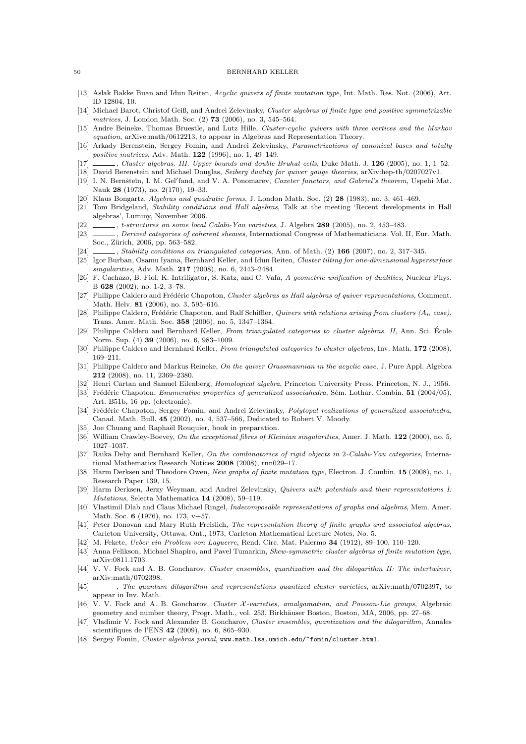[13] Aslak Bakke Buan and Idun Reiten, *Acyclic quivers of finite mutation type*, Int. Math. Res. Not. (2006), Art. ID 12804, 10.

[14] Michael Barot, Christof Geiß, and Andrei Zelevinsky, *Cluster algebras of finite type and positive symmetrizable matrices*, J. London Math. Soc. (2) **73** (2006), no. 3, 545–564.

[15] Andre Beineke, Thomas Bruestle, and Lutz Hille, *Cluster-cyclic quivers with three vertices and the Markov equation*, arXive:math/0612213, to appear in Algebras and Representation Theory.

[16] Arkady Berenstein, Sergey Fomin, and Andrei Zelevinsky, *Parametrizations of canonical bases and totally positive matrices*, Adv. Math. **122** (1996), no. 1, 49–149.

[17] ______, *Cluster algebras. III. Upper bounds and double Bruhat cells*, Duke Math. J. **126** (2005), no. 1, 1–52.

[18] David Berenstein and Michael Douglas, *Seiberg duality for quiver gauge theories*, arXiv:hep-th/0207027v1.

[19] I. N. Bernšteĭn, I. M. Gel′fand, and V. A. Ponomarev, *Coxeter functors, and Gabriel's theorem*, Uspehi Mat. Nauk **28** (1973), no. 2(170), 19–33.

[20] Klaus Bongartz, *Algebras and quadratic forms*, J. London Math. Soc. (2) **28** (1983), no. 3, 461–469.

[21] Tom Bridgeland, *Stability conditions and Hall algebras*, Talk at the meeting 'Recent developments in Hall algebras', Luminy, November 2006.

[22] ______, *t-structures on some local Calabi-Yau varieties*, J. Algebra **289** (2005), no. 2, 453–483.

[23] ______, *Derived categories of coherent sheaves*, International Congress of Mathematicians. Vol. II, Eur. Math. Soc., Zürich, 2006, pp. 563–582.

[24] ______, *Stability conditions on triangulated categories*, Ann. of Math. (2) **166** (2007), no. 2, 317–345.

[25] Igor Burban, Osamu Iyama, Bernhard Keller, and Idun Reiten, *Cluster tilting for one-dimensional hypersurface singularities*, Adv. Math. **217** (2008), no. 6, 2443–2484.

[26] F. Cachazo, B. Fiol, K. Intriligator, S. Katz, and C. Vafa, *A geometric unification of dualities*, Nuclear Phys. B **628** (2002), no. 1-2, 3–78.

[27] Philippe Caldero and Frédéric Chapoton, *Cluster algebras as Hall algebras of quiver representations*, Comment. Math. Helv. **81** (2006), no. 3, 595–616.

[28] Philippe Caldero, Frédéric Chapoton, and Ralf Schiffler, *Quivers with relations arising from clusters ($A_n$ case)*, Trans. Amer. Math. Soc. **358** (2006), no. 5, 1347–1364.

[29] Philippe Caldero and Bernhard Keller, *From triangulated categories to cluster algebras. II*, Ann. Sci. École Norm. Sup. (4) **39** (2006), no. 6, 983–1009.

[30] Philippe Caldero and Bernhard Keller, *From triangulated categories to cluster algebras*, Inv. Math. **172** (2008), 169–211.

[31] Philippe Caldero and Markus Reineke, *On the quiver Grassmannian in the acyclic case*, J. Pure Appl. Algebra **212** (2008), no. 11, 2369–2380.

[32] Henri Cartan and Samuel Eilenberg, *Homological algebra*, Princeton University Press, Princeton, N. J., 1956.

[33] Frédéric Chapoton, *Enumerative properties of generalized associahedra*, Sém. Lothar. Combin. **51** (2004/05), Art. B51b, 16 pp. (electronic).

[34] Frédéric Chapoton, Sergey Fomin, and Andrei Zelevinsky, *Polytopal realizations of generalized associahedra*, Canad. Math. Bull. **45** (2002), no. 4, 537–566, Dedicated to Robert V. Moody.

[35] Joe Chuang and Raphaël Rouquier, book in preparation.

[36] William Crawley-Boevey, *On the exceptional fibres of Kleinian singularities*, Amer. J. Math. **122** (2000), no. 5, 1027–1037.

[37] Raika Dehy and Bernhard Keller, *On the combinatorics of rigid objects in 2-Calabi-Yau categories*, International Mathematics Research Notices **2008** (2008), rnn029–17.

[38] Harm Derksen and Theodore Owen, *New graphs of finite mutation type*, Electron. J. Combin. **15** (2008), no. 1, Research Paper 139, 15.

[39] Harm Derksen, Jerzy Weyman, and Andrei Zelevinsky, *Quivers with potentials and their representations I: Mutations*, Selecta Mathematica **14** (2008), 59–119.

[40] Vlastimil Dlab and Claus Michael Ringel, *Indecomposable representations of graphs and algebras*, Mem. Amer. Math. Soc. **6** (1976), no. 173, v+57.

[41] Peter Donovan and Mary Ruth Freislich, *The representation theory of finite graphs and associated algebras*, Carleton University, Ottawa, Ont., 1973, Carleton Mathematical Lecture Notes, No. 5.

[42] M. Fekete, *Ueber ein Problem von Laguerre*, Rend. Circ. Mat. Palermo **34** (1912), 89–100, 110–120.

[43] Anna Felikson, Michael Shapiro, and Pavel Tumarkin, *Skew-symmetric cluster algebras of finite mutation type*, arXiv:0811.1703.

[44] V. V. Fock and A. B. Goncharov, *Cluster ensembles, quantization and the dilogarithm II: The intertwiner*, arXiv:math/0702398.

[45] ______, *The quantum dilogarithm and representations quantized cluster varieties*, arXiv:math/0702397, to appear in Inv. Math.

[46] V. V. Fock and A. B. Goncharov, *Cluster $\mathcal{X}$-varieties, amalgamation, and Poisson-Lie groups*, Algebraic geometry and number theory, Progr. Math., vol. 253, Birkhäuser Boston, Boston, MA, 2006, pp. 27–68.

[47] Vladimir V. Fock and Alexander B. Goncharov, *Cluster ensembles, quantization and the dilogarithm*, Annales scientifiques de l'ENS **42** (2009), no. 6, 865–930.

[48] Sergey Fomin, *Cluster algebras portal*, `www.math.lsa.umich.edu/~fomin/cluster.html`.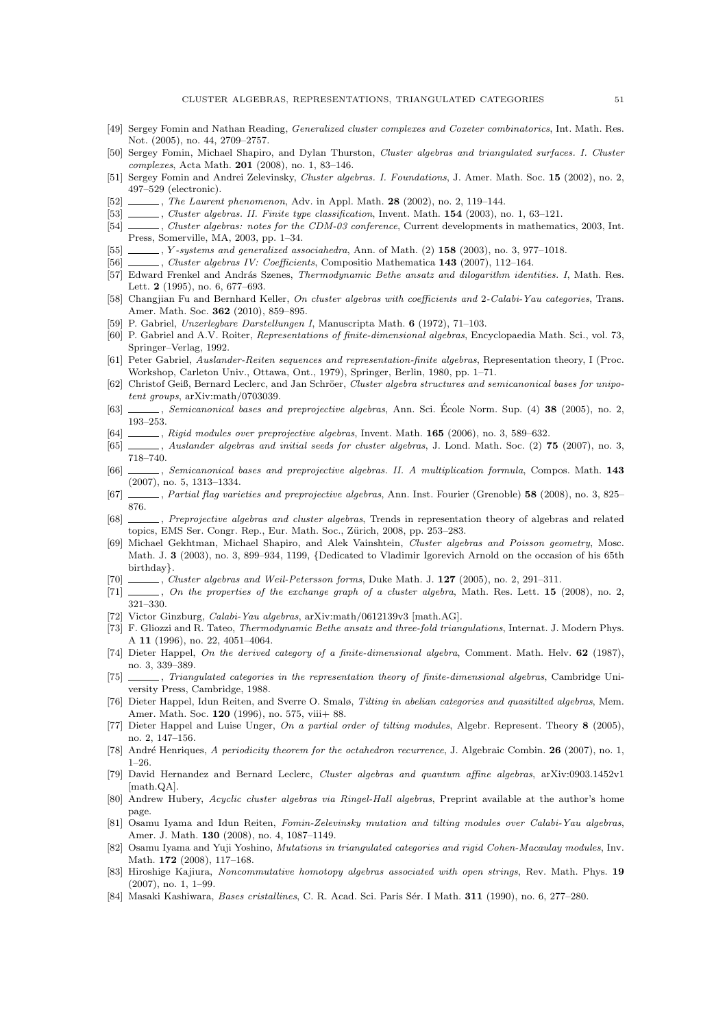[49] Sergey Fomin and Nathan Reading, *Generalized cluster complexes and Coxeter combinatorics*, Int. Math. Res. Not. (2005), no. 44, 2709–2757.

[50] Sergey Fomin, Michael Shapiro, and Dylan Thurston, *Cluster algebras and triangulated surfaces. I. Cluster complexes*, Acta Math. **201** (2008), no. 1, 83–146.

[51] Sergey Fomin and Andrei Zelevinsky, *Cluster algebras. I. Foundations*, J. Amer. Math. Soc. **15** (2002), no. 2, 497–529 (electronic).

[52] ______, *The Laurent phenomenon*, Adv. in Appl. Math. **28** (2002), no. 2, 119–144.

[53] ______, *Cluster algebras. II. Finite type classification*, Invent. Math. **154** (2003), no. 1, 63–121.

[54] ______, *Cluster algebras: notes for the CDM-03 conference*, Current developments in mathematics, 2003, Int. Press, Somerville, MA, 2003, pp. 1–34.

[55] ______, *Y-systems and generalized associahedra*, Ann. of Math. (2) **158** (2003), no. 3, 977–1018.

[56] ______, *Cluster algebras IV: Coefficients*, Compositio Mathematica **143** (2007), 112–164.

[57] Edward Frenkel and András Szenes, *Thermodynamic Bethe ansatz and dilogarithm identities. I*, Math. Res. Lett. **2** (1995), no. 6, 677–693.

[58] Changjian Fu and Bernhard Keller, *On cluster algebras with coefficients and 2-Calabi-Yau categories*, Trans. Amer. Math. Soc. **362** (2010), 859–895.

[59] P. Gabriel, *Unzerlegbare Darstellungen I*, Manuscripta Math. **6** (1972), 71–103.

[60] P. Gabriel and A.V. Roiter, *Representations of finite-dimensional algebras*, Encyclopaedia Math. Sci., vol. 73, Springer–Verlag, 1992.

[61] Peter Gabriel, *Auslander-Reiten sequences and representation-finite algebras*, Representation theory, I (Proc. Workshop, Carleton Univ., Ottawa, Ont., 1979), Springer, Berlin, 1980, pp. 1–71.

[62] Christof Geiß, Bernard Leclerc, and Jan Schröer, *Cluster algebra structures and semicanonical bases for unipotent groups*, arXiv:math/0703039.

[63] ______, *Semicanonical bases and preprojective algebras*, Ann. Sci. École Norm. Sup. (4) **38** (2005), no. 2, 193–253.

[64] ______, *Rigid modules over preprojective algebras*, Invent. Math. **165** (2006), no. 3, 589–632.

[65] ______, *Auslander algebras and initial seeds for cluster algebras*, J. Lond. Math. Soc. (2) **75** (2007), no. 3, 718–740.

[66] ______, *Semicanonical bases and preprojective algebras. II. A multiplication formula*, Compos. Math. **143** (2007), no. 5, 1313–1334.

[67] ______, *Partial flag varieties and preprojective algebras*, Ann. Inst. Fourier (Grenoble) **58** (2008), no. 3, 825–876.

[68] ______, *Preprojective algebras and cluster algebras*, Trends in representation theory of algebras and related topics, EMS Ser. Congr. Rep., Eur. Math. Soc., Zürich, 2008, pp. 253–283.

[69] Michael Gekhtman, Michael Shapiro, and Alek Vainshtein, *Cluster algebras and Poisson geometry*, Mosc. Math. J. **3** (2003), no. 3, 899–934, 1199, {Dedicated to Vladimir Igorevich Arnold on the occasion of his 65th birthday}.

[70] ______, *Cluster algebras and Weil-Petersson forms*, Duke Math. J. **127** (2005), no. 2, 291–311.

[71] ______, *On the properties of the exchange graph of a cluster algebra*, Math. Res. Lett. **15** (2008), no. 2, 321–330.

[72] Victor Ginzburg, *Calabi-Yau algebras*, arXiv:math/0612139v3 [math.AG].

[73] F. Gliozzi and R. Tateo, *Thermodynamic Bethe ansatz and three-fold triangulations*, Internat. J. Modern Phys. A **11** (1996), no. 22, 4051–4064.

[74] Dieter Happel, *On the derived category of a finite-dimensional algebra*, Comment. Math. Helv. **62** (1987), no. 3, 339–389.

[75] ______, *Triangulated categories in the representation theory of finite-dimensional algebras*, Cambridge University Press, Cambridge, 1988.

[76] Dieter Happel, Idun Reiten, and Sverre O. Smalø, *Tilting in abelian categories and quasitilted algebras*, Mem. Amer. Math. Soc. **120** (1996), no. 575, viii+ 88.

[77] Dieter Happel and Luise Unger, *On a partial order of tilting modules*, Algebr. Represent. Theory **8** (2005), no. 2, 147–156.

[78] André Henriques, *A periodicity theorem for the octahedron recurrence*, J. Algebraic Combin. **26** (2007), no. 1, 1–26.

[79] David Hernandez and Bernard Leclerc, *Cluster algebras and quantum affine algebras*, arXiv:0903.1452v1 [math.QA].

[80] Andrew Hubery, *Acyclic cluster algebras via Ringel-Hall algebras*, Preprint available at the author's home page.

[81] Osamu Iyama and Idun Reiten, *Fomin-Zelevinsky mutation and tilting modules over Calabi-Yau algebras*, Amer. J. Math. **130** (2008), no. 4, 1087–1149.

[82] Osamu Iyama and Yuji Yoshino, *Mutations in triangulated categories and rigid Cohen-Macaulay modules*, Inv. Math. **172** (2008), 117–168.

[83] Hiroshige Kajiura, *Noncommutative homotopy algebras associated with open strings*, Rev. Math. Phys. **19** (2007), no. 1, 1–99.

[84] Masaki Kashiwara, *Bases cristallines*, C. R. Acad. Sci. Paris Sér. I Math. **311** (1990), no. 6, 277–280.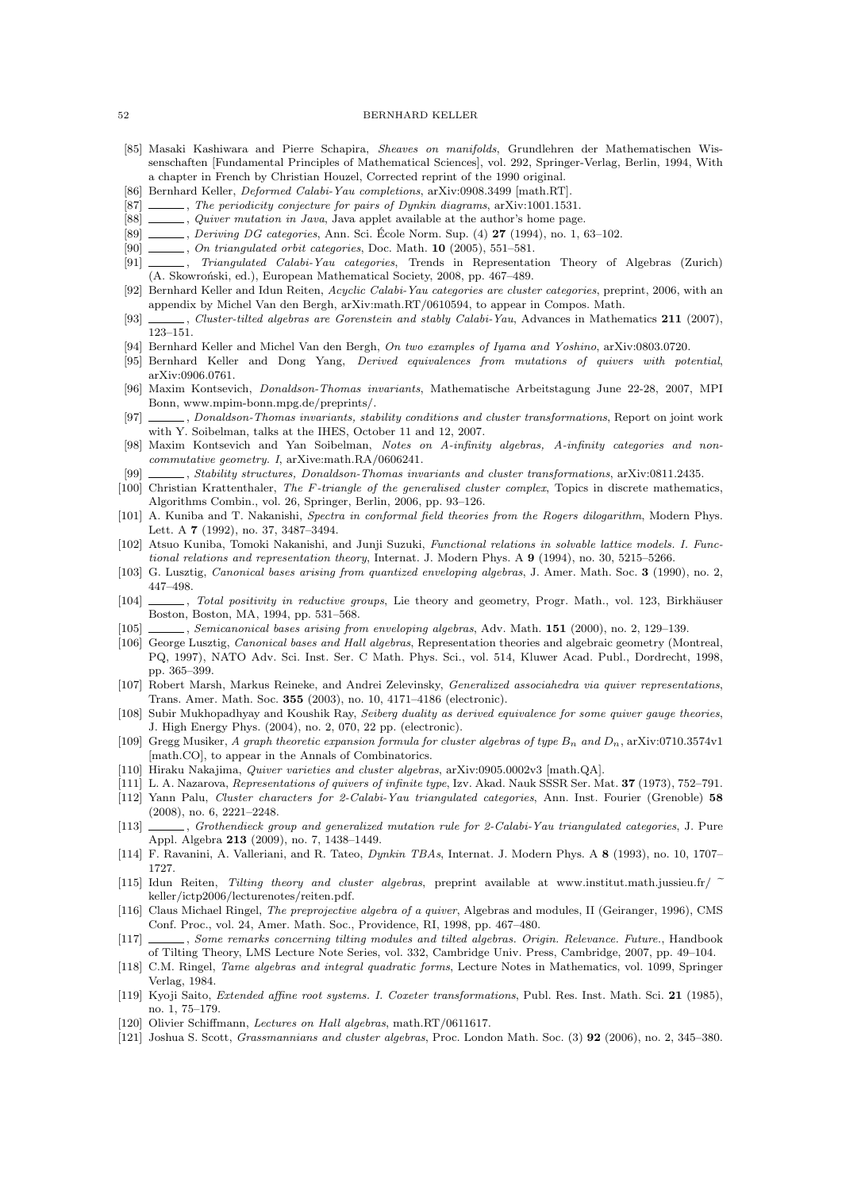[85] Masaki Kashiwara and Pierre Schapira, *Sheaves on manifolds*, Grundlehren der Mathematischen Wissenschaften [Fundamental Principles of Mathematical Sciences], vol. 292, Springer-Verlag, Berlin, 1994, With a chapter in French by Christian Houzel, Corrected reprint of the 1990 original.

[86] Bernhard Keller, *Deformed Calabi-Yau completions*, arXiv:0908.3499 [math.RT].

[87] ______, *The periodicity conjecture for pairs of Dynkin diagrams*, arXiv:1001.1531.

[88] ______, *Quiver mutation in Java*, Java applet available at the author's home page.

[89] ______, *Deriving DG categories*, Ann. Sci. École Norm. Sup. (4) **27** (1994), no. 1, 63–102.

[90] ______, *On triangulated orbit categories*, Doc. Math. **10** (2005), 551–581.

[91] ______, *Triangulated Calabi-Yau categories*, Trends in Representation Theory of Algebras (Zurich) (A. Skowroński, ed.), European Mathematical Society, 2008, pp. 467–489.

[92] Bernhard Keller and Idun Reiten, *Acyclic Calabi-Yau categories are cluster categories*, preprint, 2006, with an appendix by Michel Van den Bergh, arXiv:math.RT/0610594, to appear in Compos. Math.

[93] ______, *Cluster-tilted algebras are Gorenstein and stably Calabi-Yau*, Advances in Mathematics **211** (2007), 123–151.

[94] Bernhard Keller and Michel Van den Bergh, *On two examples of Iyama and Yoshino*, arXiv:0803.0720.

[95] Bernhard Keller and Dong Yang, *Derived equivalences from mutations of quivers with potential*, arXiv:0906.0761.

[96] Maxim Kontsevich, *Donaldson-Thomas invariants*, Mathematische Arbeitstagung June 22-28, 2007, MPI Bonn, www.mpim-bonn.mpg.de/preprints/.

[97] ______, *Donaldson-Thomas invariants, stability conditions and cluster transformations*, Report on joint work with Y. Soibelman, talks at the IHES, October 11 and 12, 2007.

[98] Maxim Kontsevich and Yan Soibelman, *Notes on A-infinity algebras, A-infinity categories and non-commutative geometry. I*, arXive:math.RA/0606241.

[99] ______, *Stability structures, Donaldson-Thomas invariants and cluster transformations*, arXiv:0811.2435.

[100] Christian Krattenthaler, *The F-triangle of the generalised cluster complex*, Topics in discrete mathematics, Algorithms Combin., vol. 26, Springer, Berlin, 2006, pp. 93–126.

[101] A. Kuniba and T. Nakanishi, *Spectra in conformal field theories from the Rogers dilogarithm*, Modern Phys. Lett. A **7** (1992), no. 37, 3487–3494.

[102] Atsuo Kuniba, Tomoki Nakanishi, and Junji Suzuki, *Functional relations in solvable lattice models. I. Functional relations and representation theory*, Internat. J. Modern Phys. A **9** (1994), no. 30, 5215–5266.

[103] G. Lusztig, *Canonical bases arising from quantized enveloping algebras*, J. Amer. Math. Soc. **3** (1990), no. 2, 447–498.

[104] ______, *Total positivity in reductive groups*, Lie theory and geometry, Progr. Math., vol. 123, Birkhäuser Boston, Boston, MA, 1994, pp. 531–568.

[105] ______, *Semicanonical bases arising from enveloping algebras*, Adv. Math. **151** (2000), no. 2, 129–139.

[106] George Lusztig, *Canonical bases and Hall algebras*, Representation theories and algebraic geometry (Montreal, PQ, 1997), NATO Adv. Sci. Inst. Ser. C Math. Phys. Sci., vol. 514, Kluwer Acad. Publ., Dordrecht, 1998, pp. 365–399.

[107] Robert Marsh, Markus Reineke, and Andrei Zelevinsky, *Generalized associahedra via quiver representations*, Trans. Amer. Math. Soc. **355** (2003), no. 10, 4171–4186 (electronic).

[108] Subir Mukhopadhyay and Koushik Ray, *Seiberg duality as derived equivalence for some quiver gauge theories*, J. High Energy Phys. (2004), no. 2, 070, 22 pp. (electronic).

[109] Gregg Musiker, *A graph theoretic expansion formula for cluster algebras of type $B_n$ and $D_n$*, arXiv:0710.3574v1 [math.CO], to appear in the Annals of Combinatorics.

[110] Hiraku Nakajima, *Quiver varieties and cluster algebras*, arXiv:0905.0002v3 [math.QA].

[111] L. A. Nazarova, *Representations of quivers of infinite type*, Izv. Akad. Nauk SSSR Ser. Mat. **37** (1973), 752–791.

[112] Yann Palu, *Cluster characters for 2-Calabi-Yau triangulated categories*, Ann. Inst. Fourier (Grenoble) **58** (2008), no. 6, 2221–2248.

[113] ______, *Grothendieck group and generalized mutation rule for 2-Calabi-Yau triangulated categories*, J. Pure Appl. Algebra **213** (2009), no. 7, 1438–1449.

[114] F. Ravanini, A. Valleriani, and R. Tateo, *Dynkin TBAs*, Internat. J. Modern Phys. A **8** (1993), no. 10, 1707–1727.

[115] Idun Reiten, *Tilting theory and cluster algebras*, preprint available at www.institut.math.jussieu.fr/ ~keller/ictp2006/lecturenotes/reiten.pdf.

[116] Claus Michael Ringel, *The preprojective algebra of a quiver*, Algebras and modules, II (Geiranger, 1996), CMS Conf. Proc., vol. 24, Amer. Math. Soc., Providence, RI, 1998, pp. 467–480.

[117] ______, *Some remarks concerning tilting modules and tilted algebras. Origin. Relevance. Future.*, Handbook of Tilting Theory, LMS Lecture Note Series, vol. 332, Cambridge Univ. Press, Cambridge, 2007, pp. 49–104.

[118] C.M. Ringel, *Tame algebras and integral quadratic forms*, Lecture Notes in Mathematics, vol. 1099, Springer Verlag, 1984.

[119] Kyoji Saito, *Extended affine root systems. I. Coxeter transformations*, Publ. Res. Inst. Math. Sci. **21** (1985), no. 1, 75–179.

[120] Olivier Schiffmann, *Lectures on Hall algebras*, math.RT/0611617.

[121] Joshua S. Scott, *Grassmannians and cluster algebras*, Proc. London Math. Soc. (3) **92** (2006), no. 2, 345–380.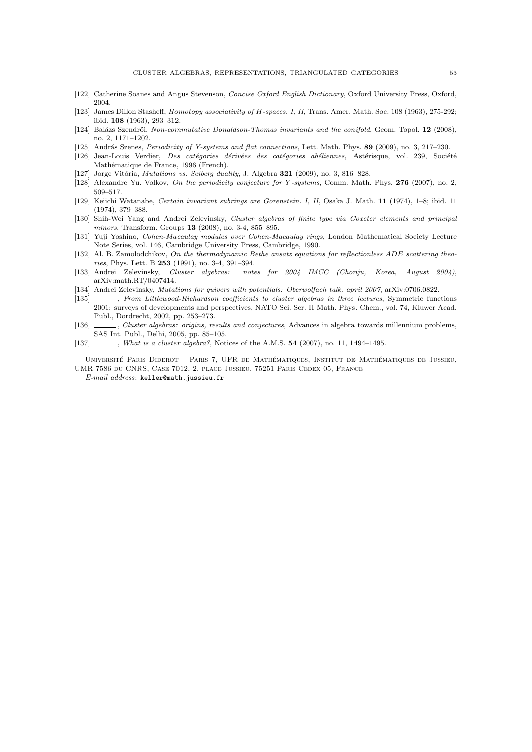[122] Catherine Soanes and Angus Stevenson, *Concise Oxford English Dictionary*, Oxford University Press, Oxford, 2004.

[123] James Dillon Stasheff, *Homotopy associativity of H-spaces. I, II*, Trans. Amer. Math. Soc. 108 (1963), 275-292; ibid. **108** (1963), 293–312.

[124] Balázs Szendrői, *Non-commutative Donaldson-Thomas invariants and the conifold*, Geom. Topol. **12** (2008), no. 2, 1171–1202.

[125] András Szenes, *Periodicity of Y-systems and flat connections*, Lett. Math. Phys. **89** (2009), no. 3, 217–230.

[126] Jean-Louis Verdier, *Des catégories dérivées des catégories abéliennes*, Astérisque, vol. 239, Société Mathématique de France, 1996 (French).

[127] Jorge Vitória, *Mutations vs. Seiberg duality*, J. Algebra **321** (2009), no. 3, 816–828.

[128] Alexandre Yu. Volkov, *On the periodicity conjecture for Y-systems*, Comm. Math. Phys. **276** (2007), no. 2, 509–517.

[129] Keiichi Watanabe, *Certain invariant subrings are Gorenstein. I, II*, Osaka J. Math. **11** (1974), 1–8; ibid. 11 (1974), 379–388.

[130] Shih-Wei Yang and Andrei Zelevinsky, *Cluster algebras of finite type via Coxeter elements and principal minors*, Transform. Groups **13** (2008), no. 3-4, 855–895.

[131] Yuji Yoshino, *Cohen-Macaulay modules over Cohen-Macaulay rings*, London Mathematical Society Lecture Note Series, vol. 146, Cambridge University Press, Cambridge, 1990.

[132] Al. B. Zamolodchikov, *On the thermodynamic Bethe ansatz equations for reflectionless ADE scattering theories*, Phys. Lett. B **253** (1991), no. 3-4, 391–394.

[133] Andrei Zelevinsky, *Cluster algebras: notes for 2004 IMCC (Chonju, Korea, August 2004)*, arXiv:math.RT/0407414.

[134] Andrei Zelevinsky, *Mutations for quivers with potentials: Oberwolfach talk, april 2007*, arXiv:0706.0822.

[135] ______, *From Littlewood-Richardson coefficients to cluster algebras in three lectures*, Symmetric functions 2001: surveys of developments and perspectives, NATO Sci. Ser. II Math. Phys. Chem., vol. 74, Kluwer Acad. Publ., Dordrecht, 2002, pp. 253–273.

[136] ______, *Cluster algebras: origins, results and conjectures*, Advances in algebra towards millennium problems, SAS Int. Publ., Delhi, 2005, pp. 85–105.

[137] ______, *What is a cluster algebra?*, Notices of the A.M.S. **54** (2007), no. 11, 1494–1495.

Université Paris Diderot – Paris 7, UFR de Mathématiques, Institut de Mathématiques de Jussieu, UMR 7586 du CNRS, Case 7012, 2, place Jussieu, 75251 Paris Cedex 05, France

*E-mail address*: keller@math.jussieu.fr